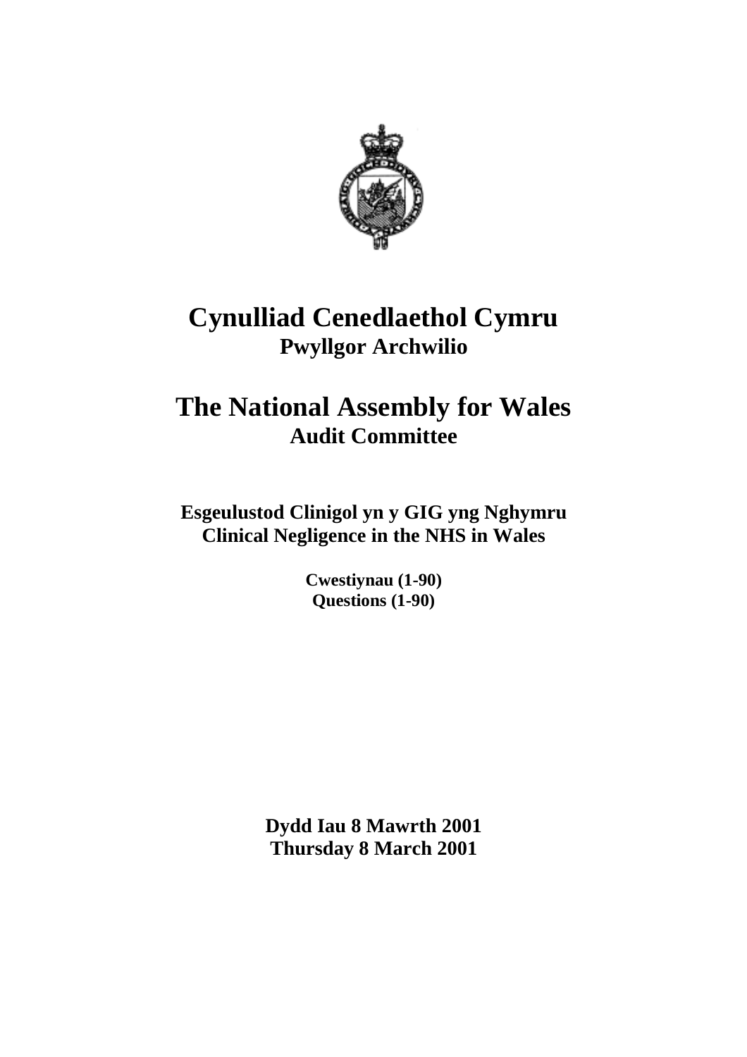# Cynulliad Cenedlaethol Cymru

## Pwyllgor Archwilio

# The National Assembly for Wales

## Audit Committee

**Esgeulustod Clinigol yn y GIG yng Nghymru**
**Clinical Negligence in the NHS in Wales**

**Cwestiynau (1-90)**
**Questions (1-90)**

**Dydd Iau 8 Mawrth 2001**
**Thursday 8 March 2001**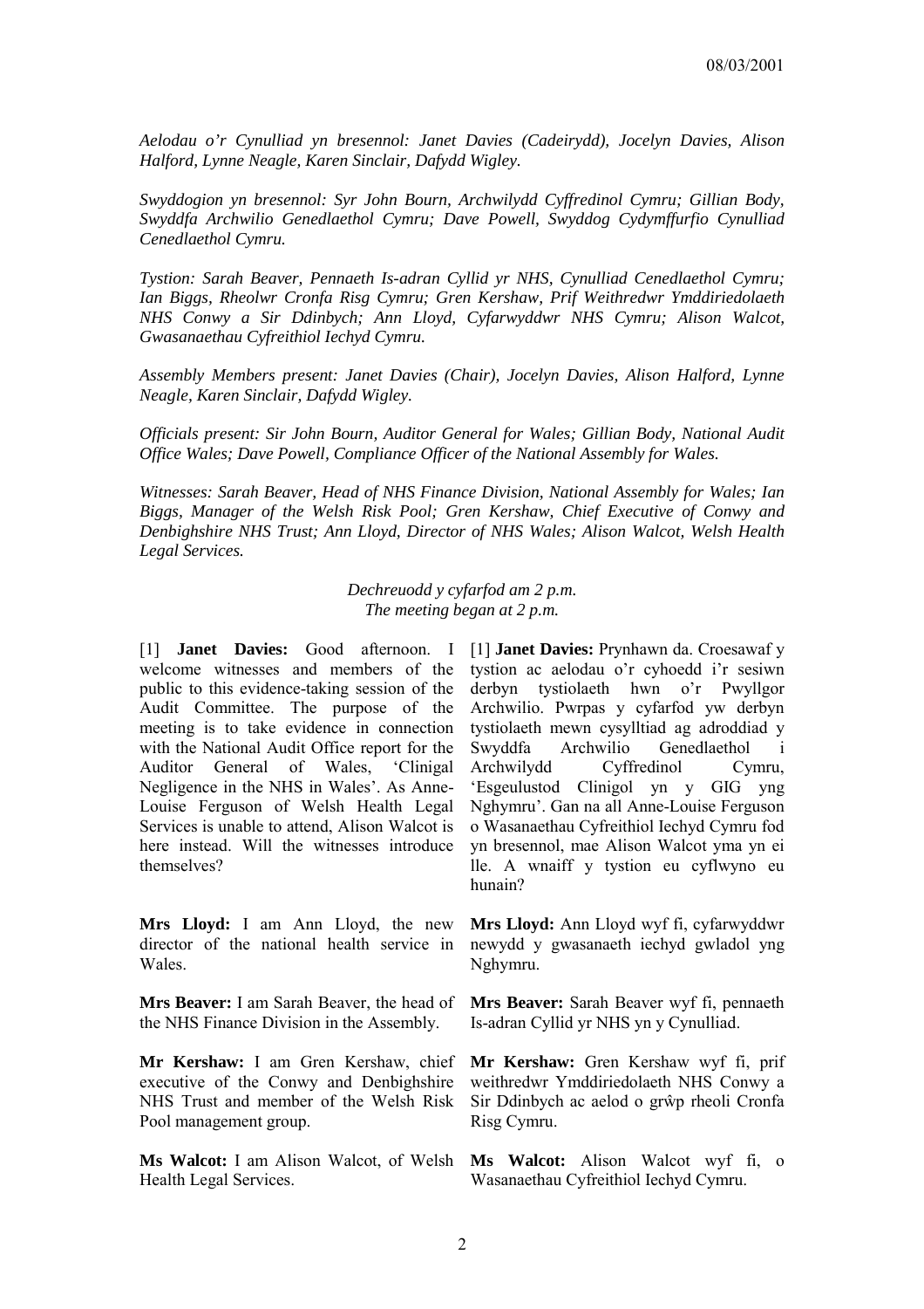08/03/2001

*Aelodau o'r Cynulliad yn bresennol: Janet Davies (Cadeirydd), Jocelyn Davies, Alison Halford, Lynne Neagle, Karen Sinclair, Dafydd Wigley.*

*Swyddogion yn bresennol: Syr John Bourn, Archwilydd Cyffredinol Cymru; Gillian Body, Swyddfa Archwilio Genedlaethol Cymru; Dave Powell, Swyddog Cydymffurfio Cynulliad Cenedlaethol Cymru.*

*Tystion: Sarah Beaver, Pennaeth Is-adran Cyllid yr NHS, Cynulliad Cenedlaethol Cymru; Ian Biggs, Rheolwr Cronfa Risg Cymru; Gren Kershaw, Prif Weithredwr Ymddiriedolaeth NHS Conwy a Sir Ddinbych; Ann Lloyd, Cyfarwyddwr NHS Cymru; Alison Walcot, Gwasanaethau Cyfreithiol Iechyd Cymru.*

*Assembly Members present: Janet Davies (Chair), Jocelyn Davies, Alison Halford, Lynne Neagle, Karen Sinclair, Dafydd Wigley.*

*Officials present: Sir John Bourn, Auditor General for Wales; Gillian Body, National Audit Office Wales; Dave Powell, Compliance Officer of the National Assembly for Wales.*

*Witnesses: Sarah Beaver, Head of NHS Finance Division, National Assembly for Wales; Ian Biggs, Manager of the Welsh Risk Pool; Gren Kershaw, Chief Executive of Conwy and Denbighshire NHS Trust; Ann Lloyd, Director of NHS Wales; Alison Walcot, Welsh Health Legal Services.*

*Dechreuodd y cyfarfod am 2 p.m.*
*The meeting began at 2 p.m.*

[1] **Janet Davies:** Good afternoon. I welcome witnesses and members of the public to this evidence-taking session of the Audit Committee. The purpose of the meeting is to take evidence in connection with the National Audit Office report for the Auditor General of Wales, 'Clinigal Negligence in the NHS in Wales'. As Anne-Louise Ferguson of Welsh Health Legal Services is unable to attend, Alison Walcot is here instead. Will the witnesses introduce themselves?

[1] **Janet Davies:** Prynhawn da. Croesawaf y tystion ac aelodau o'r cyhoedd i'r sesiwn derbyn tystiolaeth hwn o'r Pwyllgor Archwilio. Pwrpas y cyfarfod yw derbyn tystiolaeth mewn cysylltiad ag adroddiad y Swyddfa Archwilio Genedlaethol i Archwilydd Cyffredinol Cymru, 'Esgeulustod Clinigol yn y GIG yng Nghymru'. Gan na all Anne-Louise Ferguson o Wasanaethau Cyfreithiol Iechyd Cymru fod yn bresennol, mae Alison Walcot yma yn ei lle. A wnaiff y tystion eu cyflwyno eu hunain?

**Mrs Lloyd:** I am Ann Lloyd, the new director of the national health service in Wales.

**Mrs Lloyd:** Ann Lloyd wyf fi, cyfarwyddwr newydd y gwasanaeth iechyd gwladol yng Nghymru.

**Mrs Beaver:** I am Sarah Beaver, the head of the NHS Finance Division in the Assembly.

**Mrs Beaver:** Sarah Beaver wyf fi, pennaeth Is-adran Cyllid yr NHS yn y Cynulliad.

**Mr Kershaw:** I am Gren Kershaw, chief executive of the Conwy and Denbighshire NHS Trust and member of the Welsh Risk Pool management group.

**Mr Kershaw:** Gren Kershaw wyf fi, prif weithredwr Ymddiriedolaeth NHS Conwy a Sir Ddinbych ac aelod o grŵp rheoli Cronfa Risg Cymru.

**Ms Walcot:** I am Alison Walcot, of Welsh Health Legal Services.

**Ms Walcot:** Alison Walcot wyf fi, o Wasanaethau Cyfreithiol Iechyd Cymru.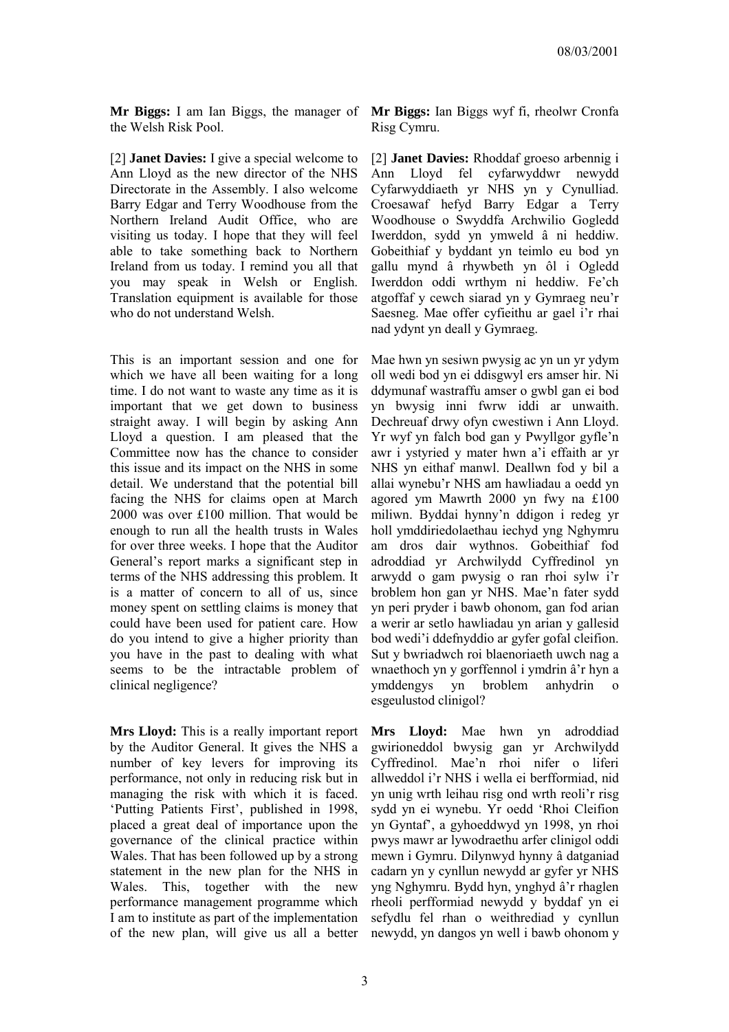**Mr Biggs:** I am Ian Biggs, the manager of the Welsh Risk Pool.

**Mr Biggs:** Ian Biggs wyf fi, rheolwr Cronfa Risg Cymru.

[2] **Janet Davies:** I give a special welcome to Ann Lloyd as the new director of the NHS Directorate in the Assembly. I also welcome Barry Edgar and Terry Woodhouse from the Northern Ireland Audit Office, who are visiting us today. I hope that they will feel able to take something back to Northern Ireland from us today. I remind you all that you may speak in Welsh or English. Translation equipment is available for those who do not understand Welsh.

[2] **Janet Davies:** Rhoddaf groeso arbennig i Ann Lloyd fel cyfarwyddwr newydd Cyfarwyddiaeth yr NHS yn y Cynulliad. Croesawaf hefyd Barry Edgar a Terry Woodhouse o Swyddfa Archwilio Gogledd Iwerddon, sydd yn ymweld â ni heddiw. Gobeithiaf y byddant yn teimlo eu bod yn gallu mynd â rhywbeth yn ôl i Ogledd Iwerddon oddi wrthym ni heddiw. Fe'ch atgoffaf y cewch siarad yn y Gymraeg neu'r Saesneg. Mae offer cyfieithu ar gael i'r rhai nad ydynt yn deall y Gymraeg.

This is an important session and one for which we have all been waiting for a long time. I do not want to waste any time as it is important that we get down to business straight away. I will begin by asking Ann Lloyd a question. I am pleased that the Committee now has the chance to consider this issue and its impact on the NHS in some detail. We understand that the potential bill facing the NHS for claims open at March 2000 was over £100 million. That would be enough to run all the health trusts in Wales for over three weeks. I hope that the Auditor General's report marks a significant step in terms of the NHS addressing this problem. It is a matter of concern to all of us, since money spent on settling claims is money that could have been used for patient care. How do you intend to give a higher priority than you have in the past to dealing with what seems to be the intractable problem of clinical negligence?

Mae hwn yn sesiwn pwysig ac yn un yr ydym oll wedi bod yn ei ddisgwyl ers amser hir. Ni ddymunaf wastraffu amser o gwbl gan ei bod yn bwysig inni fwrw iddi ar unwaith. Dechreuaf drwy ofyn cwestiwn i Ann Lloyd. Yr wyf yn falch bod gan y Pwyllgor gyfle'n awr i ystyried y mater hwn a'i effaith ar yr NHS yn eithaf manwl. Deallwn fod y bil a allai wynebu'r NHS am hawliadau a oedd yn agored ym Mawrth 2000 yn fwy na £100 miliwn. Byddai hynny'n ddigon i redeg yr holl ymddiriedolaethau iechyd yng Nghymru am dros dair wythnos. Gobeithiaf fod adroddiad yr Archwilydd Cyffredinol yn arwydd o gam pwysig o ran rhoi sylw i'r broblem hon gan yr NHS. Mae'n fater sydd yn peri pryder i bawb ohonom, gan fod arian a werir ar setlo hawliadau yn arian y gallesid bod wedi'i ddefnyddio ar gyfer gofal cleifion. Sut y bwriadwch roi blaenoriaeth uwch nag a wnaethoch yn y gorffennol i ymdrin â'r hyn a ymddengys yn broblem anhydrin o esgeulustod clinigol?

**Mrs Lloyd:** This is a really important report by the Auditor General. It gives the NHS a number of key levers for improving its performance, not only in reducing risk but in managing the risk with which it is faced. 'Putting Patients First', published in 1998, placed a great deal of importance upon the governance of the clinical practice within Wales. That has been followed up by a strong statement in the new plan for the NHS in Wales. This, together with the new performance management programme which I am to institute as part of the implementation of the new plan, will give us all a better

**Mrs Lloyd:** Mae hwn yn adroddiad gwirioneddol bwysig gan yr Archwilydd Cyffredinol. Mae'n rhoi nifer o liferi allweddol i'r NHS i wella ei berfformiad, nid yn unig wrth leihau risg ond wrth reoli'r risg sydd yn ei wynebu. Yr oedd 'Rhoi Cleifion yn Gyntaf', a gyhoeddwyd yn 1998, yn rhoi pwys mawr ar lywodraethu arfer clinigol oddi mewn i Gymru. Dilynwyd hynny â datganiad cadarn yn y cynllun newydd ar gyfer yr NHS yng Nghymru. Bydd hyn, ynghyd â'r rhaglen rheoli perfformiad newydd y byddaf yn ei sefydlu fel rhan o weithrediad y cynllun newydd, yn dangos yn well i bawb ohonom y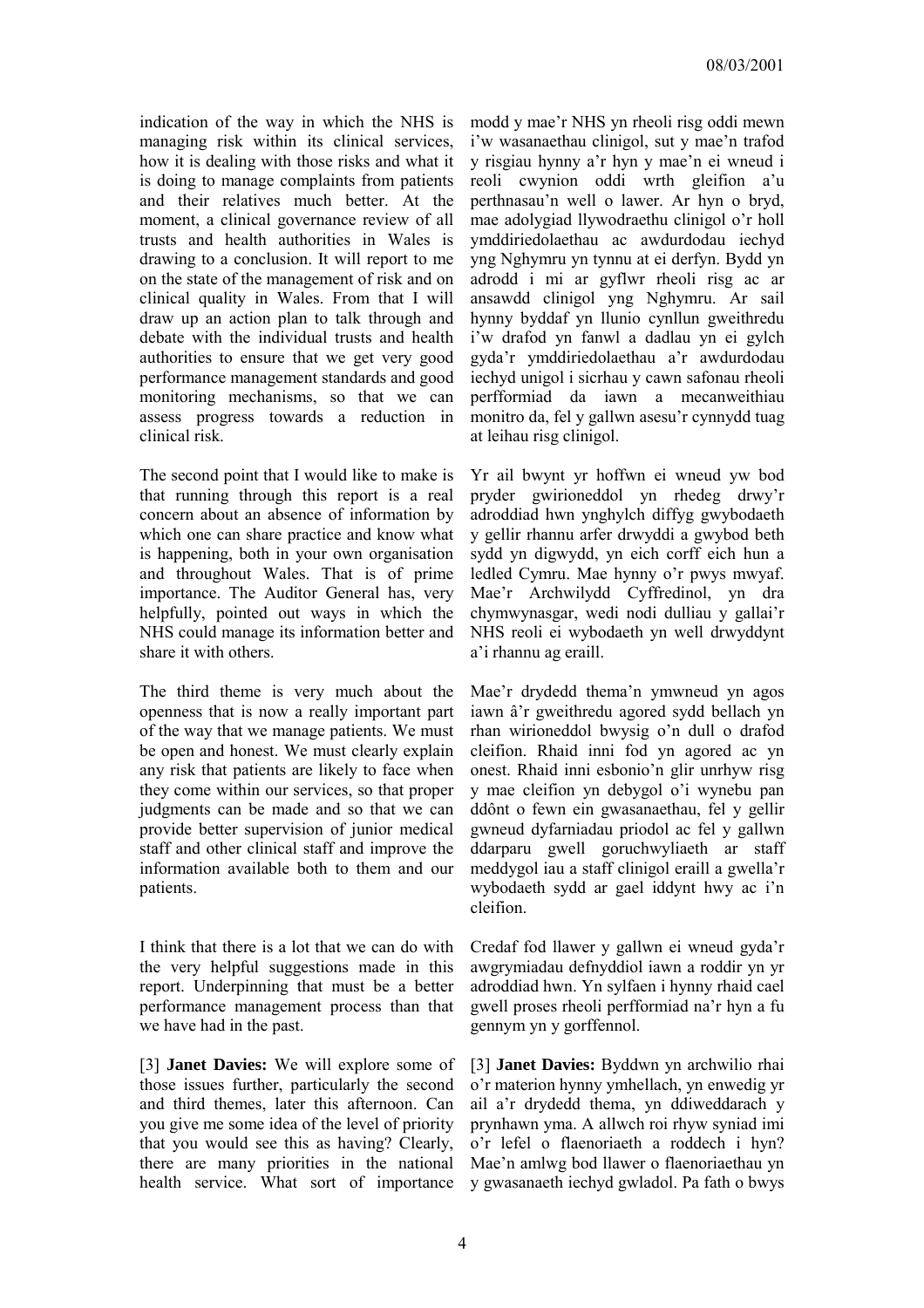indication of the way in which the NHS is managing risk within its clinical services, how it is dealing with those risks and what it is doing to manage complaints from patients and their relatives much better. At the moment, a clinical governance review of all trusts and health authorities in Wales is drawing to a conclusion. It will report to me on the state of the management of risk and on clinical quality in Wales. From that I will draw up an action plan to talk through and debate with the individual trusts and health authorities to ensure that we get very good performance management standards and good monitoring mechanisms, so that we can assess progress towards a reduction in clinical risk.

modd y mae'r NHS yn rheoli risg oddi mewn i'w wasanaethau clinigol, sut y mae'n trafod y risgiau hynny a'r hyn y mae'n ei wneud i reoli cwynion oddi wrth gleifion a'u perthnasau'n well o lawer. Ar hyn o bryd, mae adolygiad llywodraethu clinigol o'r holl ymddiriedolaethau ac awdurdodau iechyd yng Nghymru yn tynnu at ei derfyn. Bydd yn adrodd i mi ar gyflwr rheoli risg ac ar ansawdd clinigol yng Nghymru. Ar sail hynny byddaf yn llunio cynllun gweithredu i'w drafod yn fanwl a dadlau yn ei gylch gyda'r ymddiriedolaethau a'r awdurdodau iechyd unigol i sicrhau y cawn safonau rheoli perfformiad da iawn a mecanweithiau monitro da, fel y gallwn asesu'r cynnydd tuag at leihau risg clinigol.

The second point that I would like to make is that running through this report is a real concern about an absence of information by which one can share practice and know what is happening, both in your own organisation and throughout Wales. That is of prime importance. The Auditor General has, very helpfully, pointed out ways in which the NHS could manage its information better and share it with others.

Yr ail bwynt yr hoffwn ei wneud yw bod pryder gwirioneddol yn rhedeg drwy'r adroddiad hwn ynghylch diffyg gwybodaeth y gellir rhannu arfer drwyddi a gwybod beth sydd yn digwydd, yn eich corff eich hun a ledled Cymru. Mae hynny o'r pwys mwyaf. Mae'r Archwilydd Cyffredinol, yn dra chymwynasgar, wedi nodi dulliau y gallai'r NHS reoli ei wybodaeth yn well drwyddynt a'i rhannu ag eraill.

The third theme is very much about the openness that is now a really important part of the way that we manage patients. We must be open and honest. We must clearly explain any risk that patients are likely to face when they come within our services, so that proper judgments can be made and so that we can provide better supervision of junior medical staff and other clinical staff and improve the information available both to them and our patients.

Mae'r drydedd thema'n ymwneud yn agos iawn â'r gweithredu agored sydd bellach yn rhan wirioneddol bwysig o'n dull o drafod cleifion. Rhaid inni fod yn agored ac yn onest. Rhaid inni esbonio'n glir unrhyw risg y mae cleifion yn debygol o'i wynebu pan ddônt o fewn ein gwasanaethau, fel y gellir gwneud dyfarniadau priodol ac fel y gallwn ddarparu gwell goruchwyliaeth ar staff meddygol iau a staff clinigol eraill a gwella'r wybodaeth sydd ar gael iddynt hwy ac i'n cleifion.

I think that there is a lot that we can do with the very helpful suggestions made in this report. Underpinning that must be a better performance management process than that we have had in the past.

Credaf fod llawer y gallwn ei wneud gyda'r awgrymiadau defnyddiol iawn a roddir yn yr adroddiad hwn. Yn sylfaen i hynny rhaid cael gwell proses rheoli perfformiad na'r hyn a fu gennym yn y gorffennol.

[3] **Janet Davies:** We will explore some of those issues further, particularly the second and third themes, later this afternoon. Can you give me some idea of the level of priority that you would see this as having? Clearly, there are many priorities in the national health service. What sort of importance

[3] **Janet Davies:** Byddwn yn archwilio rhai o'r materion hynny ymhellach, yn enwedig yr ail a'r drydedd thema, yn ddiweddarach y prynhawn yma. A allwch roi rhyw syniad imi o'r lefel o flaenoriaeth a roddech i hyn? Mae'n amlwg bod llawer o flaenoriaethau yn y gwasanaeth iechyd gwladol. Pa fath o bwys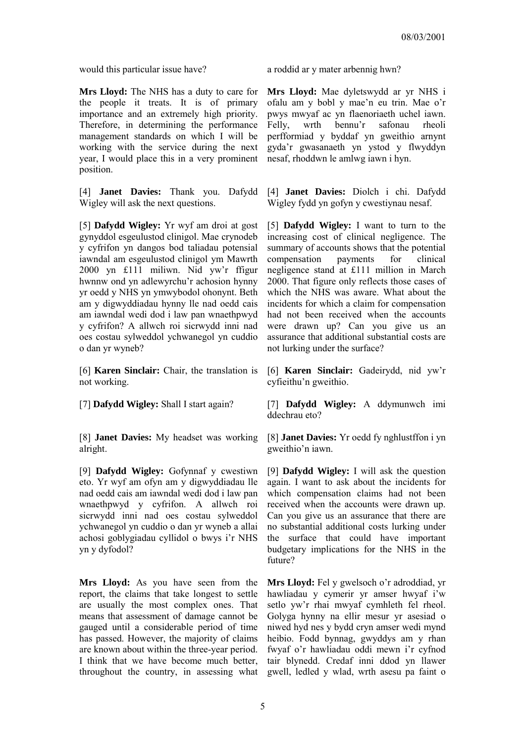would this particular issue have?

a roddid ar y mater arbennig hwn?

**Mrs Lloyd:** The NHS has a duty to care for the people it treats. It is of primary importance and an extremely high priority. Therefore, in determining the performance management standards on which I will be working with the service during the next year, I would place this in a very prominent position.

**Mrs Lloyd:** Mae dyletswydd ar yr NHS i ofalu am y bobl y mae'n eu trin. Mae o'r pwys mwyaf ac yn flaenoriaeth uchel iawn. Felly, wrth bennu'r safonau rheoli perfformiad y byddaf yn gweithio arnynt gyda'r gwasanaeth yn ystod y flwyddyn nesaf, rhoddwn le amlwg iawn i hyn.

[4] **Janet Davies:** Thank you. Dafydd Wigley will ask the next questions.

[4] **Janet Davies:** Diolch i chi. Dafydd Wigley fydd yn gofyn y cwestiynau nesaf.

[5] **Dafydd Wigley:** Yr wyf am droi at gost gynyddol esgeulustod clinigol. Mae crynodeb y cyfrifon yn dangos bod taliadau potensial iawndal am esgeulustod clinigol ym Mawrth 2000 yn £111 miliwn. Nid yw'r ffigur hwnnw ond yn adlewyrchu'r achosion hynny yr oedd y NHS yn ymwybodol ohonynt. Beth am y digwyddiadau hynny lle nad oedd cais am iawndal wedi dod i law pan wnaethpwyd y cyfrifon? A allwch roi sicrwydd inni nad oes costau sylweddol ychwanegol yn cuddio o dan yr wyneb?

[5] **Dafydd Wigley:** I want to turn to the increasing cost of clinical negligence. The summary of accounts shows that the potential compensation payments for clinical negligence stand at £111 million in March 2000. That figure only reflects those cases of which the NHS was aware. What about the incidents for which a claim for compensation had not been received when the accounts were drawn up? Can you give us an assurance that additional substantial costs are not lurking under the surface?

[6] **Karen Sinclair:** Chair, the translation is not working.

[6] **Karen Sinclair:** Gadeirydd, nid yw'r cyfieithu'n gweithio.

[7] **Dafydd Wigley:** Shall I start again?

[7] **Dafydd Wigley:** A ddymunwch imi ddechrau eto?

[8] **Janet Davies:** My headset was working alright.

[8] **Janet Davies:** Yr oedd fy nghlustffon i yn gweithio'n iawn.

[9] **Dafydd Wigley:** Gofynnaf y cwestiwn eto. Yr wyf am ofyn am y digwyddiadau lle nad oedd cais am iawndal wedi dod i law pan wnaethpwyd y cyfrifon. A allwch roi sicrwydd inni nad oes costau sylweddol ychwanegol yn cuddio o dan yr wyneb a allai achosi goblygiadau cyllidol o bwys i'r NHS yn y dyfodol?

[9] **Dafydd Wigley:** I will ask the question again. I want to ask about the incidents for which compensation claims had not been received when the accounts were drawn up. Can you give us an assurance that there are no substantial additional costs lurking under the surface that could have important budgetary implications for the NHS in the future?

**Mrs Lloyd:** As you have seen from the report, the claims that take longest to settle are usually the most complex ones. That means that assessment of damage cannot be gauged until a considerable period of time has passed. However, the majority of claims are known about within the three-year period. I think that we have become much better, throughout the country, in assessing what

**Mrs Lloyd:** Fel y gwelsoch o'r adroddiad, yr hawliadau y cymerir yr amser hwyaf i'w setlo yw'r rhai mwyaf cymhleth fel rheol. Golyga hynny na ellir mesur yr asesiad o niwed hyd nes y bydd cryn amser wedi mynd heibio. Fodd bynnag, gwyddys am y rhan fwyaf o'r hawliadau oddi mewn i'r cyfnod tair blynedd. Credaf inni ddod yn llawer gwell, ledled y wlad, wrth asesu pa faint o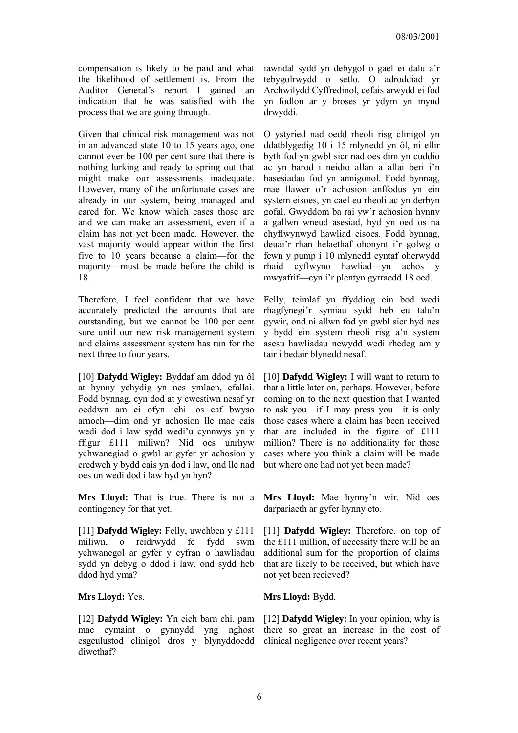compensation is likely to be paid and what the likelihood of settlement is. From the Auditor General's report I gained an indication that he was satisfied with the process that we are going through.

iawndal sydd yn debygol o gael ei dalu a'r tebygolrwydd o setlo. O adroddiad yr Archwilydd Cyffredinol, cefais arwydd ei fod yn fodlon ar y broses yr ydym yn mynd drwyddi.

Given that clinical risk management was not in an advanced state 10 to 15 years ago, one cannot ever be 100 per cent sure that there is nothing lurking and ready to spring out that might make our assessments inadequate. However, many of the unfortunate cases are already in our system, being managed and cared for. We know which cases those are and we can make an assessment, even if a claim has not yet been made. However, the vast majority would appear within the first five to 10 years because a claim—for the majority—must be made before the child is 18.

O ystyried nad oedd rheoli risg clinigol yn ddatblygedig 10 i 15 mlynedd yn ôl, ni ellir byth fod yn gwbl sicr nad oes dim yn cuddio ac yn barod i neidio allan a allai beri i'n hasesiadau fod yn annigonol. Fodd bynnag, mae llawer o'r achosion anffodus yn ein system eisoes, yn cael eu rheoli ac yn derbyn gofal. Gwyddom ba rai yw'r achosion hynny a gallwn wneud asesiad, hyd yn oed os na chyflwynwyd hawliad eisoes. Fodd bynnag, deuai'r rhan helaethaf ohonynt i'r golwg o fewn y pump i 10 mlynedd cyntaf oherwydd rhaid cyflwyno hawliad—yn achos y mwyafrif—cyn i'r plentyn gyrraedd 18 oed.

Therefore, I feel confident that we have accurately predicted the amounts that are outstanding, but we cannot be 100 per cent sure until our new risk management system and claims assessment system has run for the next three to four years.

Felly, teimlaf yn ffyddiog ein bod wedi rhagfynegi'r symiau sydd heb eu talu'n gywir, ond ni allwn fod yn gwbl sicr hyd nes y bydd ein system rheoli risg a'n system asesu hawliadau newydd wedi rhedeg am y tair i bedair blynedd nesaf.

[10] **Dafydd Wigley:** Byddaf am ddod yn ôl at hynny ychydig yn nes ymlaen, efallai. Fodd bynnag, cyn dod at y cwestiwn nesaf yr oeddwn am ei ofyn ichi—os caf bwyso arnoch—dim ond yr achosion lle mae cais wedi dod i law sydd wedi'u cynnwys yn y ffigur £111 miliwn? Nid oes unrhyw ychwanegiad o gwbl ar gyfer yr achosion y credwch y bydd cais yn dod i law, ond lle nad oes un wedi dod i law hyd yn hyn?

[10] **Dafydd Wigley:** I will want to return to that a little later on, perhaps. However, before coming on to the next question that I wanted to ask you—if I may press you—it is only those cases where a claim has been received that are included in the figure of £111 million? There is no additionality for those cases where you think a claim will be made but where one had not yet been made?

**Mrs Lloyd:** That is true. There is not a contingency for that yet.

**Mrs Lloyd:** Mae hynny'n wir. Nid oes darpariaeth ar gyfer hynny eto.

[11] **Dafydd Wigley:** Felly, uwchben y £111 miliwn, o reidrwydd fe fydd swm ychwanegol ar gyfer y cyfran o hawliadau sydd yn debyg o ddod i law, ond sydd heb ddod hyd yma?

[11] **Dafydd Wigley:** Therefore, on top of the £111 million, of necessity there will be an additional sum for the proportion of claims that are likely to be received, but which have not yet been recieved?

**Mrs Lloyd:** Yes.

**Mrs Lloyd:** Bydd.

[12] **Dafydd Wigley:** Yn eich barn chi, pam mae cymaint o gynnydd yng nghost esgeulustod clinigol dros y blynyddoedd diwethaf?

[12] **Dafydd Wigley:** In your opinion, why is there so great an increase in the cost of clinical negligence over recent years?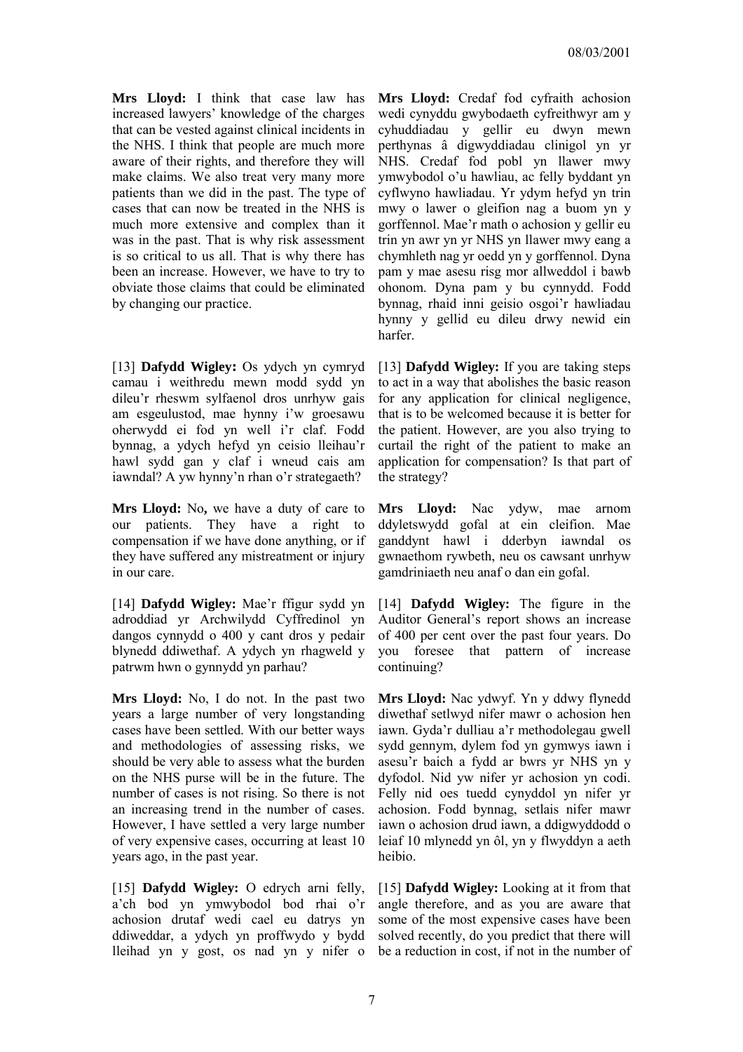**Mrs Lloyd:** I think that case law has increased lawyers' knowledge of the charges that can be vested against clinical incidents in the NHS. I think that people are much more aware of their rights, and therefore they will make claims. We also treat very many more patients than we did in the past. The type of cases that can now be treated in the NHS is much more extensive and complex than it was in the past. That is why risk assessment is so critical to us all. That is why there has been an increase. However, we have to try to obviate those claims that could be eliminated by changing our practice.

**Mrs Lloyd:** Credaf fod cyfraith achosion wedi cynyddu gwybodaeth cyfreithwyr am y cyhuddiadau y gellir eu dwyn mewn perthynas â digwyddiadau clinigol yn yr NHS. Credaf fod pobl yn llawer mwy ymwybodol o'u hawliau, ac felly byddant yn cyflwyno hawliadau. Yr ydym hefyd yn trin mwy o lawer o gleifion nag a buom yn y gorffennol. Mae'r math o achosion y gellir eu trin yn awr yn yr NHS yn llawer mwy eang a chymhleth nag yr oedd yn y gorffennol. Dyna pam y mae asesu risg mor allweddol i bawb ohonom. Dyna pam y bu cynnydd. Fodd bynnag, rhaid inni geisio osgoi'r hawliadau hynny y gellid eu dileu drwy newid ein harfer.

[13] **Dafydd Wigley:** Os ydych yn cymryd camau i weithredu mewn modd sydd yn dileu'r rheswm sylfaenol dros unrhyw gais am esgeulustod, mae hynny i'w groesawu oherwydd ei fod yn well i'r claf. Fodd bynnag, a ydych hefyd yn ceisio lleihau'r hawl sydd gan y claf i wneud cais am iawndal? A yw hynny'n rhan o'r strategaeth?

[13] **Dafydd Wigley:** If you are taking steps to act in a way that abolishes the basic reason for any application for clinical negligence, that is to be welcomed because it is better for the patient. However, are you also trying to curtail the right of the patient to make an application for compensation? Is that part of the strategy?

**Mrs Lloyd:** No**,** we have a duty of care to our patients. They have a right to compensation if we have done anything, or if they have suffered any mistreatment or injury in our care.

**Mrs Lloyd:** Nac ydyw, mae arnom ddyletswydd gofal at ein cleifion. Mae ganddynt hawl i dderbyn iawndal os gwnaethom rywbeth, neu os cawsant unrhyw gamdriniaeth neu anaf o dan ein gofal.

[14] **Dafydd Wigley:** Mae'r ffigur sydd yn adroddiad yr Archwilydd Cyffredinol yn dangos cynnydd o 400 y cant dros y pedair blynedd ddiwethaf. A ydych yn rhagweld y patrwm hwn o gynnydd yn parhau?

[14] **Dafydd Wigley:** The figure in the Auditor General's report shows an increase of 400 per cent over the past four years. Do you foresee that pattern of increase continuing?

**Mrs Lloyd:** No, I do not. In the past two years a large number of very longstanding cases have been settled. With our better ways and methodologies of assessing risks, we should be very able to assess what the burden on the NHS purse will be in the future. The number of cases is not rising. So there is not an increasing trend in the number of cases. However, I have settled a very large number of very expensive cases, occurring at least 10 years ago, in the past year.

**Mrs Lloyd:** Nac ydwyf. Yn y ddwy flynedd diwethaf setlwyd nifer mawr o achosion hen iawn. Gyda'r dulliau a'r methodolegau gwell sydd gennym, dylem fod yn gymwys iawn i asesu'r baich a fydd ar bwrs yr NHS yn y dyfodol. Nid yw nifer yr achosion yn codi. Felly nid oes tuedd cynyddol yn nifer yr achosion. Fodd bynnag, setlais nifer mawr iawn o achosion drud iawn, a ddigwyddodd o leiaf 10 mlynedd yn ôl, yn y flwyddyn a aeth heibio.

[15] **Dafydd Wigley:** O edrych arni felly, a'ch bod yn ymwybodol bod rhai o'r achosion drutaf wedi cael eu datrys yn ddiweddar, a ydych yn proffwydo y bydd lleihad yn y gost, os nad yn y nifer o

[15] **Dafydd Wigley:** Looking at it from that angle therefore, and as you are aware that some of the most expensive cases have been solved recently, do you predict that there will be a reduction in cost, if not in the number of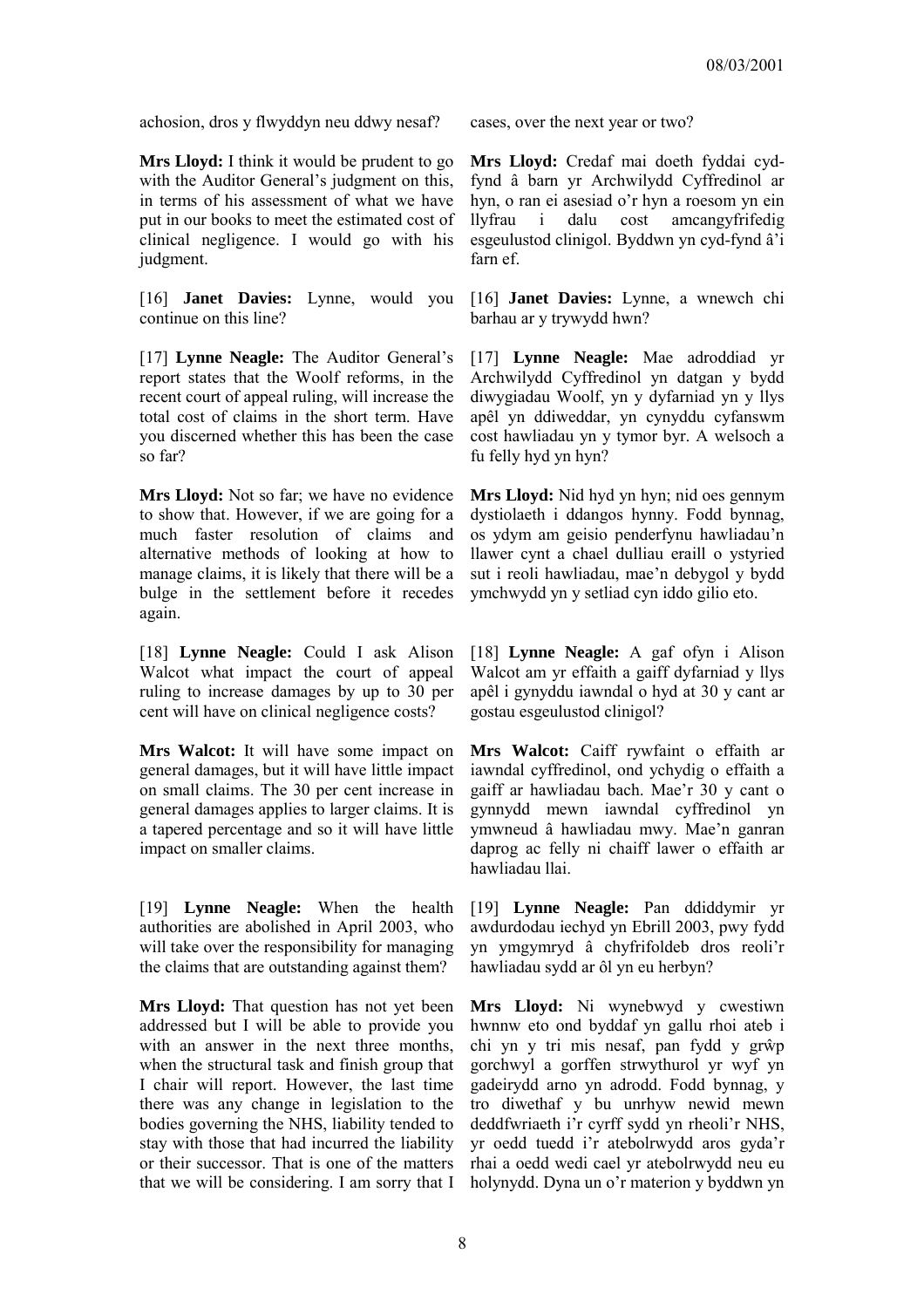achosion, dros y flwyddyn neu ddwy nesaf?

cases, over the next year or two?

**Mrs Lloyd:** I think it would be prudent to go with the Auditor General's judgment on this, in terms of his assessment of what we have put in our books to meet the estimated cost of clinical negligence. I would go with his judgment.

**Mrs Lloyd:** Credaf mai doeth fyddai cyd-fynd â barn yr Archwilydd Cyffredinol ar hyn, o ran ei asesiad o'r hyn a roesom yn ein llyfrau i dalu cost amcangyfrifedig esgeulustod clinigol. Byddwn yn cyd-fynd â'i farn ef.

[16] **Janet Davies:** Lynne, would you continue on this line?

[16] **Janet Davies:** Lynne, a wnewch chi barhau ar y trywydd hwn?

[17] **Lynne Neagle:** The Auditor General's report states that the Woolf reforms, in the recent court of appeal ruling, will increase the total cost of claims in the short term. Have you discerned whether this has been the case so far?

[17] **Lynne Neagle:** Mae adroddiad yr Archwilydd Cyffredinol yn datgan y bydd diwygiadau Woolf, yn y dyfarniad yn y llys apêl yn ddiweddar, yn cynyddu cyfanswm cost hawliadau yn y tymor byr. A welsoch a fu felly hyd yn hyn?

**Mrs Lloyd:** Not so far; we have no evidence to show that. However, if we are going for a much faster resolution of claims and alternative methods of looking at how to manage claims, it is likely that there will be a bulge in the settlement before it recedes again.

**Mrs Lloyd:** Nid hyd yn hyn; nid oes gennym dystiolaeth i ddangos hynny. Fodd bynnag, os ydym am geisio penderfynu hawliadau'n llawer cynt a chael dulliau eraill o ystyried sut i reoli hawliadau, mae'n debygol y bydd ymchwydd yn y setliad cyn iddo gilio eto.

[18] **Lynne Neagle:** Could I ask Alison Walcot what impact the court of appeal ruling to increase damages by up to 30 per cent will have on clinical negligence costs?

[18] **Lynne Neagle:** A gaf ofyn i Alison Walcot am yr effaith a gaiff dyfarniad y llys apêl i gynyddu iawndal o hyd at 30 y cant ar gostau esgeulustod clinigol?

**Mrs Walcot:** It will have some impact on general damages, but it will have little impact on small claims. The 30 per cent increase in general damages applies to larger claims. It is a tapered percentage and so it will have little impact on smaller claims.

**Mrs Walcot:** Caiff rywfaint o effaith ar iawndal cyffredinol, ond ychydig o effaith a gaiff ar hawliadau bach. Mae'r 30 y cant o gynnydd mewn iawndal cyffredinol yn ymwneud â hawliadau mwy. Mae'n ganran daprog ac felly ni chaiff lawer o effaith ar hawliadau llai.

[19] **Lynne Neagle:** When the health authorities are abolished in April 2003, who will take over the responsibility for managing the claims that are outstanding against them?

[19] **Lynne Neagle:** Pan ddiddymir yr awdurdodau iechyd yn Ebrill 2003, pwy fydd yn ymgymryd â chyfrifoldeb dros reoli'r hawliadau sydd ar ôl yn eu herbyn?

**Mrs Lloyd:** That question has not yet been addressed but I will be able to provide you with an answer in the next three months, when the structural task and finish group that I chair will report. However, the last time there was any change in legislation to the bodies governing the NHS, liability tended to stay with those that had incurred the liability or their successor. That is one of the matters that we will be considering. I am sorry that I

**Mrs Lloyd:** Ni wynebwyd y cwestiwn hwnnw eto ond byddaf yn gallu rhoi ateb i chi yn y tri mis nesaf, pan fydd y grŵp gorchwyl a gorffen strwythurol yr wyf yn gadeirydd arno yn adrodd. Fodd bynnag, y tro diwethaf y bu unrhyw newid mewn deddfwriaeth i'r cyrff sydd yn rheoli'r NHS, yr oedd tuedd i'r atebolrwydd aros gyda'r rhai a oedd wedi cael yr atebolrwydd neu eu holynydd. Dyna un o'r materion y byddwn yn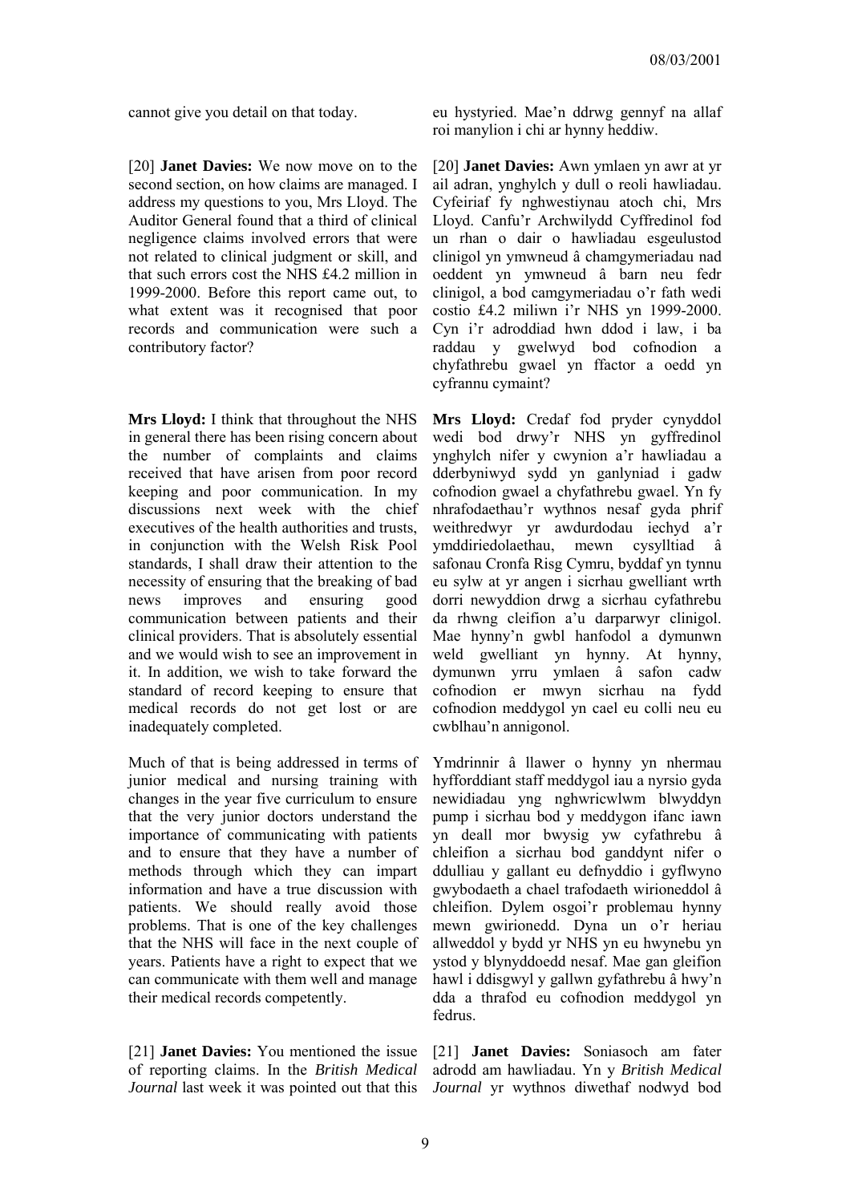cannot give you detail on that today.

[20] **Janet Davies:** We now move on to the second section, on how claims are managed. I address my questions to you, Mrs Lloyd. The Auditor General found that a third of clinical negligence claims involved errors that were not related to clinical judgment or skill, and that such errors cost the NHS £4.2 million in 1999-2000. Before this report came out, to what extent was it recognised that poor records and communication were such a contributory factor?

**Mrs Lloyd:** I think that throughout the NHS in general there has been rising concern about the number of complaints and claims received that have arisen from poor record keeping and poor communication. In my discussions next week with the chief executives of the health authorities and trusts, in conjunction with the Welsh Risk Pool standards, I shall draw their attention to the necessity of ensuring that the breaking of bad news improves and ensuring good communication between patients and their clinical providers. That is absolutely essential and we would wish to see an improvement in it. In addition, we wish to take forward the standard of record keeping to ensure that medical records do not get lost or are inadequately completed.

Much of that is being addressed in terms of junior medical and nursing training with changes in the year five curriculum to ensure that the very junior doctors understand the importance of communicating with patients and to ensure that they have a number of methods through which they can impart information and have a true discussion with patients. We should really avoid those problems. That is one of the key challenges that the NHS will face in the next couple of years. Patients have a right to expect that we can communicate with them well and manage their medical records competently.

[21] **Janet Davies:** You mentioned the issue of reporting claims. In the *British Medical Journal* last week it was pointed out that this

eu hystyried. Mae'n ddrwg gennyf na allaf roi manylion i chi ar hynny heddiw.

[20] **Janet Davies:** Awn ymlaen yn awr at yr ail adran, ynghylch y dull o reoli hawliadau. Cyfeiriaf fy nghwestiynau atoch chi, Mrs Lloyd. Canfu'r Archwilydd Cyffredinol fod un rhan o dair o hawliadau esgeulustod clinigol yn ymwneud â chamgymeriadau nad oeddent yn ymwneud â barn neu fedr clinigol, a bod camgymeriadau o'r fath wedi costio £4.2 miliwn i'r NHS yn 1999-2000. Cyn i'r adroddiad hwn ddod i law, i ba raddau y gwelwyd bod cofnodion a chyfathrebu gwael yn ffactor a oedd yn cyfrannu cymaint?

**Mrs Lloyd:** Credaf fod pryder cynyddol wedi bod drwy'r NHS yn gyffredinol ynghylch nifer y cwynion a'r hawliadau a dderbyniwyd sydd yn ganlyniad i gadw cofnodion gwael a chyfathrebu gwael. Yn fy nhrafodaethau'r wythnos nesaf gyda phrif weithredwyr yr awdurdodau iechyd a'r ymddiriedolaethau, mewn cysylltiad â safonau Cronfa Risg Cymru, byddaf yn tynnu eu sylw at yr angen i sicrhau gwelliant wrth dorri newyddion drwg a sicrhau cyfathrebu da rhwng cleifion a'u darparwyr clinigol. Mae hynny'n gwbl hanfodol a dymunwn weld gwelliant yn hynny. At hynny, dymunwn yrru ymlaen â safon cadw cofnodion er mwyn sicrhau na fydd cofnodion meddygol yn cael eu colli neu eu cwblhau'n annigonol.

Ymdrinnir â llawer o hynny yn nhermau hyfforddiant staff meddygol iau a nyrsio gyda newidiadau yng nghwricwlwm blwyddyn pump i sicrhau bod y meddygon ifanc iawn yn deall mor bwysig yw cyfathrebu â chleifion a sicrhau bod ganddynt nifer o ddulliau y gallant eu defnyddio i gyflwyno gwybodaeth a chael trafodaeth wirioneddol â chleifion. Dylem osgoi'r problemau hynny mewn gwirionedd. Dyna un o'r heriau allweddol y bydd yr NHS yn eu hwynebu yn ystod y blynyddoedd nesaf. Mae gan gleifion hawl i ddisgwyl y gallwn gyfathrebu â hwy'n dda a thrafod eu cofnodion meddygol yn fedrus.

[21] **Janet Davies:** Soniasoch am fater adrodd am hawliadau. Yn y *British Medical Journal* yr wythnos diwethaf nodwyd bod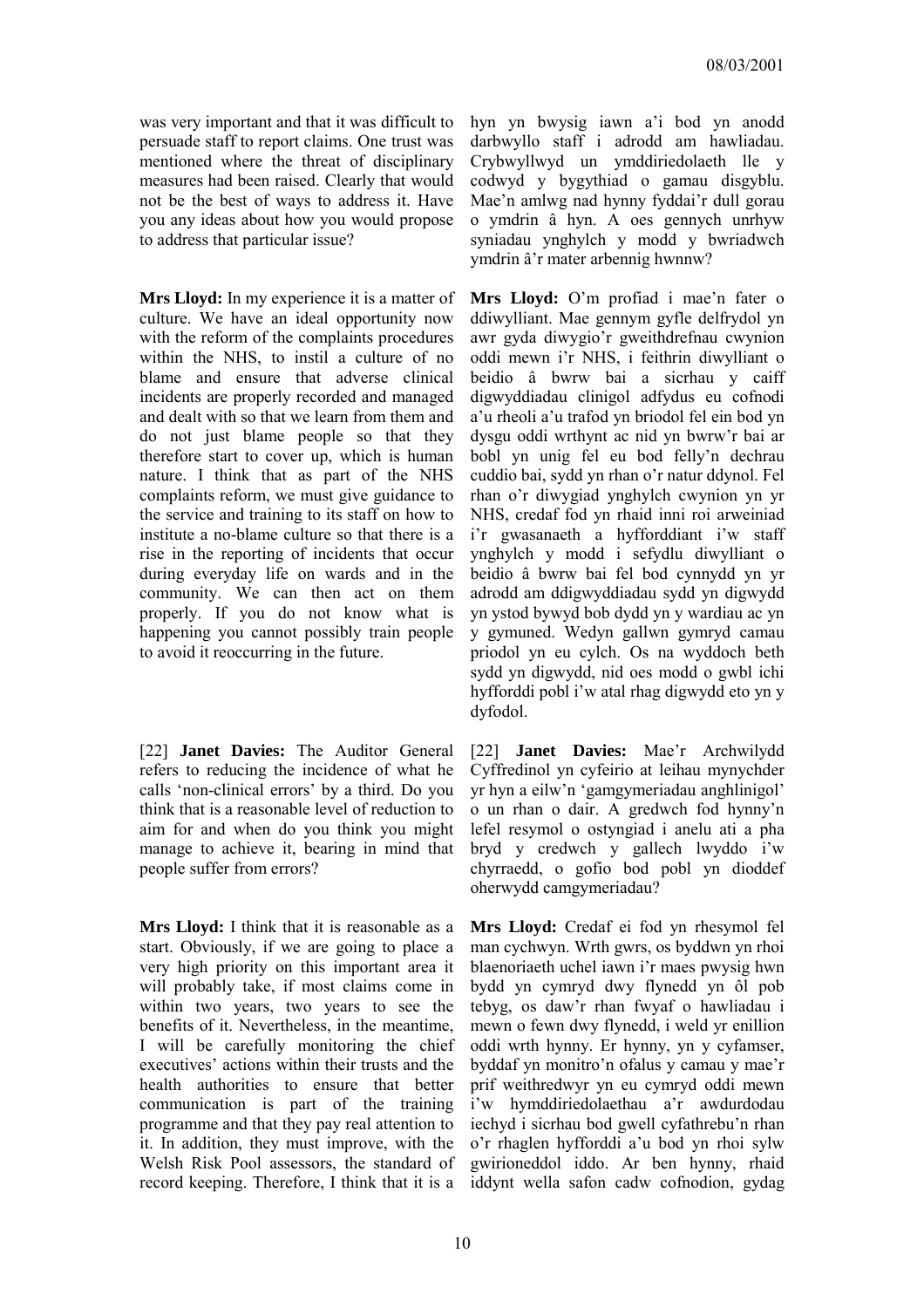was very important and that it was difficult to persuade staff to report claims. One trust was mentioned where the threat of disciplinary measures had been raised. Clearly that would not be the best of ways to address it. Have you any ideas about how you would propose to address that particular issue?

hyn yn bwysig iawn a'i bod yn anodd darbwyllo staff i adrodd am hawliadau. Crybwyllwyd un ymddiriedolaeth lle y codwyd y bygythiad o gamau disgyblu. Mae'n amlwg nad hynny fyddai'r dull gorau o ymdrin â hyn. A oes gennych unrhyw syniadau ynghylch y modd y bwriadwch ymdrin â'r mater arbennig hwnnw?

**Mrs Lloyd:** In my experience it is a matter of culture. We have an ideal opportunity now with the reform of the complaints procedures within the NHS, to instil a culture of no blame and ensure that adverse clinical incidents are properly recorded and managed and dealt with so that we learn from them and do not just blame people so that they therefore start to cover up, which is human nature. I think that as part of the NHS complaints reform, we must give guidance to the service and training to its staff on how to institute a no-blame culture so that there is a rise in the reporting of incidents that occur during everyday life on wards and in the community. We can then act on them properly. If you do not know what is happening you cannot possibly train people to avoid it reoccurring in the future.

**Mrs Lloyd:** O'm profiad i mae'n fater o ddiwylliant. Mae gennym gyfle delfrydol yn awr gyda diwygio'r gweithdrefnau cwynion oddi mewn i'r NHS, i feithrin diwylliant o beidio â bwrw bai a sicrhau y caiff digwyddiadau clinigol adfydus eu cofnodi a'u rheoli a'u trafod yn briodol fel ein bod yn dysgu oddi wrthynt ac nid yn bwrw'r bai ar bobl yn unig fel eu bod felly'n dechrau cuddio bai, sydd yn rhan o'r natur ddynol. Fel rhan o'r diwygiad ynghylch cwynion yn yr NHS, credaf fod yn rhaid inni roi arweiniad i'r gwasanaeth a hyfforddiant i'w staff ynghylch y modd i sefydlu diwylliant o beidio â bwrw bai fel bod cynnydd yn yr adrodd am ddigwyddiadau sydd yn digwydd yn ystod bywyd bob dydd yn y wardiau ac yn y gymuned. Wedyn gallwn gymryd camau priodol yn eu cylch. Os na wyddoch beth sydd yn digwydd, nid oes modd o gwbl ichi hyfforddi pobl i'w atal rhag digwydd eto yn y dyfodol.

[22] **Janet Davies:** The Auditor General refers to reducing the incidence of what he calls 'non-clinical errors' by a third. Do you think that is a reasonable level of reduction to aim for and when do you think you might manage to achieve it, bearing in mind that people suffer from errors?

[22] **Janet Davies:** Mae'r Archwilydd Cyffredinol yn cyfeirio at leihau mynychder yr hyn a eilw'n 'gamgymeriadau anghlinigol' o un rhan o dair. A gredwch fod hynny'n lefel resymol o ostyngiad i anelu ati a pha bryd y credwch y gallech lwyddo i'w chyrraedd, o gofio bod pobl yn dioddef oherwydd camgymeriadau?

**Mrs Lloyd:** I think that it is reasonable as a start. Obviously, if we are going to place a very high priority on this important area it will probably take, if most claims come in within two years, two years to see the benefits of it. Nevertheless, in the meantime, I will be carefully monitoring the chief executives' actions within their trusts and the health authorities to ensure that better communication is part of the training programme and that they pay real attention to it. In addition, they must improve, with the Welsh Risk Pool assessors, the standard of record keeping. Therefore, I think that it is a

**Mrs Lloyd:** Credaf ei fod yn rhesymol fel man cychwyn. Wrth gwrs, os byddwn yn rhoi blaenoriaeth uchel iawn i'r maes pwysig hwn bydd yn cymryd dwy flynedd yn ôl pob tebyg, os daw'r rhan fwyaf o hawliadau i mewn o fewn dwy flynedd, i weld yr enillion oddi wrth hynny. Er hynny, yn y cyfamser, byddaf yn monitro'n ofalus y camau y mae'r prif weithredwyr yn eu cymryd oddi mewn i'w hymddiriedolaethau a'r awdurdodau iechyd i sicrhau bod gwell cyfathrebu'n rhan o'r rhaglen hyfforddi a'u bod yn rhoi sylw gwirioneddol iddo. Ar ben hynny, rhaid iddynt wella safon cadw cofnodion, gydag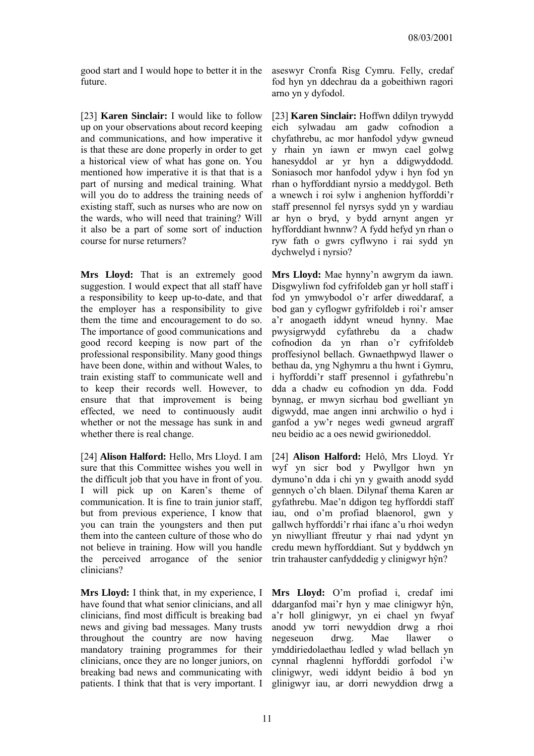good start and I would hope to better it in the future.

aseswyr Cronfa Risg Cymru. Felly, credaf fod hyn yn ddechrau da a gobeithiwn ragori arno yn y dyfodol.

[23] **Karen Sinclair:** I would like to follow up on your observations about record keeping and communications, and how imperative it is that these are done properly in order to get a historical view of what has gone on. You mentioned how imperative it is that that is a part of nursing and medical training. What will you do to address the training needs of existing staff, such as nurses who are now on the wards, who will need that training? Will it also be a part of some sort of induction course for nurse returners?

[23] **Karen Sinclair:** Hoffwn ddilyn trywydd eich sylwadau am gadw cofnodion a chyfathrebu, ac mor hanfodol ydyw gwneud y rhain yn iawn er mwyn cael golwg hanesyddol ar yr hyn a ddigwyddodd. Soniasoch mor hanfodol ydyw i hyn fod yn rhan o hyfforddiant nyrsio a meddygol. Beth a wnewch i roi sylw i anghenion hyfforddi'r staff presennol fel nyrsys sydd yn y wardiau ar hyn o bryd, y bydd arnynt angen yr hyfforddiant hwnnw? A fydd hefyd yn rhan o ryw fath o gwrs cyflwyno i rai sydd yn dychwelyd i nyrsio?

**Mrs Lloyd:** That is an extremely good suggestion. I would expect that all staff have a responsibility to keep up-to-date, and that the employer has a responsibility to give them the time and encouragement to do so. The importance of good communications and good record keeping is now part of the professional responsibility. Many good things have been done, within and without Wales, to train existing staff to communicate well and to keep their records well. However, to ensure that that improvement is being effected, we need to continuously audit whether or not the message has sunk in and whether there is real change.

**Mrs Lloyd:** Mae hynny'n awgrym da iawn. Disgwyliwn fod cyfrifoldeb gan yr holl staff i fod yn ymwybodol o'r arfer diweddaraf, a bod gan y cyflogwr gyfrifoldeb i roi'r amser a'r anogaeth iddynt wneud hynny. Mae pwysigrwydd cyfathrebu da a chadw cofnodion da yn rhan o'r cyfrifoldeb proffesiynol bellach. Gwnaethpwyd llawer o bethau da, yng Nghymru a thu hwnt i Gymru, i hyfforddi'r staff presennol i gyfathrebu'n dda a chadw eu cofnodion yn dda. Fodd bynnag, er mwyn sicrhau bod gwelliant yn digwydd, mae angen inni archwilio o hyd i ganfod a yw'r neges wedi gwneud argraff neu beidio ac a oes newid gwirioneddol.

[24] **Alison Halford:** Hello, Mrs Lloyd. I am sure that this Committee wishes you well in the difficult job that you have in front of you. I will pick up on Karen's theme of communication. It is fine to train junior staff, but from previous experience, I know that you can train the youngsters and then put them into the canteen culture of those who do not believe in training. How will you handle the perceived arrogance of the senior clinicians?

[24] **Alison Halford:** Helô, Mrs Lloyd. Yr wyf yn sicr bod y Pwyllgor hwn yn dymuno'n dda i chi yn y gwaith anodd sydd gennych o'ch blaen. Dilynaf thema Karen ar gyfathrebu. Mae'n ddigon teg hyfforddi staff iau, ond o'm profiad blaenorol, gwn y gallwch hyfforddi'r rhai ifanc a'u rhoi wedyn yn niwylliant ffreutur y rhai nad ydynt yn credu mewn hyfforddiant. Sut y byddwch yn trin trahauster canfyddedig y clinigwyr hŷn?

**Mrs Lloyd:** I think that, in my experience, I have found that what senior clinicians, and all clinicians, find most difficult is breaking bad news and giving bad messages. Many trusts throughout the country are now having mandatory training programmes for their clinicians, once they are no longer juniors, on breaking bad news and communicating with patients. I think that that is very important. I

**Mrs Lloyd:** O'm profiad i, credaf imi ddarganfod mai'r hyn y mae clinigwyr hŷn, a'r holl glinigwyr, yn ei chael yn fwyaf anodd yw torri newyddion drwg a rhoi negeseuon drwg. Mae llawer o ymddiriedolaethau ledled y wlad bellach yn cynnal rhaglenni hyfforddi gorfodol i'w clinigwyr, wedi iddynt beidio â bod yn glinigwyr iau, ar dorri newyddion drwg a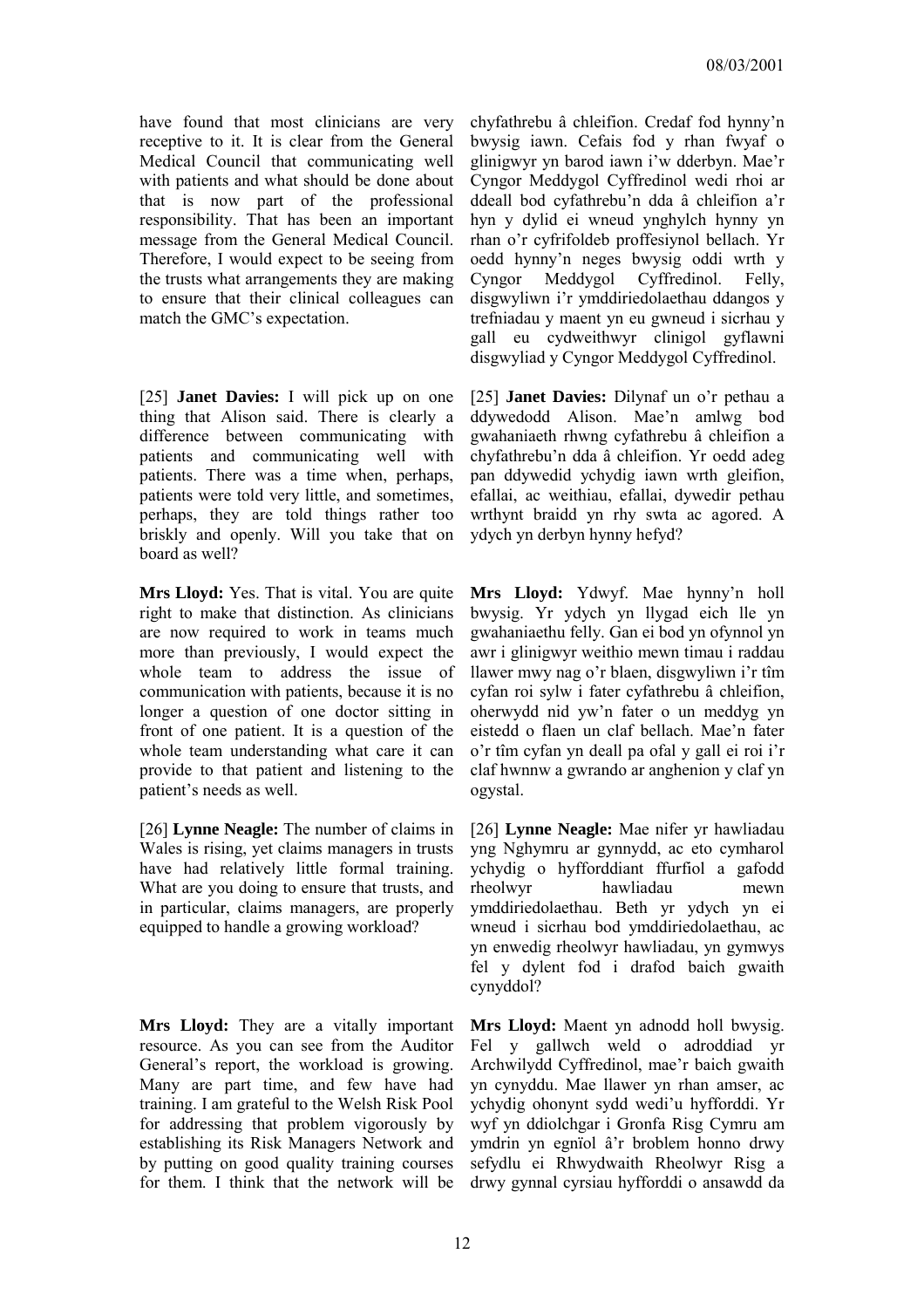have found that most clinicians are very receptive to it. It is clear from the General Medical Council that communicating well with patients and what should be done about that is now part of the professional responsibility. That has been an important message from the General Medical Council. Therefore, I would expect to be seeing from the trusts what arrangements they are making to ensure that their clinical colleagues can match the GMC's expectation.

[25] **Janet Davies:** I will pick up on one thing that Alison said. There is clearly a difference between communicating with patients and communicating well with patients. There was a time when, perhaps, patients were told very little, and sometimes, perhaps, they are told things rather too briskly and openly. Will you take that on board as well?

**Mrs Lloyd:** Yes. That is vital. You are quite right to make that distinction. As clinicians are now required to work in teams much more than previously, I would expect the whole team to address the issue of communication with patients, because it is no longer a question of one doctor sitting in front of one patient. It is a question of the whole team understanding what care it can provide to that patient and listening to the patient's needs as well.

[26] **Lynne Neagle:** The number of claims in Wales is rising, yet claims managers in trusts have had relatively little formal training. What are you doing to ensure that trusts, and in particular, claims managers, are properly equipped to handle a growing workload?

**Mrs Lloyd:** They are a vitally important resource. As you can see from the Auditor General's report, the workload is growing. Many are part time, and few have had training. I am grateful to the Welsh Risk Pool for addressing that problem vigorously by establishing its Risk Managers Network and by putting on good quality training courses for them. I think that the network will be

chyfathrebu â chleifion. Credaf fod hynny'n bwysig iawn. Cefais fod y rhan fwyaf o glinigwyr yn barod iawn i'w dderbyn. Mae'r Cyngor Meddygol Cyffredinol wedi rhoi ar ddeall bod cyfathrebu'n dda â chleifion a'r hyn y dylid ei wneud ynghylch hynny yn rhan o'r cyfrifoldeb proffesiynol bellach. Yr oedd hynny'n neges bwysig oddi wrth y Cyngor Meddygol Cyffredinol. Felly, disgwyliwn i'r ymddiriedolaethau ddangos y trefniadau y maent yn eu gwneud i sicrhau y gall eu cydweithwyr clinigol gyflawni disgwyliad y Cyngor Meddygol Cyffredinol.

[25] **Janet Davies:** Dilynaf un o'r pethau a ddywedodd Alison. Mae'n amlwg bod gwahaniaeth rhwng cyfathrebu â chleifion a chyfathrebu'n dda â chleifion. Yr oedd adeg pan ddywedid ychydig iawn wrth gleifion, efallai, ac weithiau, efallai, dywedir pethau wrthynt braidd yn rhy swta ac agored. A ydych yn derbyn hynny hefyd?

**Mrs Lloyd:** Ydwyf. Mae hynny'n holl bwysig. Yr ydych yn llygad eich lle yn gwahaniaethu felly. Gan ei bod yn ofynnol yn awr i glinigwyr weithio mewn timau i raddau llawer mwy nag o'r blaen, disgwyliwn i'r tîm cyfan roi sylw i fater cyfathrebu â chleifion, oherwydd nid yw'n fater o un meddyg yn eistedd o flaen un claf bellach. Mae'n fater o'r tîm cyfan yn deall pa ofal y gall ei roi i'r claf hwnnw a gwrando ar anghenion y claf yn ogystal.

[26] **Lynne Neagle:** Mae nifer yr hawliadau yng Nghymru ar gynnydd, ac eto cymharol ychydig o hyfforddiant ffurfiol a gafodd rheolwyr hawliadau mewn ymddiriedolaethau. Beth yr ydych yn ei wneud i sicrhau bod ymddiriedolaethau, ac yn enwedig rheolwyr hawliadau, yn gymwys fel y dylent fod i drafod baich gwaith cynyddol?

**Mrs Lloyd:** Maent yn adnodd holl bwysig. Fel y gallwch weld o adroddiad yr Archwilydd Cyffredinol, mae'r baich gwaith yn cynyddu. Mae llawer yn rhan amser, ac ychydig ohonynt sydd wedi'u hyfforddi. Yr wyf yn ddiolchgar i Gronfa Risg Cymru am ymdrin yn egnïol â'r broblem honno drwy sefydlu ei Rhwydwaith Rheolwyr Risg a drwy gynnal cyrsiau hyfforddi o ansawdd da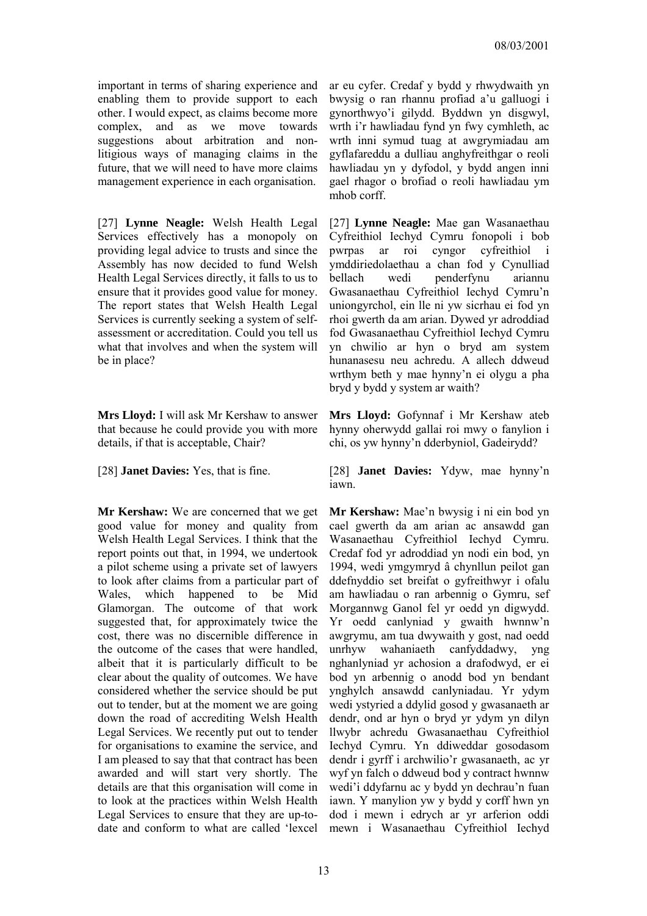important in terms of sharing experience and enabling them to provide support to each other. I would expect, as claims become more complex, and as we move towards suggestions about arbitration and non-litigious ways of managing claims in the future, that we will need to have more claims management experience in each organisation.

[27] **Lynne Neagle:** Welsh Health Legal Services effectively has a monopoly on providing legal advice to trusts and since the Assembly has now decided to fund Welsh Health Legal Services directly, it falls to us to ensure that it provides good value for money. The report states that Welsh Health Legal Services is currently seeking a system of self-assessment or accreditation. Could you tell us what that involves and when the system will be in place?

**Mrs Lloyd:** I will ask Mr Kershaw to answer that because he could provide you with more details, if that is acceptable, Chair?

[28] **Janet Davies:** Yes, that is fine.

**Mr Kershaw:** We are concerned that we get good value for money and quality from Welsh Health Legal Services. I think that the report points out that, in 1994, we undertook a pilot scheme using a private set of lawyers to look after claims from a particular part of Wales, which happened to be Mid Glamorgan. The outcome of that work suggested that, for approximately twice the cost, there was no discernible difference in the outcome of the cases that were handled, albeit that it is particularly difficult to be clear about the quality of outcomes. We have considered whether the service should be put out to tender, but at the moment we are going down the road of accrediting Welsh Health Legal Services. We recently put out to tender for organisations to examine the service, and I am pleased to say that that contract has been awarded and will start very shortly. The details are that this organisation will come in to look at the practices within Welsh Health Legal Services to ensure that they are up-to-date and conform to what are called 'lexcel

ar eu cyfer. Credaf y bydd y rhwydwaith yn bwysig o ran rhannu profiad a'u galluogi i gynorthwyo'i gilydd. Byddwn yn disgwyl, wrth i'r hawliadau fynd yn fwy cymhleth, ac wrth inni symud tuag at awgrymiadau am gyflafareddu a dulliau anghyfreithgar o reoli hawliadau yn y dyfodol, y bydd angen inni gael rhagor o brofiad o reoli hawliadau ym mhob corff.

[27] **Lynne Neagle:** Mae gan Wasanaethau Cyfreithiol Iechyd Cymru fonopoli i bob pwrpas ar roi cyngor cyfreithiol i ymddiriedolaethau a chan fod y Cynulliad bellach wedi penderfynu ariannu Gwasanaethau Cyfreithiol Iechyd Cymru'n uniongyrchol, ein lle ni yw sicrhau ei fod yn rhoi gwerth da am arian. Dywed yr adroddiad fod Gwasanaethau Cyfreithiol Iechyd Cymru yn chwilio ar hyn o bryd am system hunanasesu neu achredu. A allech ddweud wrthym beth y mae hynny'n ei olygu a pha bryd y bydd y system ar waith?

**Mrs Lloyd:** Gofynnaf i Mr Kershaw ateb hynny oherwydd gallai roi mwy o fanylion i chi, os yw hynny'n dderbyniol, Gadeirydd?

[28] **Janet Davies:** Ydyw, mae hynny'n iawn.

**Mr Kershaw:** Mae'n bwysig i ni ein bod yn cael gwerth da am arian ac ansawdd gan Wasanaethau Cyfreithiol Iechyd Cymru. Credaf fod yr adroddiad yn nodi ein bod, yn 1994, wedi ymgymryd â chynllun peilot gan ddefnyddio set breifat o gyfreithwyr i ofalu am hawliadau o ran arbennig o Gymru, sef Morgannwg Ganol fel yr oedd yn digwydd. Yr oedd canlyniad y gwaith hwnnw'n awgrymu, am tua dwywaith y gost, nad oedd unrhyw wahaniaeth canfyddadwy, yng nghanlyniad yr achosion a drafodwyd, er ei bod yn arbennig o anodd bod yn bendant ynghylch ansawdd canlyniadau. Yr ydym wedi ystyried a ddylid gosod y gwasanaeth ar dendr, ond ar hyn o bryd yr ydym yn dilyn llwybr achredu Gwasanaethau Cyfreithiol Iechyd Cymru. Yn ddiweddar gosodasom dendr i gyrff i archwilio'r gwasanaeth, ac yr wyf yn falch o ddweud bod y contract hwnnw wedi'i ddyfarnu ac y bydd yn dechrau'n fuan iawn. Y manylion yw y bydd y corff hwn yn dod i mewn i edrych ar yr arferion oddi mewn i Wasanaethau Cyfreithiol Iechyd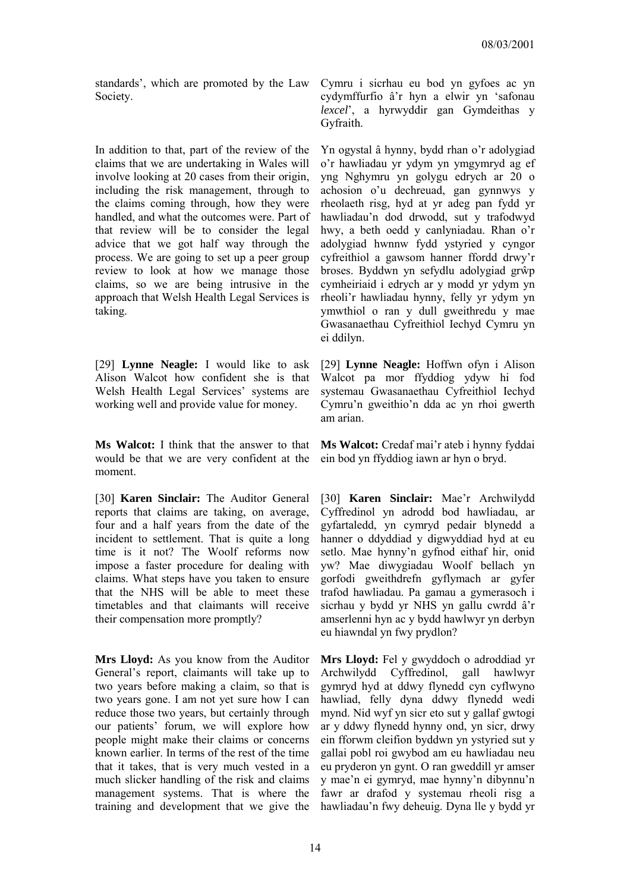standards', which are promoted by the Law Society.

Cymru i sicrhau eu bod yn gyfoes ac yn cydymffurfio â'r hyn a elwir yn 'safonau *lexcel*', a hyrwyddir gan Gymdeithas y Gyfraith.

In addition to that, part of the review of the claims that we are undertaking in Wales will involve looking at 20 cases from their origin, including the risk management, through to the claims coming through, how they were handled, and what the outcomes were. Part of that review will be to consider the legal advice that we got half way through the process. We are going to set up a peer group review to look at how we manage those claims, so we are being intrusive in the approach that Welsh Health Legal Services is taking.

Yn ogystal â hynny, bydd rhan o'r adolygiad o'r hawliadau yr ydym yn ymgymryd ag ef yng Nghymru yn golygu edrych ar 20 o achosion o'u dechreuad, gan gynnwys y rheolaeth risg, hyd at yr adeg pan fydd yr hawliadau'n dod drwodd, sut y trafodwyd hwy, a beth oedd y canlyniadau. Rhan o'r adolygiad hwnnw fydd ystyried y cyngor cyfreithiol a gawsom hanner ffordd drwy'r broses. Byddwn yn sefydlu adolygiad grŵp cymheiriaid i edrych ar y modd yr ydym yn rheoli'r hawliadau hynny, felly yr ydym yn ymwthiol o ran y dull gweithredu y mae Gwasanaethau Cyfreithiol Iechyd Cymru yn ei ddilyn.

[29] **Lynne Neagle:** I would like to ask Alison Walcot how confident she is that Welsh Health Legal Services' systems are working well and provide value for money.

[29] **Lynne Neagle:** Hoffwn ofyn i Alison Walcot pa mor ffyddiog ydyw hi fod systemau Gwasanaethau Cyfreithiol Iechyd Cymru'n gweithio'n dda ac yn rhoi gwerth am arian.

**Ms Walcot:** I think that the answer to that would be that we are very confident at the moment.

**Ms Walcot:** Credaf mai'r ateb i hynny fyddai ein bod yn ffyddiog iawn ar hyn o bryd.

[30] **Karen Sinclair:** The Auditor General reports that claims are taking, on average, four and a half years from the date of the incident to settlement. That is quite a long time is it not? The Woolf reforms now impose a faster procedure for dealing with claims. What steps have you taken to ensure that the NHS will be able to meet these timetables and that claimants will receive their compensation more promptly?

[30] **Karen Sinclair:** Mae'r Archwilydd Cyffredinol yn adrodd bod hawliadau, ar gyfartaledd, yn cymryd pedair blynedd a hanner o ddyddiad y digwyddiad hyd at eu setlo. Mae hynny'n gyfnod eithaf hir, onid yw? Mae diwygiadau Woolf bellach yn gorfodi gweithdrefn gyflymach ar gyfer trafod hawliadau. Pa gamau a gymerasoch i sicrhau y bydd yr NHS yn gallu cwrdd â'r amserlenni hyn ac y bydd hawlwyr yn derbyn eu hiawndal yn fwy prydlon?

**Mrs Lloyd:** As you know from the Auditor General's report, claimants will take up to two years before making a claim, so that is two years gone. I am not yet sure how I can reduce those two years, but certainly through our patients' forum, we will explore how people might make their claims or concerns known earlier. In terms of the rest of the time that it takes, that is very much vested in a much slicker handling of the risk and claims management systems. That is where the training and development that we give the

**Mrs Lloyd:** Fel y gwyddoch o adroddiad yr Archwilydd Cyffredinol, gall hawlwyr gymryd hyd at ddwy flynedd cyn cyflwyno hawliad, felly dyna ddwy flynedd wedi mynd. Nid wyf yn sicr eto sut y gallaf gwtogi ar y ddwy flynedd hynny ond, yn sicr, drwy ein fforwm cleifion byddwn yn ystyried sut y gallai pobl roi gwybod am eu hawliadau neu eu pryderon yn gynt. O ran gweddill yr amser y mae'n ei gymryd, mae hynny'n dibynnu'n fawr ar drafod y systemau rheoli risg a hawliadau'n fwy deheuig. Dyna lle y bydd yr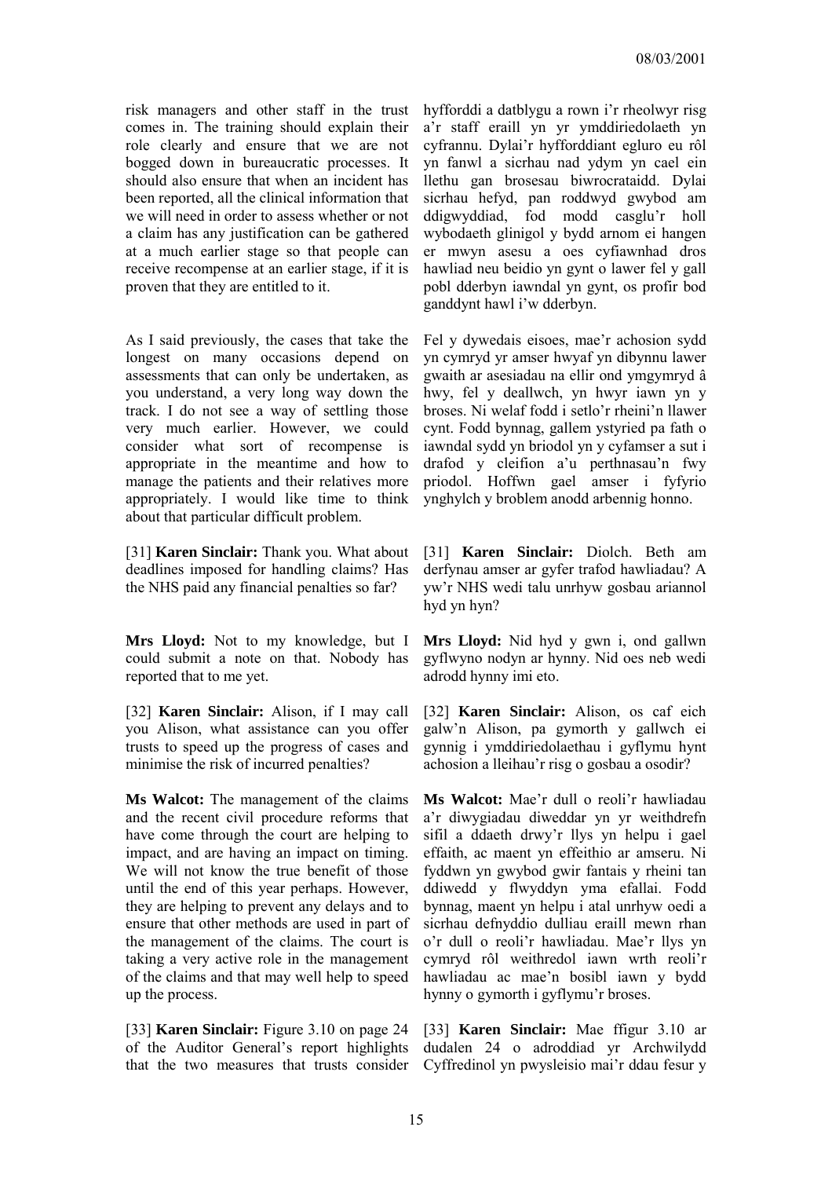risk managers and other staff in the trust comes in. The training should explain their role clearly and ensure that we are not bogged down in bureaucratic processes. It should also ensure that when an incident has been reported, all the clinical information that we will need in order to assess whether or not a claim has any justification can be gathered at a much earlier stage so that people can receive recompense at an earlier stage, if it is proven that they are entitled to it.

hyfforddi a datblygu a rown i'r rheolwyr risg a'r staff eraill yn yr ymddiriedolaeth yn cyfrannu. Dylai'r hyfforddiant egluro eu rôl yn fanwl a sicrhau nad ydym yn cael ein llethu gan brosesau biwrocrataidd. Dylai sicrhau hefyd, pan roddwyd gwybod am ddigwyddiad, fod modd casglu'r holl wybodaeth glinigol y bydd arnom ei hangen er mwyn asesu a oes cyfiawnhad dros hawliad neu beidio yn gynt o lawer fel y gall pobl dderbyn iawndal yn gynt, os profir bod ganddynt hawl i'w dderbyn.

As I said previously, the cases that take the longest on many occasions depend on assessments that can only be undertaken, as you understand, a very long way down the track. I do not see a way of settling those very much earlier. However, we could consider what sort of recompense is appropriate in the meantime and how to manage the patients and their relatives more appropriately. I would like time to think about that particular difficult problem.

Fel y dywedais eisoes, mae'r achosion sydd yn cymryd yr amser hwyaf yn dibynnu lawer gwaith ar asesiadau na ellir ond ymgymryd â hwy, fel y deallwch, yn hwyr iawn yn y broses. Ni welaf fodd i setlo'r rheini'n llawer cynt. Fodd bynnag, gallem ystyried pa fath o iawndal sydd yn briodol yn y cyfamser a sut i drafod y cleifion a'u perthnasau'n fwy priodol. Hoffwn gael amser i fyfyrio ynghylch y broblem anodd arbennig honno.

[31] **Karen Sinclair:** Thank you. What about deadlines imposed for handling claims? Has the NHS paid any financial penalties so far?

[31] **Karen Sinclair:** Diolch. Beth am derfynau amser ar gyfer trafod hawliadau? A yw'r NHS wedi talu unrhyw gosbau ariannol hyd yn hyn?

**Mrs Lloyd:** Not to my knowledge, but I could submit a note on that. Nobody has reported that to me yet.

**Mrs Lloyd:** Nid hyd y gwn i, ond gallwn gyflwyno nodyn ar hynny. Nid oes neb wedi adrodd hynny imi eto.

[32] **Karen Sinclair:** Alison, if I may call you Alison, what assistance can you offer trusts to speed up the progress of cases and minimise the risk of incurred penalties?

[32] **Karen Sinclair:** Alison, os caf eich galw'n Alison, pa gymorth y gallwch ei gynnig i ymddiriedolaethau i gyflymu hynt achosion a lleihau'r risg o gosbau a osodir?

**Ms Walcot:** The management of the claims and the recent civil procedure reforms that have come through the court are helping to impact, and are having an impact on timing. We will not know the true benefit of those until the end of this year perhaps. However, they are helping to prevent any delays and to ensure that other methods are used in part of the management of the claims. The court is taking a very active role in the management of the claims and that may well help to speed up the process.

**Ms Walcot:** Mae'r dull o reoli'r hawliadau a'r diwygiadau diweddar yn yr weithdrefn sifil a ddaeth drwy'r llys yn helpu i gael effaith, ac maent yn effeithio ar amseru. Ni fyddwn yn gwybod gwir fantais y rheini tan ddiwedd y flwyddyn yma efallai. Fodd bynnag, maent yn helpu i atal unrhyw oedi a sicrhau defnyddio dulliau eraill mewn rhan o'r dull o reoli'r hawliadau. Mae'r llys yn cymryd rôl weithredol iawn wrth reoli'r hawliadau ac mae'n bosibl iawn y bydd hynny o gymorth i gyflymu'r broses.

[33] **Karen Sinclair:** Figure 3.10 on page 24 of the Auditor General's report highlights that the two measures that trusts consider

[33] **Karen Sinclair:** Mae ffigur 3.10 ar dudalen 24 o adroddiad yr Archwilydd Cyffredinol yn pwysleisio mai'r ddau fesur y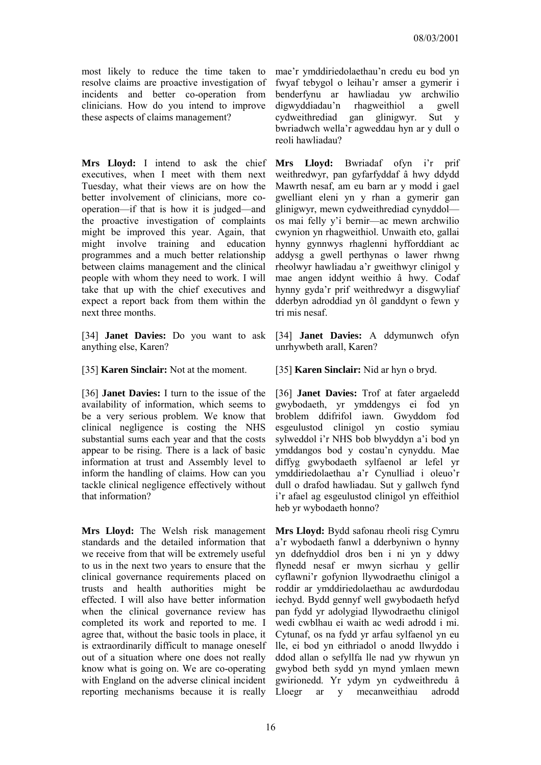most likely to reduce the time taken to resolve claims are proactive investigation of incidents and better co-operation from clinicians. How do you intend to improve these aspects of claims management?

mae'r ymddiriedolaethau'n credu eu bod yn fwyaf tebygol o leihau'r amser a gymerir i benderfynu ar hawliadau yw archwilio digwyddiadau'n rhagweithiol a gwell cydweithrediad gan glinigwyr. Sut y bwriadwch wella'r agweddau hyn ar y dull o reoli hawliadau?

**Mrs Lloyd:** I intend to ask the chief executives, when I meet with them next Tuesday, what their views are on how the better involvement of clinicians, more co-operation—if that is how it is judged—and the proactive investigation of complaints might be improved this year. Again, that might involve training and education programmes and a much better relationship between claims management and the clinical people with whom they need to work. I will take that up with the chief executives and expect a report back from them within the next three months.

**Mrs Lloyd:** Bwriadaf ofyn i'r prif weithredwyr, pan gyfarfyddaf â hwy ddydd Mawrth nesaf, am eu barn ar y modd i gael gwelliant eleni yn y rhan a gymerir gan glinigwyr, mewn cydweithrediad cynyddol—os mai felly y'i bernir—ac mewn archwilio cwynion yn rhagweithiol. Unwaith eto, gallai hynny gynnwys rhaglenni hyfforddiant ac addysg a gwell perthynas o lawer rhwng rheolwyr hawliadau a'r gweithwyr clinigol y mae angen iddynt weithio â hwy. Codaf hynny gyda'r prif weithredwyr a disgwyliaf dderbyn adroddiad yn ôl ganddynt o fewn y tri mis nesaf.

[34] **Janet Davies:** Do you want to ask anything else, Karen?

[34] **Janet Davies:** A ddymunwch ofyn unrhywbeth arall, Karen?

[35] **Karen Sinclair:** Not at the moment.

[35] **Karen Sinclair:** Nid ar hyn o bryd.

[36] **Janet Davies:** I turn to the issue of the availability of information, which seems to be a very serious problem. We know that clinical negligence is costing the NHS substantial sums each year and that the costs appear to be rising. There is a lack of basic information at trust and Assembly level to inform the handling of claims. How can you tackle clinical negligence effectively without that information?

[36] **Janet Davies:** Trof at fater argaeledd gwybodaeth, yr ymddengys ei fod yn broblem ddifrifol iawn. Gwyddom fod esgeulustod clinigol yn costio symiau sylweddol i'r NHS bob blwyddyn a'i bod yn ymddangos bod y costau'n cynyddu. Mae diffyg gwybodaeth sylfaenol ar lefel yr ymddiriedolaethau a'r Cynulliad i oleuo'r dull o drafod hawliadau. Sut y gallwch fynd i'r afael ag esgeulustod clinigol yn effeithiol heb yr wybodaeth honno?

**Mrs Lloyd:** The Welsh risk management standards and the detailed information that we receive from that will be extremely useful to us in the next two years to ensure that the clinical governance requirements placed on trusts and health authorities might be effected. I will also have better information when the clinical governance review has completed its work and reported to me. I agree that, without the basic tools in place, it is extraordinarily difficult to manage oneself out of a situation where one does not really know what is going on. We are co-operating with England on the adverse clinical incident reporting mechanisms because it is really

**Mrs Lloyd:** Bydd safonau rheoli risg Cymru a'r wybodaeth fanwl a dderbyniwn o hynny yn ddefnyddiol dros ben i ni yn y ddwy flynedd nesaf er mwyn sicrhau y gellir cyflawni'r gofynion llywodraethu clinigol a roddir ar ymddiriedolaethau ac awdurdodau iechyd. Bydd gennyf well gwybodaeth hefyd pan fydd yr adolygiad llywodraethu clinigol wedi cwblhau ei waith ac wedi adrodd i mi. Cytunaf, os na fydd yr arfau sylfaenol yn eu lle, ei bod yn eithriadol o anodd llwyddo i ddod allan o sefyllfa lle nad yw rhywun yn gwybod beth sydd yn mynd ymlaen mewn gwirionedd. Yr ydym yn cydweithredu â Lloegr ar y mecanweithiau adrodd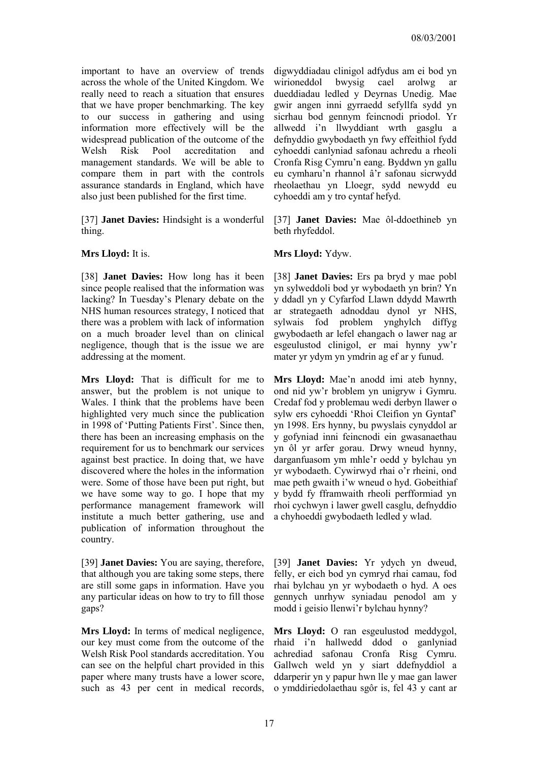important to have an overview of trends across the whole of the United Kingdom. We really need to reach a situation that ensures that we have proper benchmarking. The key to our success in gathering and using information more effectively will be the widespread publication of the outcome of the Welsh Risk Pool accreditation and management standards. We will be able to compare them in part with the controls assurance standards in England, which have also just been published for the first time.

[37] **Janet Davies:** Hindsight is a wonderful thing.

**Mrs Lloyd:** It is.

[38] **Janet Davies:** How long has it been since people realised that the information was lacking? In Tuesday's Plenary debate on the NHS human resources strategy, I noticed that there was a problem with lack of information on a much broader level than on clinical negligence, though that is the issue we are addressing at the moment.

**Mrs Lloyd:** That is difficult for me to answer, but the problem is not unique to Wales. I think that the problems have been highlighted very much since the publication in 1998 of 'Putting Patients First'. Since then, there has been an increasing emphasis on the requirement for us to benchmark our services against best practice. In doing that, we have discovered where the holes in the information were. Some of those have been put right, but we have some way to go. I hope that my performance management framework will institute a much better gathering, use and publication of information throughout the country.

[39] **Janet Davies:** You are saying, therefore, that although you are taking some steps, there are still some gaps in information. Have you any particular ideas on how to try to fill those gaps?

**Mrs Lloyd:** In terms of medical negligence, our key must come from the outcome of the Welsh Risk Pool standards accreditation. You can see on the helpful chart provided in this paper where many trusts have a lower score, such as 43 per cent in medical records,

digwyddiadau clinigol adfydus am ei bod yn wirioneddol bwysig cael arolwg ar dueddiadau ledled y Deyrnas Unedig. Mae gwir angen inni gyrraedd sefyllfa sydd yn sicrhau bod gennym feincnodi priodol. Yr allwedd i'n llwyddiant wrth gasglu a defnyddio gwybodaeth yn fwy effeithiol fydd cyhoeddi canlyniad safonau achredu a rheoli Cronfa Risg Cymru'n eang. Byddwn yn gallu eu cymharu'n rhannol â'r safonau sicrwydd rheolaethau yn Lloegr, sydd newydd eu cyhoeddi am y tro cyntaf hefyd.

[37] **Janet Davies:** Mae ôl-ddoethineb yn beth rhyfeddol.

**Mrs Lloyd:** Ydyw.

[38] **Janet Davies:** Ers pa bryd y mae pobl yn sylweddoli bod yr wybodaeth yn brin? Yn y ddadl yn y Cyfarfod Llawn ddydd Mawrth ar strategaeth adnoddau dynol yr NHS, sylwais fod problem ynghylch diffyg gwybodaeth ar lefel ehangach o lawer nag ar esgeulustod clinigol, er mai hynny yw'r mater yr ydym yn ymdrin ag ef ar y funud.

**Mrs Lloyd:** Mae'n anodd imi ateb hynny, ond nid yw'r broblem yn unigryw i Gymru. Credaf fod y problemau wedi derbyn llawer o sylw ers cyhoeddi 'Rhoi Cleifion yn Gyntaf' yn 1998. Ers hynny, bu pwyslais cynyddol ar y gofyniad inni feincnodi ein gwasanaethau yn ôl yr arfer gorau. Drwy wneud hynny, darganfuasom ym mhle'r oedd y bylchau yn yr wybodaeth. Cywirwyd rhai o'r rheini, ond mae peth gwaith i'w wneud o hyd. Gobeithiaf y bydd fy fframwaith rheoli perfformiad yn rhoi cychwyn i lawer gwell casglu, defnyddio a chyhoeddi gwybodaeth ledled y wlad.

[39] **Janet Davies:** Yr ydych yn dweud, felly, er eich bod yn cymryd rhai camau, fod rhai bylchau yn yr wybodaeth o hyd. A oes gennych unrhyw syniadau penodol am y modd i geisio llenwi'r bylchau hynny?

**Mrs Lloyd:** O ran esgeulustod meddygol, rhaid i'n hallwedd ddod o ganlyniad achrediad safonau Cronfa Risg Cymru. Gallwch weld yn y siart ddefnyddiol a ddarperir yn y papur hwn lle y mae gan lawer o ymddiriedolaethau sgôr is, fel 43 y cant ar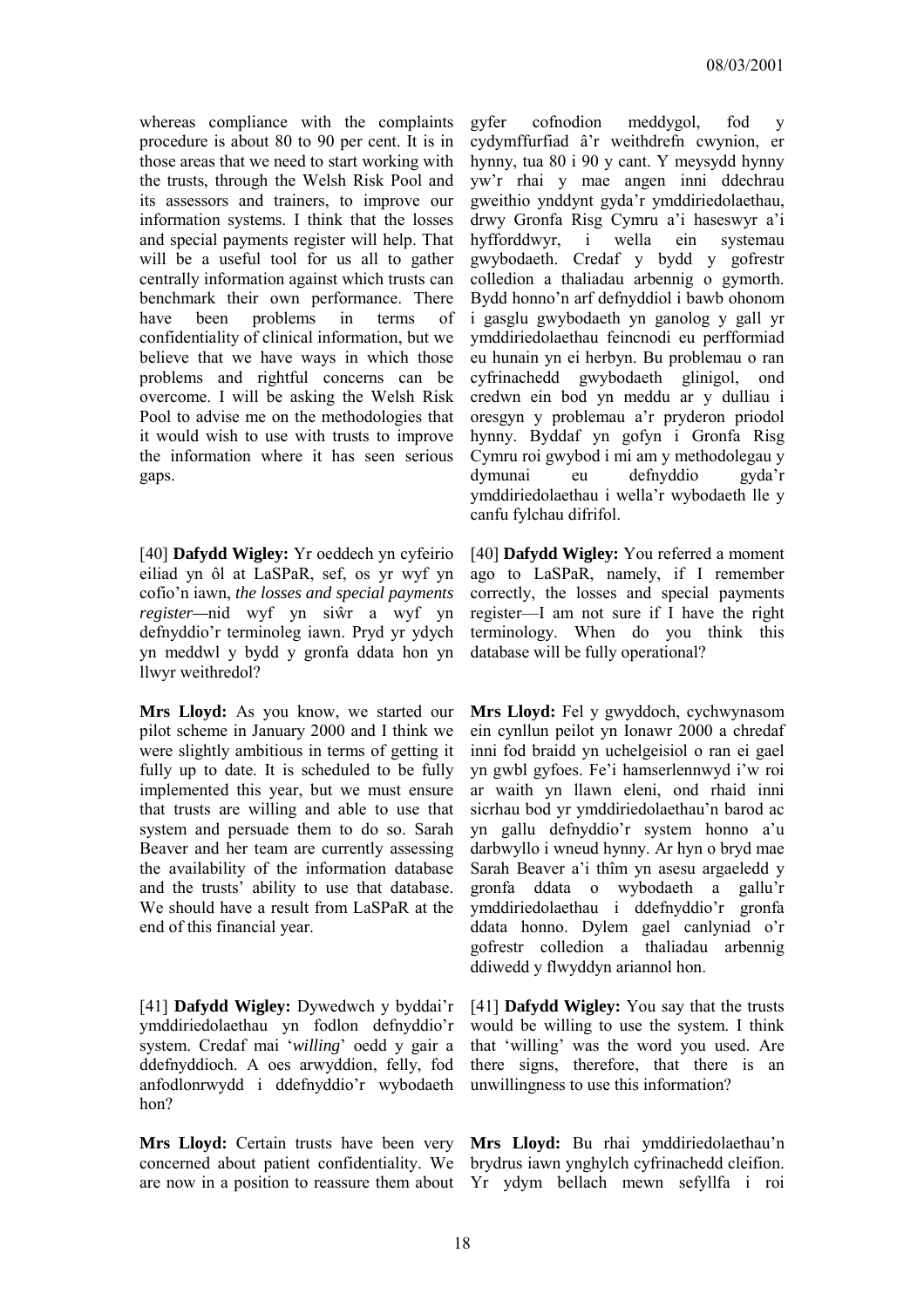whereas compliance with the complaints procedure is about 80 to 90 per cent. It is in those areas that we need to start working with the trusts, through the Welsh Risk Pool and its assessors and trainers, to improve our information systems. I think that the losses and special payments register will help. That will be a useful tool for us all to gather centrally information against which trusts can benchmark their own performance. There have been problems in terms of confidentiality of clinical information, but we believe that we have ways in which those problems and rightful concerns can be overcome. I will be asking the Welsh Risk Pool to advise me on the methodologies that it would wish to use with trusts to improve the information where it has seen serious gaps.

gyfer cofnodion meddygol, fod y cydymffurfiad â'r weithdrefn cwynion, er hynny, tua 80 i 90 y cant. Y meysydd hynny yw'r rhai y mae angen inni ddechrau gweithio ynddynt gyda'r ymddiriedolaethau, drwy Gronfa Risg Cymru a'i haseswyr a'i hyfforddwyr, i wella ein systemau gwybodaeth. Credaf y bydd y gofrestr colledion a thaliadau arbennig o gymorth. Bydd honno'n arf defnyddiol i bawb ohonom i gasglu gwybodaeth yn ganolog y gall yr ymddiriedolaethau feincnodi eu perfformiad eu hunain yn ei herbyn. Bu problemau o ran cyfrinachedd gwybodaeth glinigol, ond credwn ein bod yn meddu ar y dulliau i oresgyn y problemau a'r pryderon priodol hynny. Byddaf yn gofyn i Gronfa Risg Cymru roi gwybod i mi am y methodolegau y dymunai eu defnyddio gyda'r ymddiriedolaethau i wella'r wybodaeth lle y canfu fylchau difrifol.

[40] **Dafydd Wigley:** Yr oeddech yn cyfeirio eiliad yn ôl at LaSPaR, sef, os yr wyf yn cofio'n iawn, *the losses and special payments register*—nid wyf yn siŵr a wyf yn defnyddio'r terminoleg iawn. Pryd yr ydych yn meddwl y bydd y gronfa ddata hon yn llwyr weithredol?

[40] **Dafydd Wigley:** You referred a moment ago to LaSPaR, namely, if I remember correctly, the losses and special payments register—I am not sure if I have the right terminology. When do you think this database will be fully operational?

**Mrs Lloyd:** As you know, we started our pilot scheme in January 2000 and I think we were slightly ambitious in terms of getting it fully up to date. It is scheduled to be fully implemented this year, but we must ensure that trusts are willing and able to use that system and persuade them to do so. Sarah Beaver and her team are currently assessing the availability of the information database and the trusts' ability to use that database. We should have a result from LaSPaR at the end of this financial year.

**Mrs Lloyd:** Fel y gwyddoch, cychwynasom ein cynllun peilot yn Ionawr 2000 a chredaf inni fod braidd yn uchelgeisiol o ran ei gael yn gwbl gyfoes. Fe'i hamserlennwyd i'w roi ar waith yn llawn eleni, ond rhaid inni sicrhau bod yr ymddiriedolaethau'n barod ac yn gallu defnyddio'r system honno a'u darbwyllo i wneud hynny. Ar hyn o bryd mae Sarah Beaver a'i thîm yn asesu argaeledd y gronfa ddata o wybodaeth a gallu'r ymddiriedolaethau i ddefnyddio'r gronfa ddata honno. Dylem gael canlyniad o'r gofrestr colledion a thaliadau arbennig ddiwedd y flwyddyn ariannol hon.

[41] **Dafydd Wigley:** Dywedwch y byddai'r ymddiriedolaethau yn fodlon defnyddio'r system. Credaf mai '*willing*' oedd y gair a ddefnyddioch. A oes arwyddion, felly, fod anfodlonrwydd i ddefnyddio'r wybodaeth hon?

[41] **Dafydd Wigley:** You say that the trusts would be willing to use the system. I think that 'willing' was the word you used. Are there signs, therefore, that there is an unwillingness to use this information?

**Mrs Lloyd:** Certain trusts have been very concerned about patient confidentiality. We are now in a position to reassure them about

**Mrs Lloyd:** Bu rhai ymddiriedolaethau'n brydrus iawn ynghylch cyfrinachedd cleifion. Yr ydym bellach mewn sefyllfa i roi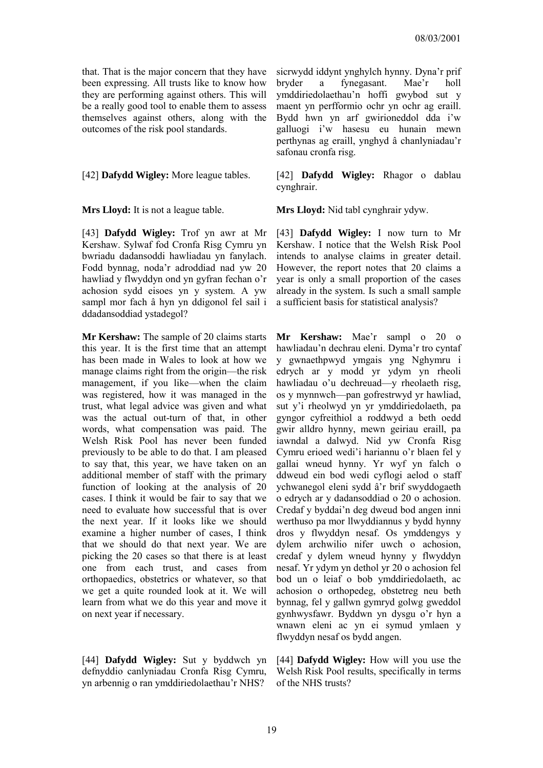that. That is the major concern that they have been expressing. All trusts like to know how they are performing against others. This will be a really good tool to enable them to assess themselves against others, along with the outcomes of the risk pool standards.

sicrwydd iddynt ynghylch hynny. Dyna'r prif bryder a fynegasant. Mae'r holl ymddiriedolaethau'n hoffi gwybod sut y maent yn perfformio ochr yn ochr ag eraill. Bydd hwn yn arf gwirioneddol dda i'w galluogi i'w hasesu eu hunain mewn perthynas ag eraill, ynghyd â chanlyniadau'r safonau cronfa risg.

[42] **Dafydd Wigley:** More league tables.

[42] **Dafydd Wigley:** Rhagor o dablau cynghrair.

**Mrs Lloyd:** It is not a league table.

**Mrs Lloyd:** Nid tabl cynghrair ydyw.

[43] **Dafydd Wigley:** Trof yn awr at Mr Kershaw. Sylwaf fod Cronfa Risg Cymru yn bwriadu dadansoddi hawliadau yn fanylach. Fodd bynnag, noda'r adroddiad nad yw 20 hawliad y flwyddyn ond yn gyfran fechan o'r achosion sydd eisoes yn y system. A yw sampl mor fach â hyn yn ddigonol fel sail i ddadansoddiad ystadegol?

[43] **Dafydd Wigley:** I now turn to Mr Kershaw. I notice that the Welsh Risk Pool intends to analyse claims in greater detail. However, the report notes that 20 claims a year is only a small proportion of the cases already in the system. Is such a small sample a sufficient basis for statistical analysis?

**Mr Kershaw:** The sample of 20 claims starts this year. It is the first time that an attempt has been made in Wales to look at how we manage claims right from the origin—the risk management, if you like—when the claim was registered, how it was managed in the trust, what legal advice was given and what was the actual out-turn of that, in other words, what compensation was paid. The Welsh Risk Pool has never been funded previously to be able to do that. I am pleased to say that, this year, we have taken on an additional member of staff with the primary function of looking at the analysis of 20 cases. I think it would be fair to say that we need to evaluate how successful that is over the next year. If it looks like we should examine a higher number of cases, I think that we should do that next year. We are picking the 20 cases so that there is at least one from each trust, and cases from orthopaedics, obstetrics or whatever, so that we get a quite rounded look at it. We will learn from what we do this year and move it on next year if necessary.

**Mr Kershaw:** Mae'r sampl o 20 o hawliadau'n dechrau eleni. Dyma'r tro cyntaf y gwnaethpwyd ymgais yng Nghymru i edrych ar y modd yr ydym yn rheoli hawliadau o'u dechreuad—y rheolaeth risg, os y mynnwch—pan gofrestrwyd yr hawliad, sut y'i rheolwyd yn yr ymddiriedolaeth, pa gyngor cyfreithiol a roddwyd a beth oedd gwir alldro hynny, mewn geiriau eraill, pa iawndal a dalwyd. Nid yw Cronfa Risg Cymru erioed wedi'i hariannu o'r blaen fel y gallai wneud hynny. Yr wyf yn falch o ddweud ein bod wedi cyflogi aelod o staff ychwanegol eleni sydd â'r brif swyddogaeth o edrych ar y dadansoddiad o 20 o achosion. Credaf y byddai'n deg dweud bod angen inni werthuso pa mor llwyddiannus y bydd hynny dros y flwyddyn nesaf. Os ymddengys y dylem archwilio nifer uwch o achosion, credaf y dylem wneud hynny y flwyddyn nesaf. Yr ydym yn dethol yr 20 o achosion fel bod un o leiaf o bob ymddiriedolaeth, ac achosion o orthopedeg, obstetreg neu beth bynnag, fel y gallwn gymryd golwg gweddol gynhwysfawr. Byddwn yn dysgu o'r hyn a wnawn eleni ac yn ei symud ymlaen y flwyddyn nesaf os bydd angen.

[44] **Dafydd Wigley:** Sut y byddwch yn defnyddio canlyniadau Cronfa Risg Cymru, yn arbennig o ran ymddiriedolaethau'r NHS?

[44] **Dafydd Wigley:** How will you use the Welsh Risk Pool results, specifically in terms of the NHS trusts?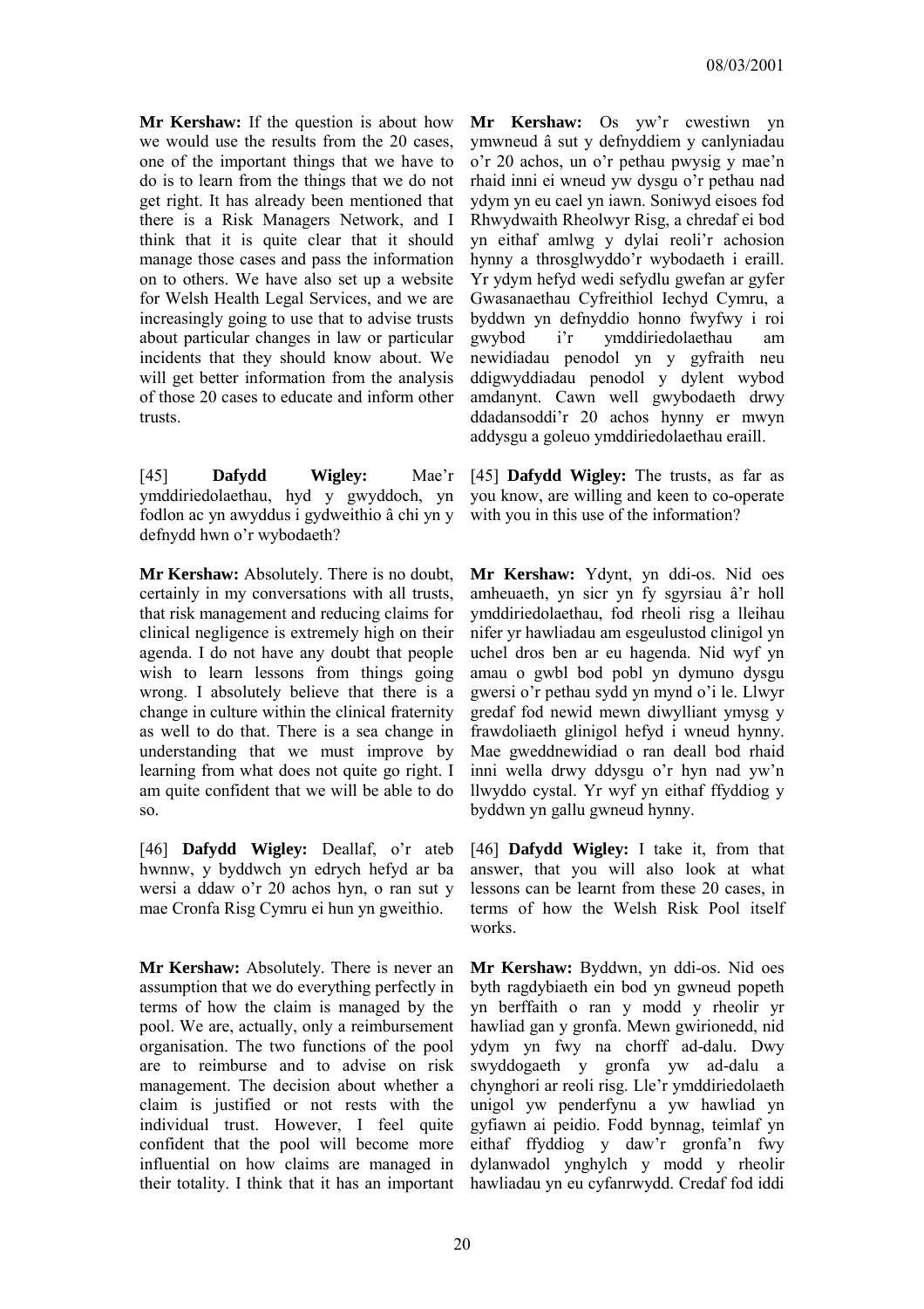**Mr Kershaw:** If the question is about how we would use the results from the 20 cases, one of the important things that we have to do is to learn from the things that we do not get right. It has already been mentioned that there is a Risk Managers Network, and I think that it is quite clear that it should manage those cases and pass the information on to others. We have also set up a website for Welsh Health Legal Services, and we are increasingly going to use that to advise trusts about particular changes in law or particular incidents that they should know about. We will get better information from the analysis of those 20 cases to educate and inform other trusts.

**Mr Kershaw:** Os yw'r cwestiwn yn ymwneud â sut y defnyddiem y canlyniadau o'r 20 achos, un o'r pethau pwysig y mae'n rhaid inni ei wneud yw dysgu o'r pethau nad ydym yn eu cael yn iawn. Soniwyd eisoes fod Rhwydwaith Rheolwyr Risg, a chredaf ei bod yn eithaf amlwg y dylai reoli'r achosion hynny a throsglwyddo'r wybodaeth i eraill. Yr ydym hefyd wedi sefydlu gwefan ar gyfer Gwasanaethau Cyfreithiol Iechyd Cymru, a byddwn yn defnyddio honno fwyfwy i roi gwybod i'r ymddiriedolaethau am newidiadau penodol yn y gyfraith neu ddigwyddiadau penodol y dylent wybod amdanynt. Cawn well gwybodaeth drwy ddadansoddi'r 20 achos hynny er mwyn addysgu a goleuo ymddiriedolaethau eraill.

[45] **Dafydd Wigley:** Mae'r ymddiriedolaethau, hyd y gwyddoch, yn fodlon ac yn awyddus i gydweithio â chi yn y defnydd hwn o'r wybodaeth?

[45] **Dafydd Wigley:** The trusts, as far as you know, are willing and keen to co-operate with you in this use of the information?

**Mr Kershaw:** Absolutely. There is no doubt, certainly in my conversations with all trusts, that risk management and reducing claims for clinical negligence is extremely high on their agenda. I do not have any doubt that people wish to learn lessons from things going wrong. I absolutely believe that there is a change in culture within the clinical fraternity as well to do that. There is a sea change in understanding that we must improve by learning from what does not quite go right. I am quite confident that we will be able to do so.

**Mr Kershaw:** Ydynt, yn ddi-os. Nid oes amheuaeth, yn sicr yn fy sgyrsiau â'r holl ymddiriedolaethau, fod rheoli risg a lleihau nifer yr hawliadau am esgeulustod clinigol yn uchel dros ben ar eu hagenda. Nid wyf yn amau o gwbl bod pobl yn dymuno dysgu gwersi o'r pethau sydd yn mynd o'i le. Llwyr gredaf fod newid mewn diwylliant ymysg y frawdoliaeth glinigol hefyd i wneud hynny. Mae gweddnewidiad o ran deall bod rhaid inni wella drwy ddysgu o'r hyn nad yw'n llwyddo cystal. Yr wyf yn eithaf ffyddiog y byddwn yn gallu gwneud hynny.

[46] **Dafydd Wigley:** Deallaf, o'r ateb hwnnw, y byddwch yn edrych hefyd ar ba wersi a ddaw o'r 20 achos hyn, o ran sut y mae Cronfa Risg Cymru ei hun yn gweithio.

[46] **Dafydd Wigley:** I take it, from that answer, that you will also look at what lessons can be learnt from these 20 cases, in terms of how the Welsh Risk Pool itself works.

**Mr Kershaw:** Absolutely. There is never an assumption that we do everything perfectly in terms of how the claim is managed by the pool. We are, actually, only a reimbursement organisation. The two functions of the pool are to reimburse and to advise on risk management. The decision about whether a claim is justified or not rests with the individual trust. However, I feel quite confident that the pool will become more influential on how claims are managed in their totality. I think that it has an important

**Mr Kershaw:** Byddwn, yn ddi-os. Nid oes byth ragdybiaeth ein bod yn gwneud popeth yn berffaith o ran y modd y rheolir yr hawliad gan y gronfa. Mewn gwirionedd, nid ydym yn fwy na chorff ad-dalu. Dwy swyddogaeth y gronfa yw ad-dalu a chynghori ar reoli risg. Lle'r ymddiriedolaeth unigol yw penderfynu a yw hawliad yn gyfiawn ai peidio. Fodd bynnag, teimlaf yn eithaf ffyddiog y daw'r gronfa'n fwy dylanwadol ynghylch y modd y rheolir hawliadau yn eu cyfanrwydd. Credaf fod iddi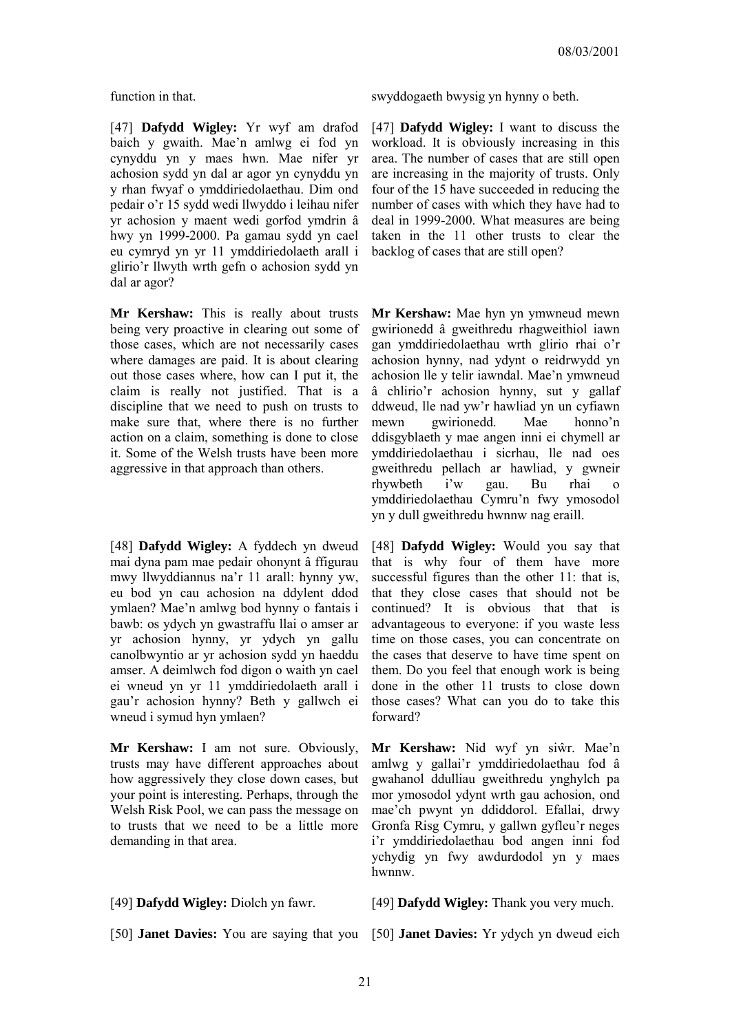function in that.

swyddogaeth bwysig yn hynny o beth.

[47] **Dafydd Wigley:** Yr wyf am drafod baich y gwaith. Mae'n amlwg ei fod yn cynyddu yn y maes hwn. Mae nifer yr achosion sydd yn dal ar agor yn cynyddu yn y rhan fwyaf o ymddiriedolaethau. Dim ond pedair o'r 15 sydd wedi llwyddo i leihau nifer yr achosion y maent wedi gorfod ymdrin â hwy yn 1999-2000. Pa gamau sydd yn cael eu cymryd yn yr 11 ymddiriedolaeth arall i glirio'r llwyth wrth gefn o achosion sydd yn dal ar agor?

[47] **Dafydd Wigley:** I want to discuss the workload. It is obviously increasing in this area. The number of cases that are still open are increasing in the majority of trusts. Only four of the 15 have succeeded in reducing the number of cases with which they have had to deal in 1999-2000. What measures are being taken in the 11 other trusts to clear the backlog of cases that are still open?

**Mr Kershaw:** This is really about trusts being very proactive in clearing out some of those cases, which are not necessarily cases where damages are paid. It is about clearing out those cases where, how can I put it, the claim is really not justified. That is a discipline that we need to push on trusts to make sure that, where there is no further action on a claim, something is done to close it. Some of the Welsh trusts have been more aggressive in that approach than others.

**Mr Kershaw:** Mae hyn yn ymwneud mewn gwirionedd â gweithredu rhagweithiol iawn gan ymddiriedolaethau wrth glirio rhai o'r achosion hynny, nad ydynt o reidrwydd yn achosion lle y telir iawndal. Mae'n ymwneud â chlirio'r achosion hynny, sut y gallaf ddweud, lle nad yw'r hawliad yn un cyfiawn mewn gwirionedd. Mae honno'n ddisgyblaeth y mae angen inni ei chymell ar ymddiriedolaethau i sicrhau, lle nad oes gweithredu pellach ar hawliad, y gwneir rhywbeth i'w gau. Bu rhai o ymddiriedolaethau Cymru'n fwy ymosodol yn y dull gweithredu hwnnw nag eraill.

[48] **Dafydd Wigley:** A fyddech yn dweud mai dyna pam mae pedair ohonynt â ffigurau mwy llwyddiannus na'r 11 arall: hynny yw, eu bod yn cau achosion na ddylent ddod ymlaen? Mae'n amlwg bod hynny o fantais i bawb: os ydych yn gwastraffu llai o amser ar yr achosion hynny, yr ydych yn gallu canolbwyntio ar yr achosion sydd yn haeddu amser. A deimlwch fod digon o waith yn cael ei wneud yn yr 11 ymddiriedolaeth arall i gau'r achosion hynny? Beth y gallwch ei wneud i symud hyn ymlaen?

[48] **Dafydd Wigley:** Would you say that that is why four of them have more successful figures than the other 11: that is, that they close cases that should not be continued? It is obvious that that is advantageous to everyone: if you waste less time on those cases, you can concentrate on the cases that deserve to have time spent on them. Do you feel that enough work is being done in the other 11 trusts to close down those cases? What can you do to take this forward?

**Mr Kershaw:** I am not sure. Obviously, trusts may have different approaches about how aggressively they close down cases, but your point is interesting. Perhaps, through the Welsh Risk Pool, we can pass the message on to trusts that we need to be a little more demanding in that area.

**Mr Kershaw:** Nid wyf yn siŵr. Mae'n amlwg y gallai'r ymddiriedolaethau fod â gwahanol ddulliau gweithredu ynghylch pa mor ymosodol ydynt wrth gau achosion, ond mae'ch pwynt yn ddiddorol. Efallai, drwy Gronfa Risg Cymru, y gallwn gyfleu'r neges i'r ymddiriedolaethau bod angen inni fod ychydig yn fwy awdurdodol yn y maes hwnnw.

[49] **Dafydd Wigley:** Diolch yn fawr.

[49] **Dafydd Wigley:** Thank you very much.

[50] **Janet Davies:** You are saying that you

[50] **Janet Davies:** Yr ydych yn dweud eich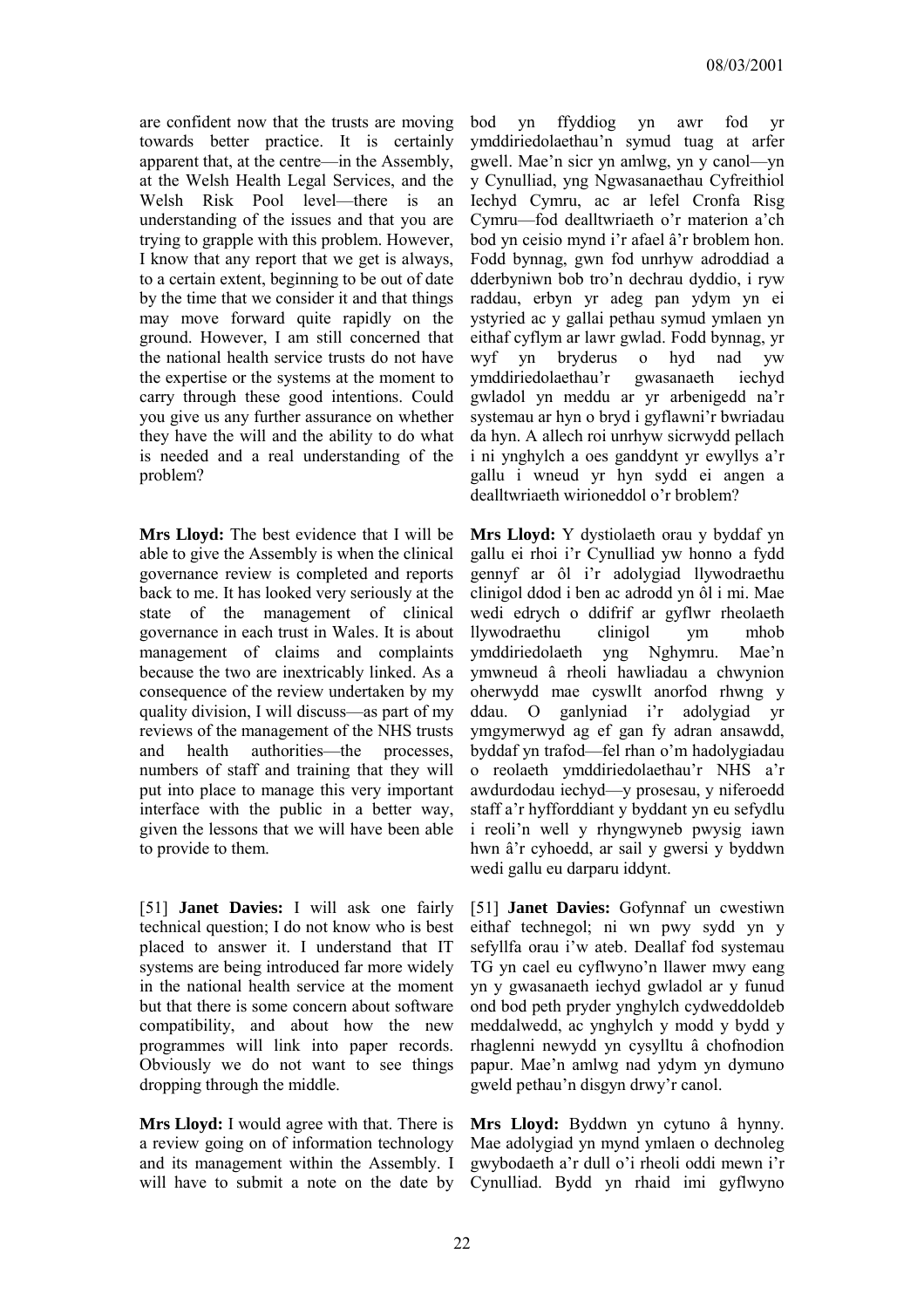are confident now that the trusts are moving towards better practice. It is certainly apparent that, at the centre—in the Assembly, at the Welsh Health Legal Services, and the Welsh Risk Pool level—there is an understanding of the issues and that you are trying to grapple with this problem. However, I know that any report that we get is always, to a certain extent, beginning to be out of date by the time that we consider it and that things may move forward quite rapidly on the ground. However, I am still concerned that the national health service trusts do not have the expertise or the systems at the moment to carry through these good intentions. Could you give us any further assurance on whether they have the will and the ability to do what is needed and a real understanding of the problem?

bod yn ffyddiog yn awr fod yr ymddiriedolaethau'n symud tuag at arfer gwell. Mae'n sicr yn amlwg, yn y canol—yn y Cynulliad, yng Ngwasanaethau Cyfreithiol Iechyd Cymru, ac ar lefel Cronfa Risg Cymru—fod dealltwriaeth o'r materion a'ch bod yn ceisio mynd i'r afael â'r broblem hon. Fodd bynnag, gwn fod unrhyw adroddiad a dderbyniwn bob tro'n dechrau dyddio, i ryw raddau, erbyn yr adeg pan ydym yn ei ystyried ac y gallai pethau symud ymlaen yn eithaf cyflym ar lawr gwlad. Fodd bynnag, yr wyf yn bryderus o hyd nad yw ymddiriedolaethau'r gwasanaeth iechyd gwladol yn meddu ar yr arbenigedd na'r systemau ar hyn o bryd i gyflawni'r bwriadau da hyn. A allech roi unrhyw sicrwydd pellach i ni ynghylch a oes ganddynt yr ewyllys a'r gallu i wneud yr hyn sydd ei angen a dealltwriaeth wirioneddol o'r broblem?

**Mrs Lloyd:** The best evidence that I will be able to give the Assembly is when the clinical governance review is completed and reports back to me. It has looked very seriously at the state of the management of clinical governance in each trust in Wales. It is about management of claims and complaints because the two are inextricably linked. As a consequence of the review undertaken by my quality division, I will discuss—as part of my reviews of the management of the NHS trusts and health authorities—the processes, numbers of staff and training that they will put into place to manage this very important interface with the public in a better way, given the lessons that we will have been able to provide to them.

**Mrs Lloyd:** Y dystiolaeth orau y byddaf yn gallu ei rhoi i'r Cynulliad yw honno a fydd gennyf ar ôl i'r adolygiad llywodraethu clinigol ddod i ben ac adrodd yn ôl i mi. Mae wedi edrych o ddifrif ar gyflwr rheolaeth llywodraethu clinigol ym mhob ymddiriedolaeth yng Nghymru. Mae'n ymwneud â rheoli hawliadau a chwynion oherwydd mae cyswllt anorfod rhwng y ddau. O ganlyniad i'r adolygiad yr ymgymerwyd ag ef gan fy adran ansawdd, byddaf yn trafod—fel rhan o'm hadolygiadau o reolaeth ymddiriedolaethau'r NHS a'r awdurdodau iechyd—y prosesau, y niferoedd staff a'r hyfforddiant y byddant yn eu sefydlu i reoli'n well y rhyngwyneb pwysig iawn hwn â'r cyhoedd, ar sail y gwersi y byddwn wedi gallu eu darparu iddynt.

[51] **Janet Davies:** I will ask one fairly technical question; I do not know who is best placed to answer it. I understand that IT systems are being introduced far more widely in the national health service at the moment but that there is some concern about software compatibility, and about how the new programmes will link into paper records. Obviously we do not want to see things dropping through the middle.

[51] **Janet Davies:** Gofynnaf un cwestiwn eithaf technegol; ni wn pwy sydd yn y sefyllfa orau i'w ateb. Deallaf fod systemau TG yn cael eu cyflwyno'n llawer mwy eang yn y gwasanaeth iechyd gwladol ar y funud ond bod peth pryder ynghylch cydweddoldeb meddalwedd, ac ynghylch y modd y bydd y rhaglenni newydd yn cysylltu â chofnodion papur. Mae'n amlwg nad ydym yn dymuno gweld pethau'n disgyn drwy'r canol.

**Mrs Lloyd:** I would agree with that. There is a review going on of information technology and its management within the Assembly. I will have to submit a note on the date by

**Mrs Lloyd:** Byddwn yn cytuno â hynny. Mae adolygiad yn mynd ymlaen o dechnoleg gwybodaeth a'r dull o'i rheoli oddi mewn i'r Cynulliad. Bydd yn rhaid imi gyflwyno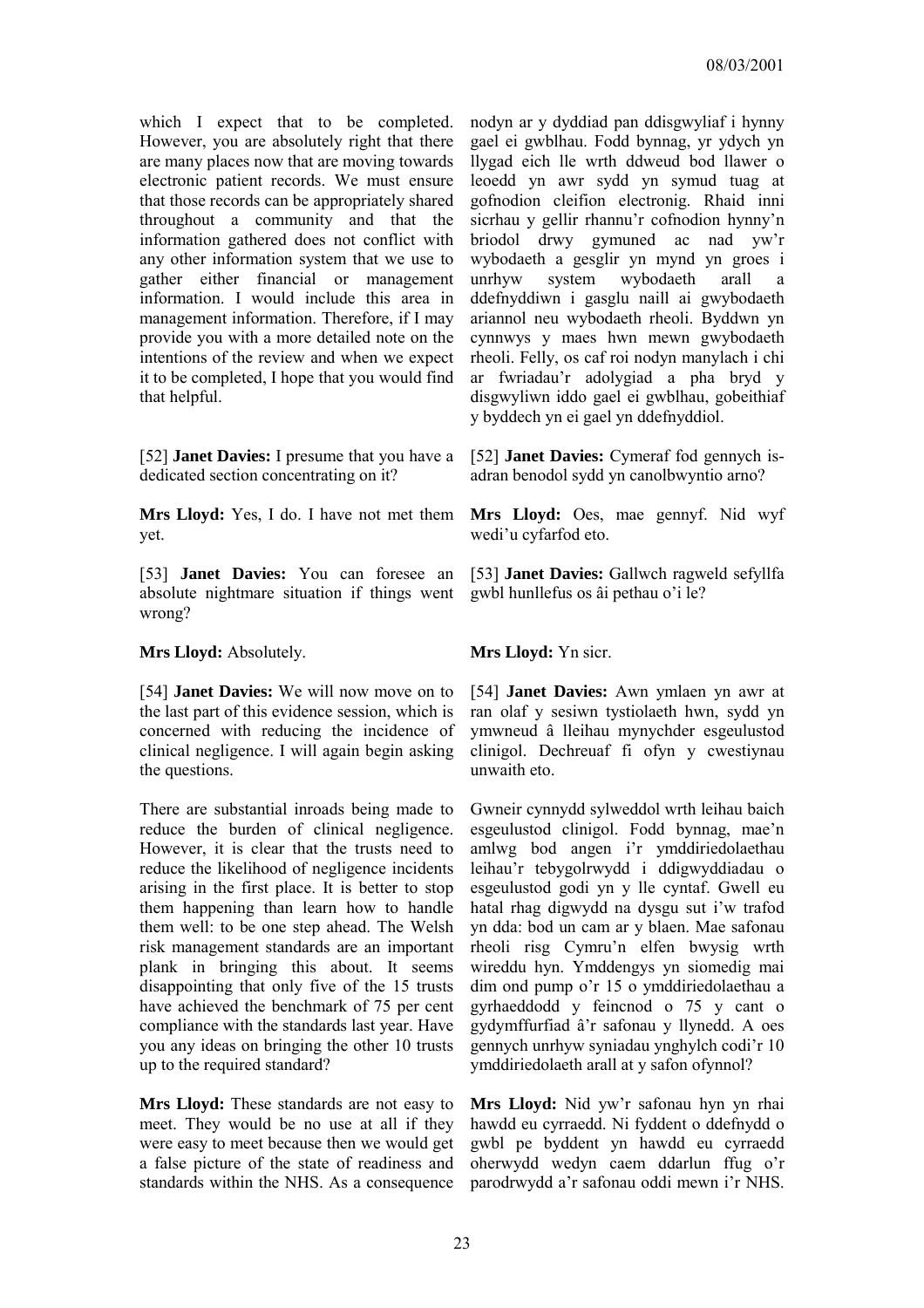which I expect that to be completed. However, you are absolutely right that there are many places now that are moving towards electronic patient records. We must ensure that those records can be appropriately shared throughout a community and that the information gathered does not conflict with any other information system that we use to gather either financial or management information. I would include this area in management information. Therefore, if I may provide you with a more detailed note on the intentions of the review and when we expect it to be completed, I hope that you would find that helpful.

[52] **Janet Davies:** I presume that you have a dedicated section concentrating on it?

**Mrs Lloyd:** Yes, I do. I have not met them yet.

[53] **Janet Davies:** You can foresee an absolute nightmare situation if things went wrong?

**Mrs Lloyd:** Absolutely.

[54] **Janet Davies:** We will now move on to the last part of this evidence session, which is concerned with reducing the incidence of clinical negligence. I will again begin asking the questions.

There are substantial inroads being made to reduce the burden of clinical negligence. However, it is clear that the trusts need to reduce the likelihood of negligence incidents arising in the first place. It is better to stop them happening than learn how to handle them well: to be one step ahead. The Welsh risk management standards are an important plank in bringing this about. It seems disappointing that only five of the 15 trusts have achieved the benchmark of 75 per cent compliance with the standards last year. Have you any ideas on bringing the other 10 trusts up to the required standard?

**Mrs Lloyd:** These standards are not easy to meet. They would be no use at all if they were easy to meet because then we would get a false picture of the state of readiness and standards within the NHS. As a consequence

nodyn ar y dyddiad pan ddisgwyliaf i hynny gael ei gwblhau. Fodd bynnag, yr ydych yn llygad eich lle wrth ddweud bod llawer o leoedd yn awr sydd yn symud tuag at gofnodion cleifion electronig. Rhaid inni sicrhau y gellir rhannu'r cofnodion hynny'n briodol drwy gymuned ac nad yw'r wybodaeth a gesglir yn mynd yn groes i unrhyw system wybodaeth arall a ddefnyddiwn i gasglu naill ai gwybodaeth ariannol neu wybodaeth rheoli. Byddwn yn cynnwys y maes hwn mewn gwybodaeth rheoli. Felly, os caf roi nodyn manylach i chi ar fwriadau'r adolygiad a pha bryd y disgwyliwn iddo gael ei gwblhau, gobeithiaf y byddech yn ei gael yn ddefnyddiol.

[52] **Janet Davies:** Cymeraf fod gennych is-adran benodol sydd yn canolbwyntio arno?

**Mrs Lloyd:** Oes, mae gennyf. Nid wyf wedi'u cyfarfod eto.

[53] **Janet Davies:** Gallwch ragweld sefyllfa gwbl hunllefus os âi pethau o'i le?

**Mrs Lloyd:** Yn sicr.

[54] **Janet Davies:** Awn ymlaen yn awr at ran olaf y sesiwn tystiolaeth hwn, sydd yn ymwneud â lleihau mynychder esgeulustod clinigol. Dechreuaf fi ofyn y cwestiynau unwaith eto.

Gwneir cynnydd sylweddol wrth leihau baich esgeulustod clinigol. Fodd bynnag, mae'n amlwg bod angen i'r ymddiriedolaethau leihau'r tebygolrwydd i ddigwyddiadau o esgeulustod godi yn y lle cyntaf. Gwell eu hatal rhag digwydd na dysgu sut i'w trafod yn dda: bod un cam ar y blaen. Mae safonau rheoli risg Cymru'n elfen bwysig wrth wireddu hyn. Ymddengys yn siomedig mai dim ond pump o'r 15 o ymddiriedolaethau a gyrhaeddodd y feincnod o 75 y cant o gydymffurfiad â'r safonau y llynedd. A oes gennych unrhyw syniadau ynghylch codi'r 10 ymddiriedolaeth arall at y safon ofynnol?

**Mrs Lloyd:** Nid yw'r safonau hyn yn rhai hawdd eu cyrraedd. Ni fyddent o ddefnydd o gwbl pe byddent yn hawdd eu cyrraedd oherwydd wedyn caem ddarlun ffug o'r parodrwydd a'r safonau oddi mewn i'r NHS.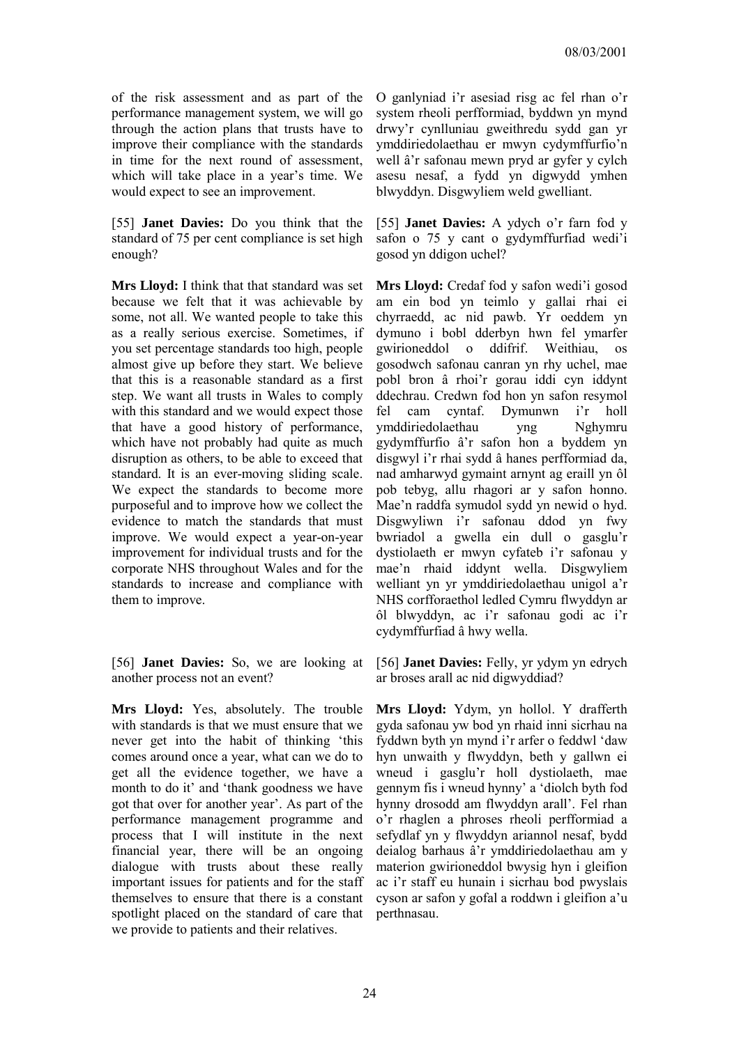of the risk assessment and as part of the performance management system, we will go through the action plans that trusts have to improve their compliance with the standards in time for the next round of assessment, which will take place in a year's time. We would expect to see an improvement.

O ganlyniad i'r asesiad risg ac fel rhan o'r system rheoli perfformiad, byddwn yn mynd drwy'r cynlluniau gweithredu sydd gan yr ymddiriedolaethau er mwyn cydymffurfio'n well â'r safonau mewn pryd ar gyfer y cylch asesu nesaf, a fydd yn digwydd ymhen blwyddyn. Disgwyliem weld gwelliant.

[55] **Janet Davies:** Do you think that the standard of 75 per cent compliance is set high enough?

[55] **Janet Davies:** A ydych o'r farn fod y safon o 75 y cant o gydymffurfiad wedi'i gosod yn ddigon uchel?

**Mrs Lloyd:** I think that that standard was set because we felt that it was achievable by some, not all. We wanted people to take this as a really serious exercise. Sometimes, if you set percentage standards too high, people almost give up before they start. We believe that this is a reasonable standard as a first step. We want all trusts in Wales to comply with this standard and we would expect those that have a good history of performance, which have not probably had quite as much disruption as others, to be able to exceed that standard. It is an ever-moving sliding scale. We expect the standards to become more purposeful and to improve how we collect the evidence to match the standards that must improve. We would expect a year-on-year improvement for individual trusts and for the corporate NHS throughout Wales and for the standards to increase and compliance with them to improve.

**Mrs Lloyd:** Credaf fod y safon wedi'i gosod am ein bod yn teimlo y gallai rhai ei chyrraedd, ac nid pawb. Yr oeddem yn dymuno i bobl dderbyn hwn fel ymarfer gwirioneddol o ddifrif. Weithiau, os gosodwch safonau canran yn rhy uchel, mae pobl bron â rhoi'r gorau iddi cyn iddynt ddechrau. Credwn fod hon yn safon resymol fel cam cyntaf. Dymunwn i'r holl ymddiriedolaethau yng Nghymru gydymffurfio â'r safon hon a byddem yn disgwyl i'r rhai sydd â hanes perfformiad da, nad amharwyd gymaint arnynt ag eraill yn ôl pob tebyg, allu rhagori ar y safon honno. Mae'n raddfa symudol sydd yn newid o hyd. Disgwyliwn i'r safonau ddod yn fwy bwriadol a gwella ein dull o gasglu'r dystiolaeth er mwyn cyfateb i'r safonau y mae'n rhaid iddynt wella. Disgwyliem welliant yn yr ymddiriedolaethau unigol a'r NHS corfforaethol ledled Cymru flwyddyn ar ôl blwyddyn, ac i'r safonau godi ac i'r cydymffurfiad â hwy wella.

[56] **Janet Davies:** So, we are looking at another process not an event?

[56] **Janet Davies:** Felly, yr ydym yn edrych ar broses arall ac nid digwyddiad?

**Mrs Lloyd:** Yes, absolutely. The trouble with standards is that we must ensure that we never get into the habit of thinking 'this comes around once a year, what can we do to get all the evidence together, we have a month to do it' and 'thank goodness we have got that over for another year'. As part of the performance management programme and process that I will institute in the next financial year, there will be an ongoing dialogue with trusts about these really important issues for patients and for the staff themselves to ensure that there is a constant spotlight placed on the standard of care that we provide to patients and their relatives.

**Mrs Lloyd:** Ydym, yn hollol. Y drafferth gyda safonau yw bod yn rhaid inni sicrhau na fyddwn byth yn mynd i'r arfer o feddwl 'daw hyn unwaith y flwyddyn, beth y gallwn ei wneud i gasglu'r holl dystiolaeth, mae gennym fis i wneud hynny' a 'diolch byth fod hynny drosodd am flwyddyn arall'. Fel rhan o'r rhaglen a phroses rheoli perfformiad a sefydlaf yn y flwyddyn ariannol nesaf, bydd deialog barhaus â'r ymddiriedolaethau am y materion gwirioneddol bwysig hyn i gleifion ac i'r staff eu hunain i sicrhau bod pwyslais cyson ar safon y gofal a roddwn i gleifion a'u perthnasau.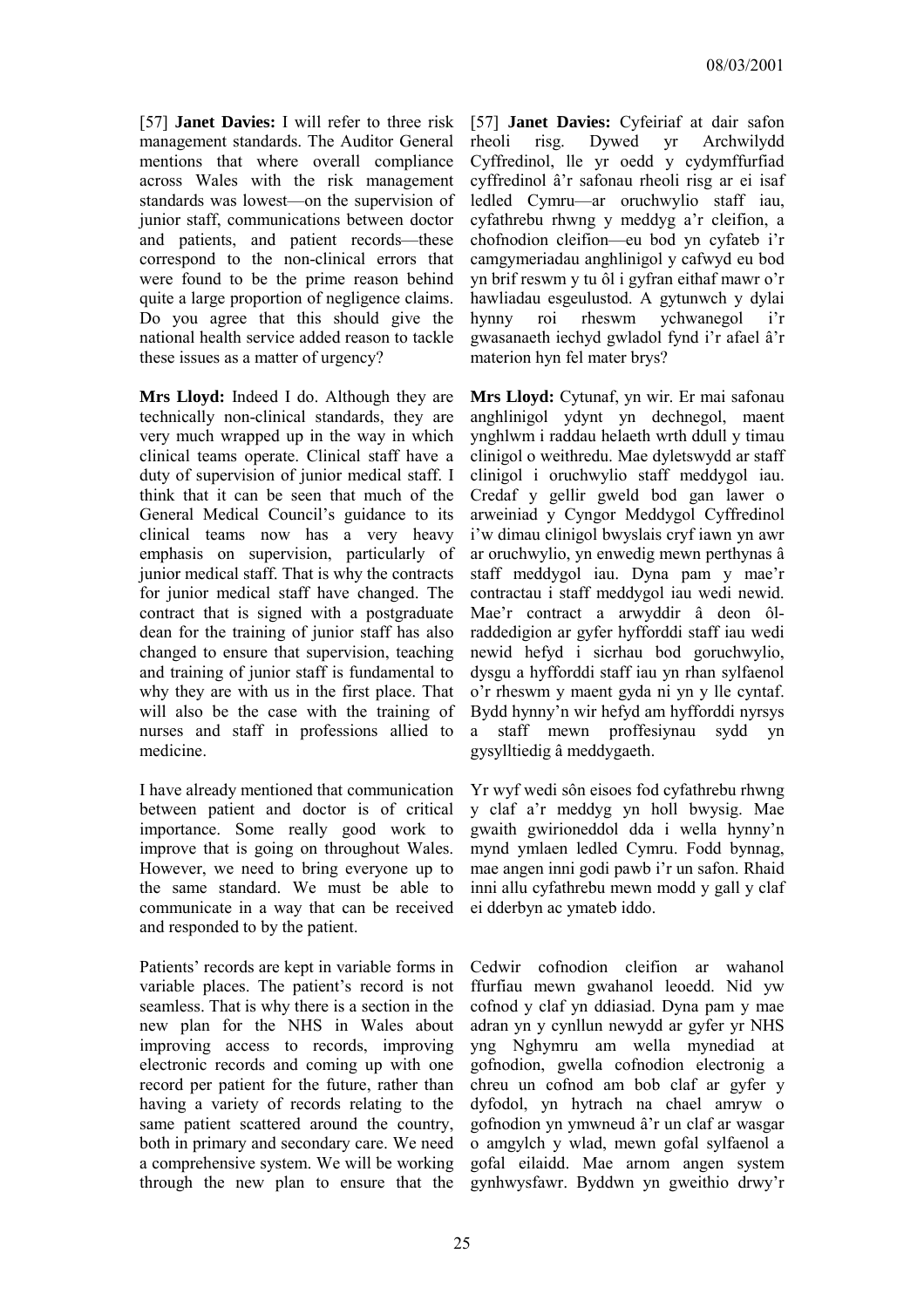[57] **Janet Davies:** I will refer to three risk management standards. The Auditor General mentions that where overall compliance across Wales with the risk management standards was lowest—on the supervision of junior staff, communications between doctor and patients, and patient records—these correspond to the non-clinical errors that were found to be the prime reason behind quite a large proportion of negligence claims. Do you agree that this should give the national health service added reason to tackle these issues as a matter of urgency?

**Mrs Lloyd:** Indeed I do. Although they are technically non-clinical standards, they are very much wrapped up in the way in which clinical teams operate. Clinical staff have a duty of supervision of junior medical staff. I think that it can be seen that much of the General Medical Council's guidance to its clinical teams now has a very heavy emphasis on supervision, particularly of junior medical staff. That is why the contracts for junior medical staff have changed. The contract that is signed with a postgraduate dean for the training of junior staff has also changed to ensure that supervision, teaching and training of junior staff is fundamental to why they are with us in the first place. That will also be the case with the training of nurses and staff in professions allied to medicine.

I have already mentioned that communication between patient and doctor is of critical importance. Some really good work to improve that is going on throughout Wales. However, we need to bring everyone up to the same standard. We must be able to communicate in a way that can be received and responded to by the patient.

Patients' records are kept in variable forms in variable places. The patient's record is not seamless. That is why there is a section in the new plan for the NHS in Wales about improving access to records, improving electronic records and coming up with one record per patient for the future, rather than having a variety of records relating to the same patient scattered around the country, both in primary and secondary care. We need a comprehensive system. We will be working through the new plan to ensure that the

[57] **Janet Davies:** Cyfeiriaf at dair safon rheoli risg. Dywed yr Archwilydd Cyffredinol, lle yr oedd y cydymffurfiad cyffredinol â'r safonau rheoli risg ar ei isaf ledled Cymru—ar oruchwylio staff iau, cyfathrebu rhwng y meddyg a'r cleifion, a chofnodion cleifion—eu bod yn cyfateb i'r camgymeriadau anghlinigol y cafwyd eu bod yn brif reswm y tu ôl i gyfran eithaf mawr o'r hawliadau esgeulustod. A gytunwch y dylai hynny roi rheswm ychwanegol i'r gwasanaeth iechyd gwladol fynd i'r afael â'r materion hyn fel mater brys?

**Mrs Lloyd:** Cytunaf, yn wir. Er mai safonau anghlinigol ydynt yn dechnegol, maent ynghlwm i raddau helaeth wrth ddull y timau clinigol o weithredu. Mae dyletswydd ar staff clinigol i oruchwylio staff meddygol iau. Credaf y gellir gweld bod gan lawer o arweiniad y Cyngor Meddygol Cyffredinol i'w dimau clinigol bwyslais cryf iawn yn awr ar oruchwylio, yn enwedig mewn perthynas â staff meddygol iau. Dyna pam y mae'r contractau i staff meddygol iau wedi newid. Mae'r contract a arwyddir â deon ôl-raddedigion ar gyfer hyfforddi staff iau wedi newid hefyd i sicrhau bod goruchwylio, dysgu a hyfforddi staff iau yn rhan sylfaenol o'r rheswm y maent gyda ni yn y lle cyntaf. Bydd hynny'n wir hefyd am hyfforddi nyrsys a staff mewn proffesiynau sydd yn gysylltiedig â meddygaeth.

Yr wyf wedi sôn eisoes fod cyfathrebu rhwng y claf a'r meddyg yn holl bwysig. Mae gwaith gwirioneddol dda i wella hynny'n mynd ymlaen ledled Cymru. Fodd bynnag, mae angen inni godi pawb i'r un safon. Rhaid inni allu cyfathrebu mewn modd y gall y claf ei dderbyn ac ymateb iddo.

Cedwir cofnodion cleifion ar wahanol ffurfiau mewn gwahanol leoedd. Nid yw cofnod y claf yn ddiasiad. Dyna pam y mae adran yn y cynllun newydd ar gyfer yr NHS yng Nghymru am wella mynediad at gofnodion, gwella cofnodion electronig a chreu un cofnod am bob claf ar gyfer y dyfodol, yn hytrach na chael amryw o gofnodion yn ymwneud â'r un claf ar wasgar o amgylch y wlad, mewn gofal sylfaenol a gofal eilaidd. Mae arnom angen system gynhwysfawr. Byddwn yn gweithio drwy'r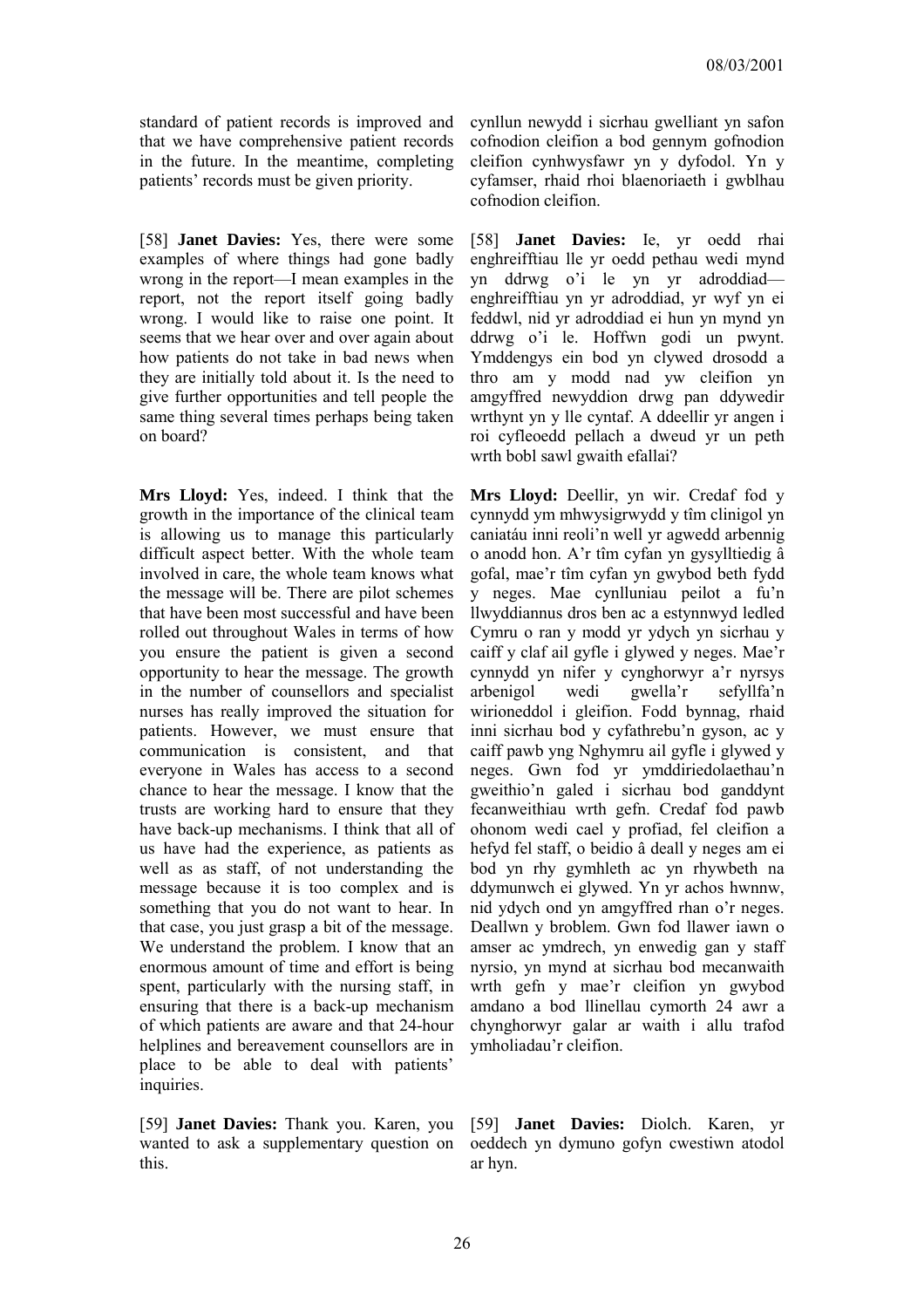standard of patient records is improved and that we have comprehensive patient records in the future. In the meantime, completing patients' records must be given priority.

cynllun newydd i sicrhau gwelliant yn safon cofnodion cleifion a bod gennym gofnodion cleifion cynhwysfawr yn y dyfodol. Yn y cyfamser, rhaid rhoi blaenoriaeth i gwblhau cofnodion cleifion.

[58] **Janet Davies:** Yes, there were some examples of where things had gone badly wrong in the report—I mean examples in the report, not the report itself going badly wrong. I would like to raise one point. It seems that we hear over and over again about how patients do not take in bad news when they are initially told about it. Is the need to give further opportunities and tell people the same thing several times perhaps being taken on board?

[58] **Janet Davies:** Ie, yr oedd rhai enghreifftiau lle yr oedd pethau wedi mynd yn ddrwg o'i le yn yr adroddiad—enghreifftiau yn yr adroddiad, yr wyf yn ei feddwl, nid yr adroddiad ei hun yn mynd yn ddrwg o'i le. Hoffwn godi un pwynt. Ymddengys ein bod yn clywed drosodd a thro am y modd nad yw cleifion yn amgyffred newyddion drwg pan ddywedir wrthynt yn y lle cyntaf. A ddeellir yr angen i roi cyfleoedd pellach a dweud yr un peth wrth bobl sawl gwaith efallai?

**Mrs Lloyd:** Yes, indeed. I think that the growth in the importance of the clinical team is allowing us to manage this particularly difficult aspect better. With the whole team involved in care, the whole team knows what the message will be. There are pilot schemes that have been most successful and have been rolled out throughout Wales in terms of how you ensure the patient is given a second opportunity to hear the message. The growth in the number of counsellors and specialist nurses has really improved the situation for patients. However, we must ensure that communication is consistent, and that everyone in Wales has access to a second chance to hear the message. I know that the trusts are working hard to ensure that they have back-up mechanisms. I think that all of us have had the experience, as patients as well as as staff, of not understanding the message because it is too complex and is something that you do not want to hear. In that case, you just grasp a bit of the message. We understand the problem. I know that an enormous amount of time and effort is being spent, particularly with the nursing staff, in ensuring that there is a back-up mechanism of which patients are aware and that 24-hour helplines and bereavement counsellors are in place to be able to deal with patients' inquiries.

**Mrs Lloyd:** Deellir, yn wir. Credaf fod y cynnydd ym mhwysigrwydd y tîm clinigol yn caniatáu inni reoli'n well yr agwedd arbennig o anodd hon. A'r tîm cyfan yn gysylltiedig â gofal, mae'r tîm cyfan yn gwybod beth fydd y neges. Mae cynlluniau peilot a fu'n llwyddiannus dros ben ac a estynnwyd ledled Cymru o ran y modd yr ydych yn sicrhau y caiff y claf ail gyfle i glywed y neges. Mae'r cynnydd yn nifer y cynghorwyr a'r nyrsys arbenigol wedi gwella'r sefyllfa'n wirioneddol i gleifion. Fodd bynnag, rhaid inni sicrhau bod y cyfathrebu'n gyson, ac y caiff pawb yng Nghymru ail gyfle i glywed y neges. Gwn fod yr ymddiriedolaethau'n gweithio'n galed i sicrhau bod ganddynt fecanweithiau wrth gefn. Credaf fod pawb ohonom wedi cael y profiad, fel cleifion a hefyd fel staff, o beidio â deall y neges am ei bod yn rhy gymhleth ac yn rhywbeth na ddymunwch ei glywed. Yn yr achos hwnnw, nid ydych ond yn amgyffred rhan o'r neges. Deallwn y broblem. Gwn fod llawer iawn o amser ac ymdrech, yn enwedig gan y staff nyrsio, yn mynd at sicrhau bod mecanwaith wrth gefn y mae'r cleifion yn gwybod amdano a bod llinellau cymorth 24 awr a chynghorwyr galar ar waith i allu trafod ymholiadau'r cleifion.

[59] **Janet Davies:** Thank you. Karen, you wanted to ask a supplementary question on this.

[59] **Janet Davies:** Diolch. Karen, yr oeddech yn dymuno gofyn cwestiwn atodol ar hyn.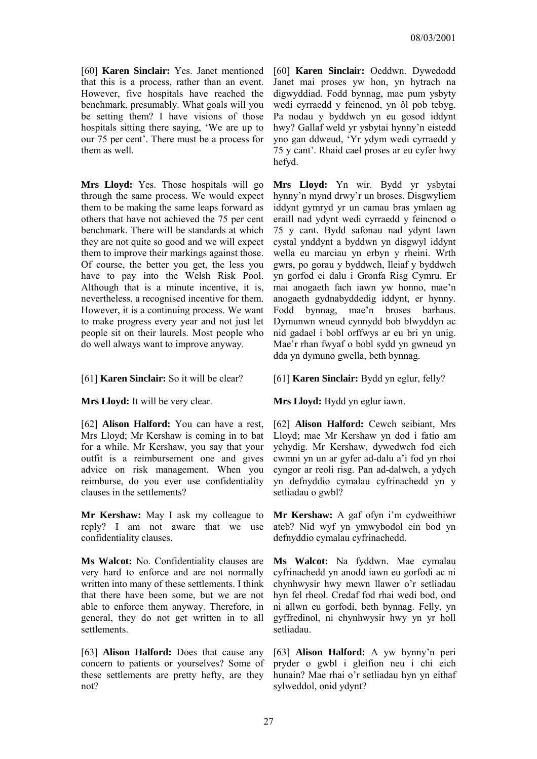[60] **Karen Sinclair:** Yes. Janet mentioned that this is a process, rather than an event. However, five hospitals have reached the benchmark, presumably. What goals will you be setting them? I have visions of those hospitals sitting there saying, 'We are up to our 75 per cent'. There must be a process for them as well.

**Mrs Lloyd:** Yes. Those hospitals will go through the same process. We would expect them to be making the same leaps forward as others that have not achieved the 75 per cent benchmark. There will be standards at which they are not quite so good and we will expect them to improve their markings against those. Of course, the better you get, the less you have to pay into the Welsh Risk Pool. Although that is a minute incentive, it is, nevertheless, a recognised incentive for them. However, it is a continuing process. We want to make progress every year and not just let people sit on their laurels. Most people who do well always want to improve anyway.

[61] **Karen Sinclair:** So it will be clear?

**Mrs Lloyd:** It will be very clear.

[62] **Alison Halford:** You can have a rest, Mrs Lloyd; Mr Kershaw is coming in to bat for a while. Mr Kershaw, you say that your outfit is a reimbursement one and gives advice on risk management. When you reimburse, do you ever use confidentiality clauses in the settlements?

**Mr Kershaw:** May I ask my colleague to reply? I am not aware that we use confidentiality clauses.

**Ms Walcot:** No. Confidentiality clauses are very hard to enforce and are not normally written into many of these settlements. I think that there have been some, but we are not able to enforce them anyway. Therefore, in general, they do not get written in to all settlements.

[63] **Alison Halford:** Does that cause any concern to patients or yourselves? Some of these settlements are pretty hefty, are they not?

[60] **Karen Sinclair:** Oeddwn. Dywedodd Janet mai proses yw hon, yn hytrach na digwyddiad. Fodd bynnag, mae pum ysbyty wedi cyrraedd y feincnod, yn ôl pob tebyg. Pa nodau y byddwch yn eu gosod iddynt hwy? Gallaf weld yr ysbytai hynny'n eistedd yno gan ddweud, 'Yr ydym wedi cyrraedd y 75 y cant'. Rhaid cael proses ar eu cyfer hwy hefyd.

**Mrs Lloyd:** Yn wir. Bydd yr ysbytai hynny'n mynd drwy'r un broses. Disgwyliem iddynt gymryd yr un camau bras ymlaen ag eraill nad ydynt wedi cyrraedd y feincnod o 75 y cant. Bydd safonau nad ydynt lawn cystal ynddynt a byddwn yn disgwyl iddynt wella eu marciau yn erbyn y rheini. Wrth gwrs, po gorau y byddwch, lleiaf y byddwch yn gorfod ei dalu i Gronfa Risg Cymru. Er mai anogaeth fach iawn yw honno, mae'n anogaeth gydnabyddedig iddynt, er hynny. Fodd bynnag, mae'n broses barhaus. Dymunwn wneud cynnydd bob blwyddyn ac nid gadael i bobl orffwys ar eu bri yn unig. Mae'r rhan fwyaf o bobl sydd yn gwneud yn dda yn dymuno gwella, beth bynnag.

[61] **Karen Sinclair:** Bydd yn eglur, felly?

**Mrs Lloyd:** Bydd yn eglur iawn.

[62] **Alison Halford:** Cewch seibiant, Mrs Lloyd; mae Mr Kershaw yn dod i fatio am ychydig. Mr Kershaw, dywedwch fod eich cwmni yn un ar gyfer ad-dalu a'i fod yn rhoi cyngor ar reoli risg. Pan ad-dalwch, a ydych yn defnyddio cymalau cyfrinachedd yn y setliadau o gwbl?

**Mr Kershaw:** A gaf ofyn i'm cydweithiwr ateb? Nid wyf yn ymwybodol ein bod yn defnyddio cymalau cyfrinachedd.

**Ms Walcot:** Na fyddwn. Mae cymalau cyfrinachedd yn anodd iawn eu gorfodi ac ni chynhwysir hwy mewn llawer o'r setliadau hyn fel rheol. Credaf fod rhai wedi bod, ond ni allwn eu gorfodi, beth bynnag. Felly, yn gyffredinol, ni chynhwysir hwy yn yr holl setliadau.

[63] **Alison Halford:** A yw hynny'n peri pryder o gwbl i gleifion neu i chi eich hunain? Mae rhai o'r setliadau hyn yn eithaf sylweddol, onid ydynt?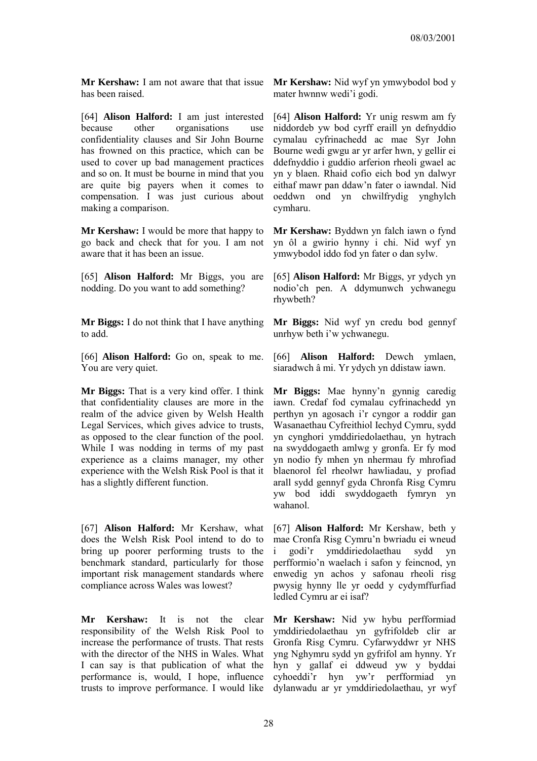**Mr Kershaw:** I am not aware that that issue has been raised.

[64] **Alison Halford:** I am just interested because other organisations use confidentiality clauses and Sir John Bourne has frowned on this practice, which can be used to cover up bad management practices and so on. It must be bourne in mind that you are quite big payers when it comes to compensation. I was just curious about making a comparison.

**Mr Kershaw:** I would be more that happy to go back and check that for you. I am not aware that it has been an issue.

[65] **Alison Halford:** Mr Biggs, you are nodding. Do you want to add something?

**Mr Biggs:** I do not think that I have anything to add.

[66] **Alison Halford:** Go on, speak to me. You are very quiet.

**Mr Biggs:** That is a very kind offer. I think that confidentiality clauses are more in the realm of the advice given by Welsh Health Legal Services, which gives advice to trusts, as opposed to the clear function of the pool. While I was nodding in terms of my past experience as a claims manager, my other experience with the Welsh Risk Pool is that it has a slightly different function.

[67] **Alison Halford:** Mr Kershaw, what does the Welsh Risk Pool intend to do to bring up poorer performing trusts to the benchmark standard, particularly for those important risk management standards where compliance across Wales was lowest?

**Mr Kershaw:** It is not the clear responsibility of the Welsh Risk Pool to increase the performance of trusts. That rests with the director of the NHS in Wales. What I can say is that publication of what the performance is, would, I hope, influence trusts to improve performance. I would like

**Mr Kershaw:** Nid wyf yn ymwybodol bod y mater hwnnw wedi'i godi.

[64] **Alison Halford:** Yr unig reswm am fy niddordeb yw bod cyrff eraill yn defnyddio cymalau cyfrinachedd ac mae Syr John Bourne wedi gwgu ar yr arfer hwn, y gellir ei ddefnyddio i guddio arferion rheoli gwael ac yn y blaen. Rhaid cofio eich bod yn dalwyr eithaf mawr pan ddaw'n fater o iawndal. Nid oeddwn ond yn chwilfrydig ynghylch cymharu.

**Mr Kershaw:** Byddwn yn falch iawn o fynd yn ôl a gwirio hynny i chi. Nid wyf yn ymwybodol iddo fod yn fater o dan sylw.

[65] **Alison Halford:** Mr Biggs, yr ydych yn nodio'ch pen. A ddymunwch ychwanegu rhywbeth?

**Mr Biggs:** Nid wyf yn credu bod gennyf unrhyw beth i'w ychwanegu.

[66] **Alison Halford:** Dewch ymlaen, siaradwch â mi. Yr ydych yn ddistaw iawn.

**Mr Biggs:** Mae hynny'n gynnig caredig iawn. Credaf fod cymalau cyfrinachedd yn perthyn yn agosach i'r cyngor a roddir gan Wasanaethau Cyfreithiol Iechyd Cymru, sydd yn cynghori ymddiriedolaethau, yn hytrach na swyddogaeth amlwg y gronfa. Er fy mod yn nodio fy mhen yn nhermau fy mhrofiad blaenorol fel rheolwr hawliadau, y profiad arall sydd gennyf gyda Chronfa Risg Cymru yw bod iddi swyddogaeth fymryn yn wahanol.

[67] **Alison Halford:** Mr Kershaw, beth y mae Cronfa Risg Cymru'n bwriadu ei wneud i godi'r ymddiriedolaethau sydd yn perfformio'n waelach i safon y feincnod, yn enwedig yn achos y safonau rheoli risg pwysig hynny lle yr oedd y cydymffurfiad ledled Cymru ar ei isaf?

**Mr Kershaw:** Nid yw hybu perfformiad ymddiriedolaethau yn gyfrifoldeb clir ar Gronfa Risg Cymru. Cyfarwyddwr yr NHS yng Nghymru sydd yn gyfrifol am hynny. Yr hyn y gallaf ei ddweud yw y byddai cyhoeddi'r hyn yw'r perfformiad yn dylanwadu ar yr ymddiriedolaethau, yr wyf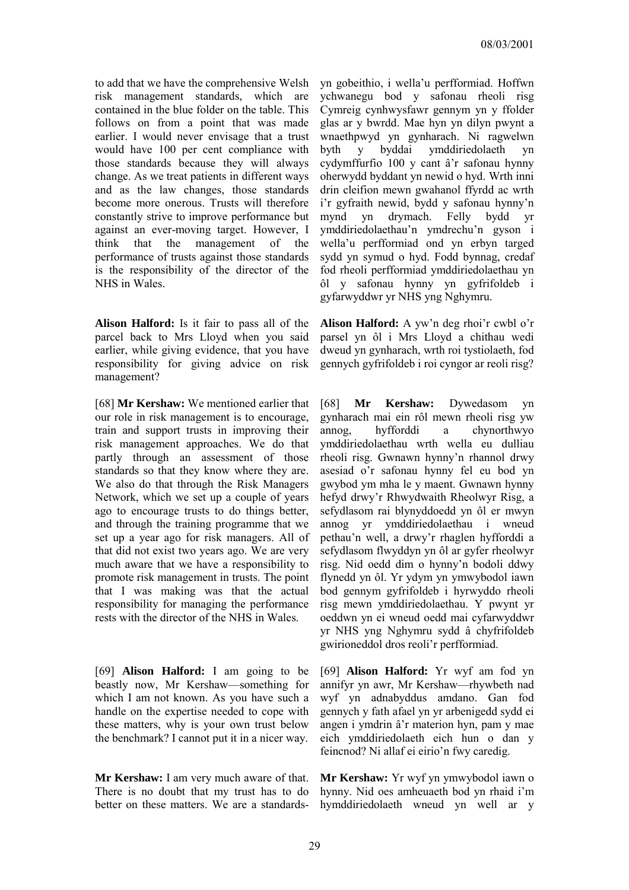to add that we have the comprehensive Welsh risk management standards, which are contained in the blue folder on the table. This follows on from a point that was made earlier. I would never envisage that a trust would have 100 per cent compliance with those standards because they will always change. As we treat patients in different ways and as the law changes, those standards become more onerous. Trusts will therefore constantly strive to improve performance but against an ever-moving target. However, I think that the management of the performance of trusts against those standards is the responsibility of the director of the NHS in Wales.

yn gobeithio, i wella'u perfformiad. Hoffwn ychwanegu bod y safonau rheoli risg Cymreig cynhwysfawr gennym yn y ffolder glas ar y bwrdd. Mae hyn yn dilyn pwynt a wnaethpwyd yn gynharach. Ni ragwelwn byth y byddai ymddiriedolaeth yn cydymffurfio 100 y cant â'r safonau hynny oherwydd byddant yn newid o hyd. Wrth inni drin cleifion mewn gwahanol ffyrdd ac wrth i'r gyfraith newid, bydd y safonau hynny'n mynd yn drymach. Felly bydd yr ymddiriedolaethau'n ymdrechu'n gyson i wella'u perfformiad ond yn erbyn targed sydd yn symud o hyd. Fodd bynnag, credaf fod rheoli perfformiad ymddiriedolaethau yn ôl y safonau hynny yn gyfrifoldeb i gyfarwyddwr yr NHS yng Nghymru.

**Alison Halford:** Is it fair to pass all of the parcel back to Mrs Lloyd when you said earlier, while giving evidence, that you have responsibility for giving advice on risk management?

**Alison Halford:** A yw'n deg rhoi'r cwbl o'r parsel yn ôl i Mrs Lloyd a chithau wedi dweud yn gynharach, wrth roi tystiolaeth, fod gennych gyfrifoldeb i roi cyngor ar reoli risg?

[68] **Mr Kershaw:** We mentioned earlier that our role in risk management is to encourage, train and support trusts in improving their risk management approaches. We do that partly through an assessment of those standards so that they know where they are. We also do that through the Risk Managers Network, which we set up a couple of years ago to encourage trusts to do things better, and through the training programme that we set up a year ago for risk managers. All of that did not exist two years ago. We are very much aware that we have a responsibility to promote risk management in trusts. The point that I was making was that the actual responsibility for managing the performance rests with the director of the NHS in Wales.

[68] **Mr Kershaw:** Dywedasom yn gynharach mai ein rôl mewn rheoli risg yw annog, hyfforddi a chynorthwyo ymddiriedolaethau wrth wella eu dulliau rheoli risg. Gwnawn hynny'n rhannol drwy asesiad o'r safonau hynny fel eu bod yn gwybod ym mha le y maent. Gwnawn hynny hefyd drwy'r Rhwydwaith Rheolwyr Risg, a sefydlasom rai blynyddoedd yn ôl er mwyn annog yr ymddiriedolaethau i wneud pethau'n well, a drwy'r rhaglen hyfforddi a sefydlasom flwyddyn yn ôl ar gyfer rheolwyr risg. Nid oedd dim o hynny'n bodoli ddwy flynedd yn ôl. Yr ydym yn ymwybodol iawn bod gennym gyfrifoldeb i hyrwyddo rheoli risg mewn ymddiriedolaethau. Y pwynt yr oeddwn yn ei wneud oedd mai cyfarwyddwr yr NHS yng Nghymru sydd â chyfrifoldeb gwirioneddol dros reoli'r perfformiad.

[69] **Alison Halford:** I am going to be beastly now, Mr Kershaw—something for which I am not known. As you have such a handle on the expertise needed to cope with these matters, why is your own trust below the benchmark? I cannot put it in a nicer way.

[69] **Alison Halford:** Yr wyf am fod yn annifyr yn awr, Mr Kershaw—rhywbeth nad wyf yn adnabyddus amdano. Gan fod gennych y fath afael yn yr arbenigedd sydd ei angen i ymdrin â'r materion hyn, pam y mae eich ymddiriedolaeth eich hun o dan y feincnod? Ni allaf ei eirio'n fwy caredig.

**Mr Kershaw:** I am very much aware of that. There is no doubt that my trust has to do better on these matters. We are a standards-

**Mr Kershaw:** Yr wyf yn ymwybodol iawn o hynny. Nid oes amheuaeth bod yn rhaid i'm hymddiriedolaeth wneud yn well ar y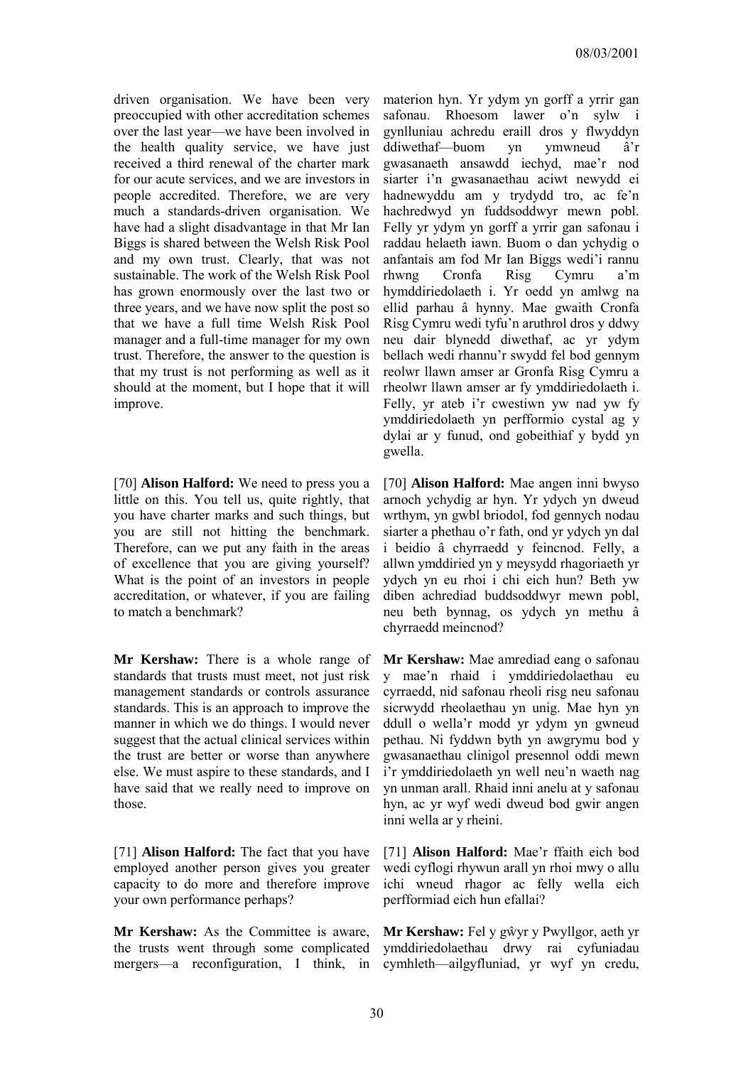driven organisation. We have been very preoccupied with other accreditation schemes over the last year—we have been involved in the health quality service, we have just received a third renewal of the charter mark for our acute services, and we are investors in people accredited. Therefore, we are very much a standards-driven organisation. We have had a slight disadvantage in that Mr Ian Biggs is shared between the Welsh Risk Pool and my own trust. Clearly, that was not sustainable. The work of the Welsh Risk Pool has grown enormously over the last two or three years, and we have now split the post so that we have a full time Welsh Risk Pool manager and a full-time manager for my own trust. Therefore, the answer to the question is that my trust is not performing as well as it should at the moment, but I hope that it will improve.

[70] **Alison Halford:** We need to press you a little on this. You tell us, quite rightly, that you have charter marks and such things, but you are still not hitting the benchmark. Therefore, can we put any faith in the areas of excellence that you are giving yourself? What is the point of an investors in people accreditation, or whatever, if you are failing to match a benchmark?

**Mr Kershaw:** There is a whole range of standards that trusts must meet, not just risk management standards or controls assurance standards. This is an approach to improve the manner in which we do things. I would never suggest that the actual clinical services within the trust are better or worse than anywhere else. We must aspire to these standards, and I have said that we really need to improve on those.

[71] **Alison Halford:** The fact that you have employed another person gives you greater capacity to do more and therefore improve your own performance perhaps?

**Mr Kershaw:** As the Committee is aware, the trusts went through some complicated mergers—a reconfiguration, I think, in

materion hyn. Yr ydym yn gorff a yrrir gan safonau. Rhoesom lawer o'n sylw i gynlluniau achredu eraill dros y flwyddyn ddiwethaf—buom yn ymwneud â'r gwasanaeth ansawdd iechyd, mae'r nod siarter i'n gwasanaethau aciwt newydd ei hadnewyddu am y trydydd tro, ac fe'n hachredwyd yn fuddsoddwyr mewn pobl. Felly yr ydym yn gorff a yrrir gan safonau i raddau helaeth iawn. Buom o dan ychydig o anfantais am fod Mr Ian Biggs wedi'i rannu rhwng Cronfa Risg Cymru a'm hymddiriedolaeth i. Yr oedd yn amlwg na ellid parhau â hynny. Mae gwaith Cronfa Risg Cymru wedi tyfu'n aruthrol dros y ddwy neu dair blynedd diwethaf, ac yr ydym bellach wedi rhannu'r swydd fel bod gennym reolwr llawn amser ar Gronfa Risg Cymru a rheolwr llawn amser ar fy ymddiriedolaeth i. Felly, yr ateb i'r cwestiwn yw nad yw fy ymddiriedolaeth yn perfformio cystal ag y dylai ar y funud, ond gobeithiaf y bydd yn gwella.

[70] **Alison Halford:** Mae angen inni bwyso arnoch ychydig ar hyn. Yr ydych yn dweud wrthym, yn gwbl briodol, fod gennych nodau siarter a phethau o'r fath, ond yr ydych yn dal i beidio â chyrraedd y feincnod. Felly, a allwn ymddiried yn y meysydd rhagoriaeth yr ydych yn eu rhoi i chi eich hun? Beth yw diben achrediad buddsoddwyr mewn pobl, neu beth bynnag, os ydych yn methu â chyrraedd meincnod?

**Mr Kershaw:** Mae amrediad eang o safonau y mae'n rhaid i ymddiriedolaethau eu cyrraedd, nid safonau rheoli risg neu safonau sicrwydd rheolaethau yn unig. Mae hyn yn ddull o wella'r modd yr ydym yn gwneud pethau. Ni fyddwn byth yn awgrymu bod y gwasanaethau clinigol presennol oddi mewn i'r ymddiriedolaeth yn well neu'n waeth nag yn unman arall. Rhaid inni anelu at y safonau hyn, ac yr wyf wedi dweud bod gwir angen inni wella ar y rheini.

[71] **Alison Halford:** Mae'r ffaith eich bod wedi cyflogi rhywun arall yn rhoi mwy o allu ichi wneud rhagor ac felly wella eich perfformiad eich hun efallai?

**Mr Kershaw:** Fel y gŵyr y Pwyllgor, aeth yr ymddiriedolaethau drwy rai cyfuniadau cymhleth—ailgyfluniad, yr wyf yn credu,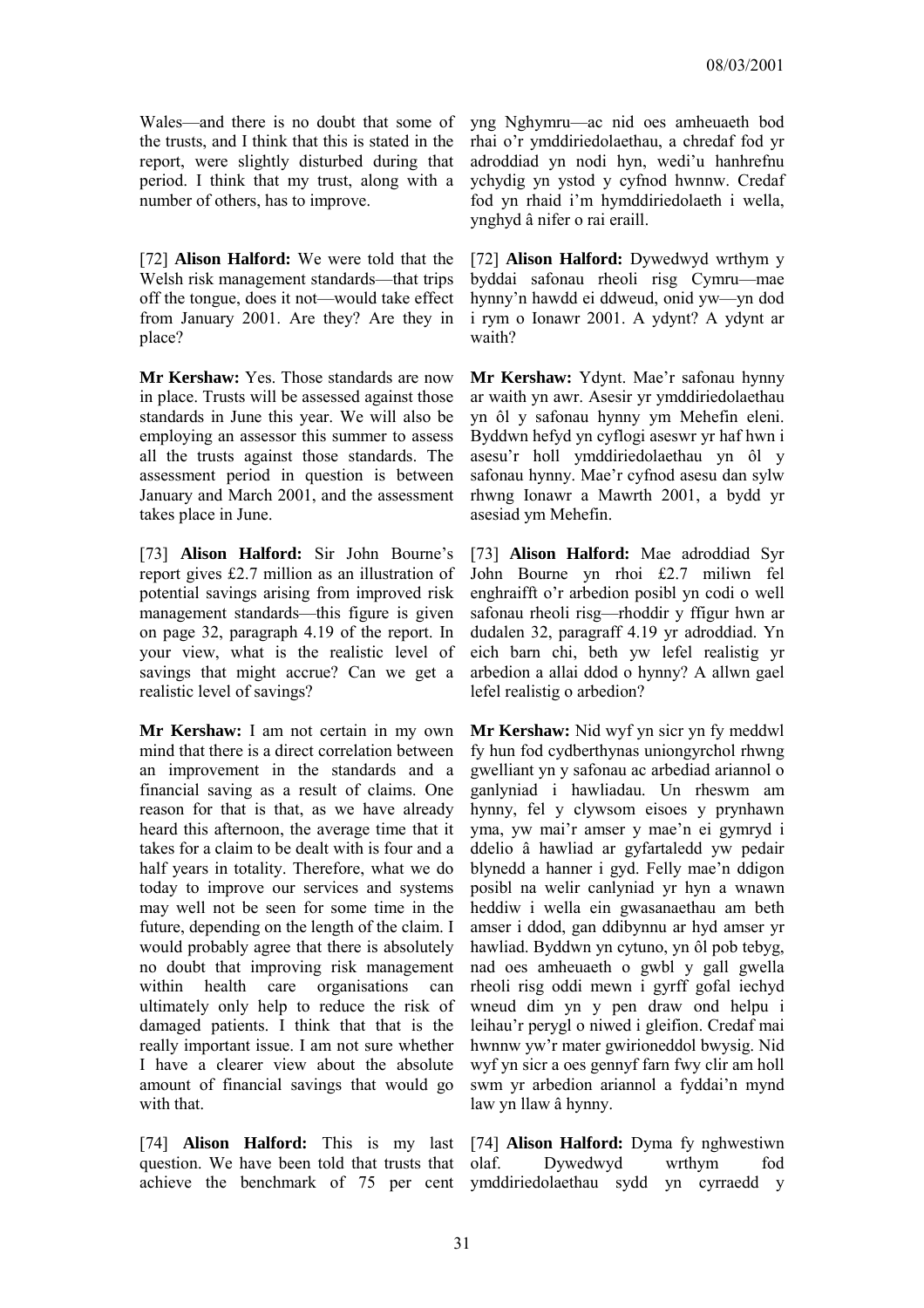Wales—and there is no doubt that some of the trusts, and I think that this is stated in the report, were slightly disturbed during that period. I think that my trust, along with a number of others, has to improve.

[72] **Alison Halford:** We were told that the Welsh risk management standards—that trips off the tongue, does it not—would take effect from January 2001. Are they? Are they in place?

**Mr Kershaw:** Yes. Those standards are now in place. Trusts will be assessed against those standards in June this year. We will also be employing an assessor this summer to assess all the trusts against those standards. The assessment period in question is between January and March 2001, and the assessment takes place in June.

[73] **Alison Halford:** Sir John Bourne's report gives £2.7 million as an illustration of potential savings arising from improved risk management standards—this figure is given on page 32, paragraph 4.19 of the report. In your view, what is the realistic level of savings that might accrue? Can we get a realistic level of savings?

**Mr Kershaw:** I am not certain in my own mind that there is a direct correlation between an improvement in the standards and a financial saving as a result of claims. One reason for that is that, as we have already heard this afternoon, the average time that it takes for a claim to be dealt with is four and a half years in totality. Therefore, what we do today to improve our services and systems may well not be seen for some time in the future, depending on the length of the claim. I would probably agree that there is absolutely no doubt that improving risk management within health care organisations can ultimately only help to reduce the risk of damaged patients. I think that that is the really important issue. I am not sure whether I have a clearer view about the absolute amount of financial savings that would go with that.

[74] **Alison Halford:** This is my last question. We have been told that trusts that achieve the benchmark of 75 per cent

yng Nghymru—ac nid oes amheuaeth bod rhai o'r ymddiriedolaethau, a chredaf fod yr adroddiad yn nodi hyn, wedi'u hanhrefnu ychydig yn ystod y cyfnod hwnnw. Credaf fod yn rhaid i'm hymddiriedolaeth i wella, ynghyd â nifer o rai eraill.

[72] **Alison Halford:** Dywedwyd wrthym y byddai safonau rheoli risg Cymru—mae hynny'n hawdd ei ddweud, onid yw—yn dod i rym o Ionawr 2001. A ydynt? A ydynt ar waith?

**Mr Kershaw:** Ydynt. Mae'r safonau hynny ar waith yn awr. Asesir yr ymddiriedolaethau yn ôl y safonau hynny ym Mehefin eleni. Byddwn hefyd yn cyflogi aseswr yr haf hwn i asesu'r holl ymddiriedolaethau yn ôl y safonau hynny. Mae'r cyfnod asesu dan sylw rhwng Ionawr a Mawrth 2001, a bydd yr asesiad ym Mehefin.

[73] **Alison Halford:** Mae adroddiad Syr John Bourne yn rhoi £2.7 miliwn fel enghraifft o'r arbedion posibl yn codi o well safonau rheoli risg—rhoddir y ffigur hwn ar dudalen 32, paragraff 4.19 yr adroddiad. Yn eich barn chi, beth yw lefel realistig yr arbedion a allai ddod o hynny? A allwn gael lefel realistig o arbedion?

**Mr Kershaw:** Nid wyf yn sicr yn fy meddwl fy hun fod cydberthynas uniongyrchol rhwng gwelliant yn y safonau ac arbediad ariannol o ganlyniad i hawliadau. Un rheswm am hynny, fel y clywsom eisoes y prynhawn yma, yw mai'r amser y mae'n ei gymryd i ddelio â hawliad ar gyfartaledd yw pedair blynedd a hanner i gyd. Felly mae'n ddigon posibl na welir canlyniad yr hyn a wnawn heddiw i wella ein gwasanaethau am beth amser i ddod, gan ddibynnu ar hyd amser yr hawliad. Byddwn yn cytuno, yn ôl pob tebyg, nad oes amheuaeth o gwbl y gall gwella rheoli risg oddi mewn i gyrff gofal iechyd wneud dim yn y pen draw ond helpu i leihau'r perygl o niwed i gleifion. Credaf mai hwnnw yw'r mater gwirioneddol bwysig. Nid wyf yn sicr a oes gennyf farn fwy clir am holl swm yr arbedion ariannol a fyddai'n mynd law yn llaw â hynny.

[74] **Alison Halford:** Dyma fy nghwestiwn olaf. Dywedwyd wrthym fod ymddiriedolaethau sydd yn cyrraedd y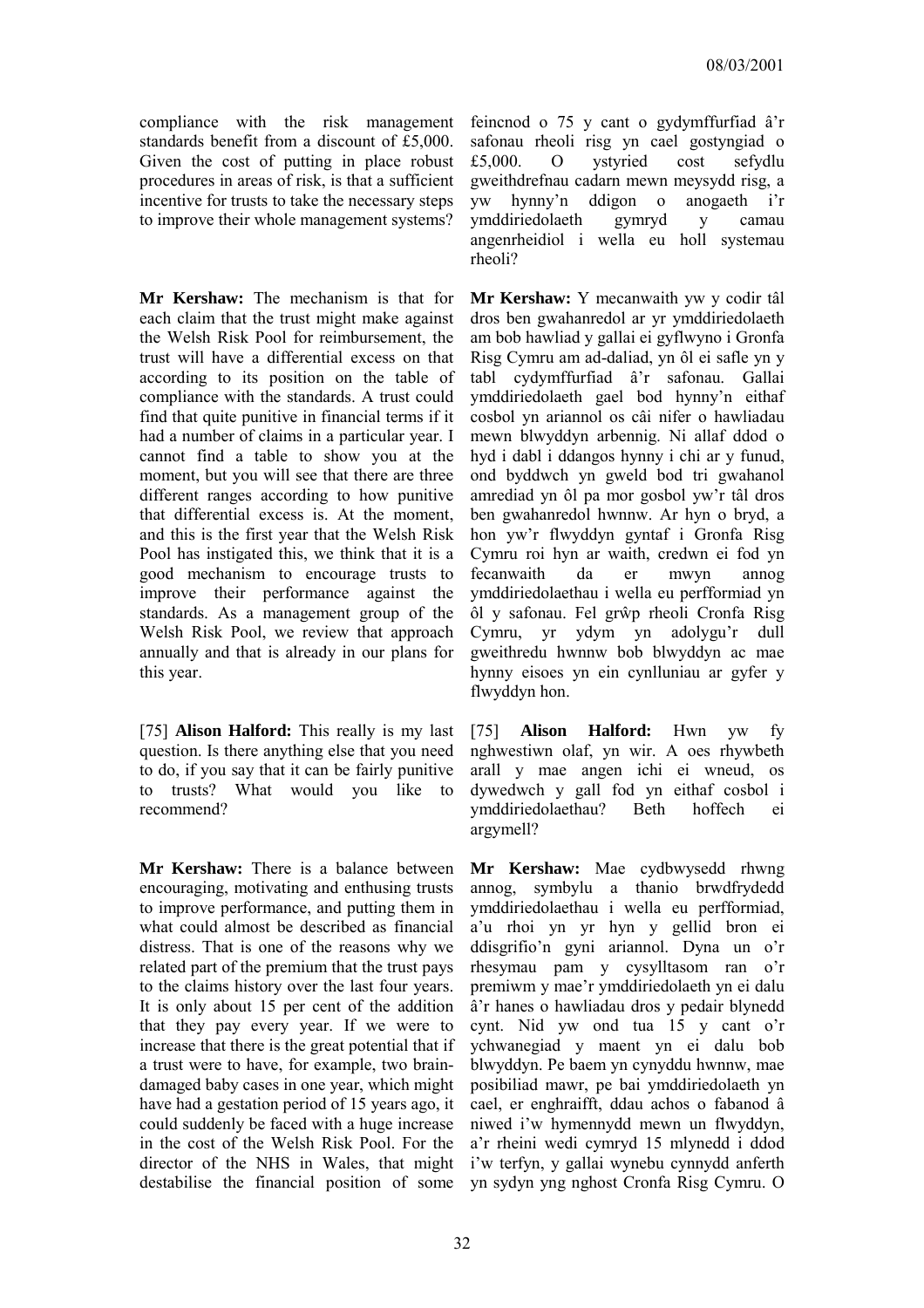compliance with the risk management standards benefit from a discount of £5,000. Given the cost of putting in place robust procedures in areas of risk, is that a sufficient incentive for trusts to take the necessary steps to improve their whole management systems?

**Mr Kershaw:** The mechanism is that for each claim that the trust might make against the Welsh Risk Pool for reimbursement, the trust will have a differential excess on that according to its position on the table of compliance with the standards. A trust could find that quite punitive in financial terms if it had a number of claims in a particular year. I cannot find a table to show you at the moment, but you will see that there are three different ranges according to how punitive that differential excess is. At the moment, and this is the first year that the Welsh Risk Pool has instigated this, we think that it is a good mechanism to encourage trusts to improve their performance against the standards. As a management group of the Welsh Risk Pool, we review that approach annually and that is already in our plans for this year.

[75] **Alison Halford:** This really is my last question. Is there anything else that you need to do, if you say that it can be fairly punitive to trusts? What would you like to recommend?

**Mr Kershaw:** There is a balance between encouraging, motivating and enthusing trusts to improve performance, and putting them in what could almost be described as financial distress. That is one of the reasons why we related part of the premium that the trust pays to the claims history over the last four years. It is only about 15 per cent of the addition that they pay every year. If we were to increase that there is the great potential that if a trust were to have, for example, two brain-damaged baby cases in one year, which might have had a gestation period of 15 years ago, it could suddenly be faced with a huge increase in the cost of the Welsh Risk Pool. For the director of the NHS in Wales, that might destabilise the financial position of some

feincnod o 75 y cant o gydymffurfiad â'r safonau rheoli risg yn cael gostyngiad o £5,000. O ystyried cost sefydlu gweithdrefnau cadarn mewn meysydd risg, a yw hynny'n ddigon o anogaeth i'r ymddiriedolaeth gymryd y camau angenrheidiol i wella eu holl systemau rheoli?

**Mr Kershaw:** Y mecanwaith yw y codir tâl dros ben gwahanredol ar yr ymddiriedolaeth am bob hawliad y gallai ei gyflwyno i Gronfa Risg Cymru am ad-daliad, yn ôl ei safle yn y tabl cydymffurfiad â'r safonau. Gallai ymddiriedolaeth gael bod hynny'n eithaf cosbol yn ariannol os câi nifer o hawliadau mewn blwyddyn arbennig. Ni allaf ddod o hyd i dabl i ddangos hynny i chi ar y funud, ond byddwch yn gweld bod tri gwahanol amrediad yn ôl pa mor gosbol yw'r tâl dros ben gwahanredol hwnnw. Ar hyn o bryd, a hon yw'r flwyddyn gyntaf i Gronfa Risg Cymru roi hyn ar waith, credwn ei fod yn fecanwaith da er mwyn annog ymddiriedolaethau i wella eu perfformiad yn ôl y safonau. Fel grŵp rheoli Cronfa Risg Cymru, yr ydym yn adolygu'r dull gweithredu hwnnw bob blwyddyn ac mae hynny eisoes yn ein cynlluniau ar gyfer y flwyddyn hon.

[75] **Alison Halford:** Hwn yw fy nghwestiwn olaf, yn wir. A oes rhywbeth arall y mae angen ichi ei wneud, os dywedwch y gall fod yn eithaf cosbol i ymddiriedolaethau? Beth hoffech ei argymell?

**Mr Kershaw:** Mae cydbwysedd rhwng annog, symbylu a thanio brwdfrydedd ymddiriedolaethau i wella eu perfformiad, a'u rhoi yn yr hyn y gellid bron ei ddisgrifio'n gyni ariannol. Dyna un o'r rhesymau pam y cysylltasom ran o'r premiwm y mae'r ymddiriedolaeth yn ei dalu â'r hanes o hawliadau dros y pedair blynedd cynt. Nid yw ond tua 15 y cant o'r ychwanegiad y maent yn ei dalu bob blwyddyn. Pe baem yn cynyddu hwnnw, mae posibiliad mawr, pe bai ymddiriedolaeth yn cael, er enghraifft, ddau achos o fabanod â niwed i'w hymennydd mewn un flwyddyn, a'r rheini wedi cymryd 15 mlynedd i ddod i'w terfyn, y gallai wynebu cynnydd anferth yn sydyn yng nghost Cronfa Risg Cymru. O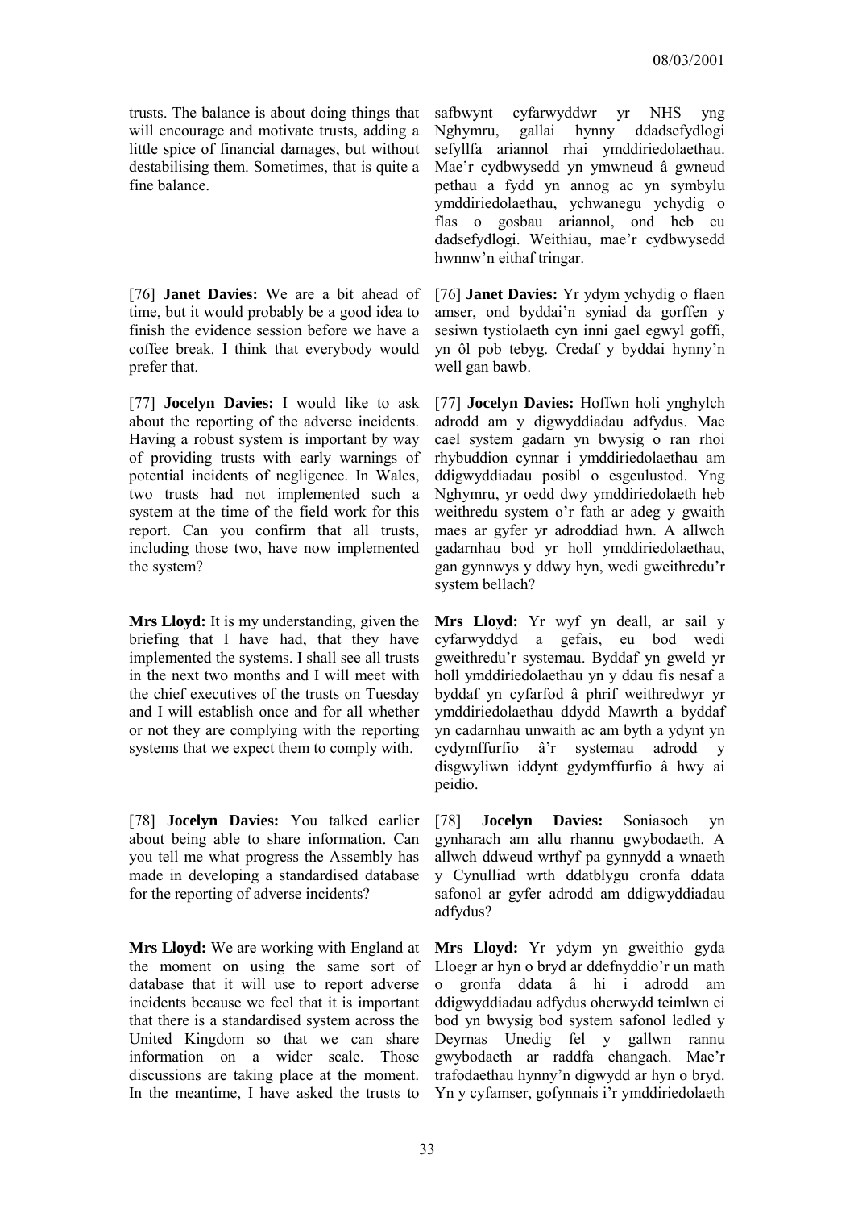trusts. The balance is about doing things that will encourage and motivate trusts, adding a little spice of financial damages, but without destabilising them. Sometimes, that is quite a fine balance.

safbwynt cyfarwyddwr yr NHS yng Nghymru, gallai hynny ddadsefydlogi sefyllfa ariannol rhai ymddiriedolaethau. Mae'r cydbwysedd yn ymwneud â gwneud pethau a fydd yn annog ac yn symbylu ymddiriedolaethau, ychwanegu ychydig o flas o gosbau ariannol, ond heb eu dadsefydlogi. Weithiau, mae'r cydbwysedd hwnnw'n eithaf tringar.

[76] **Janet Davies:** We are a bit ahead of time, but it would probably be a good idea to finish the evidence session before we have a coffee break. I think that everybody would prefer that.

[76] **Janet Davies:** Yr ydym ychydig o flaen amser, ond byddai'n syniad da gorffen y sesiwn tystiolaeth cyn inni gael egwyl goffi, yn ôl pob tebyg. Credaf y byddai hynny'n well gan bawb.

[77] **Jocelyn Davies:** I would like to ask about the reporting of the adverse incidents. Having a robust system is important by way of providing trusts with early warnings of potential incidents of negligence. In Wales, two trusts had not implemented such a system at the time of the field work for this report. Can you confirm that all trusts, including those two, have now implemented the system?

[77] **Jocelyn Davies:** Hoffwn holi ynghylch adrodd am y digwyddiadau adfydus. Mae cael system gadarn yn bwysig o ran rhoi rhybuddion cynnar i ymddiriedolaethau am ddigwyddiadau posibl o esgeulustod. Yng Nghymru, yr oedd dwy ymddiriedolaeth heb weithredu system o'r fath ar adeg y gwaith maes ar gyfer yr adroddiad hwn. A allwch gadarnhau bod yr holl ymddiriedolaethau, gan gynnwys y ddwy hyn, wedi gweithredu'r system bellach?

**Mrs Lloyd:** It is my understanding, given the briefing that I have had, that they have implemented the systems. I shall see all trusts in the next two months and I will meet with the chief executives of the trusts on Tuesday and I will establish once and for all whether or not they are complying with the reporting systems that we expect them to comply with.

**Mrs Lloyd:** Yr wyf yn deall, ar sail y cyfarwyddyd a gefais, eu bod wedi gweithredu'r systemau. Byddaf yn gweld yr holl ymddiriedolaethau yn y ddau fis nesaf a byddaf yn cyfarfod â phrif weithredwyr yr ymddiriedolaethau ddydd Mawrth a byddaf yn cadarnhau unwaith ac am byth a ydynt yn cydymffurfio â'r systemau adrodd y disgwyliwn iddynt gydymffurfio â hwy ai peidio.

[78] **Jocelyn Davies:** You talked earlier about being able to share information. Can you tell me what progress the Assembly has made in developing a standardised database for the reporting of adverse incidents?

[78] **Jocelyn Davies:** Soniasoch yn gynharach am allu rhannu gwybodaeth. A allwch ddweud wrthyf pa gynnydd a wnaeth y Cynulliad wrth ddatblygu cronfa ddata safonol ar gyfer adrodd am ddigwyddiadau adfydus?

**Mrs Lloyd:** We are working with England at the moment on using the same sort of database that it will use to report adverse incidents because we feel that it is important that there is a standardised system across the United Kingdom so that we can share information on a wider scale. Those discussions are taking place at the moment. In the meantime, I have asked the trusts to

**Mrs Lloyd:** Yr ydym yn gweithio gyda Lloegr ar hyn o bryd ar ddefnyddio'r un math o gronfa ddata â hi i adrodd am ddigwyddiadau adfydus oherwydd teimlwn ei bod yn bwysig bod system safonol ledled y Deyrnas Unedig fel y gallwn rannu gwybodaeth ar raddfa ehangach. Mae'r trafodaethau hynny'n digwydd ar hyn o bryd. Yn y cyfamser, gofynnais i'r ymddiriedolaeth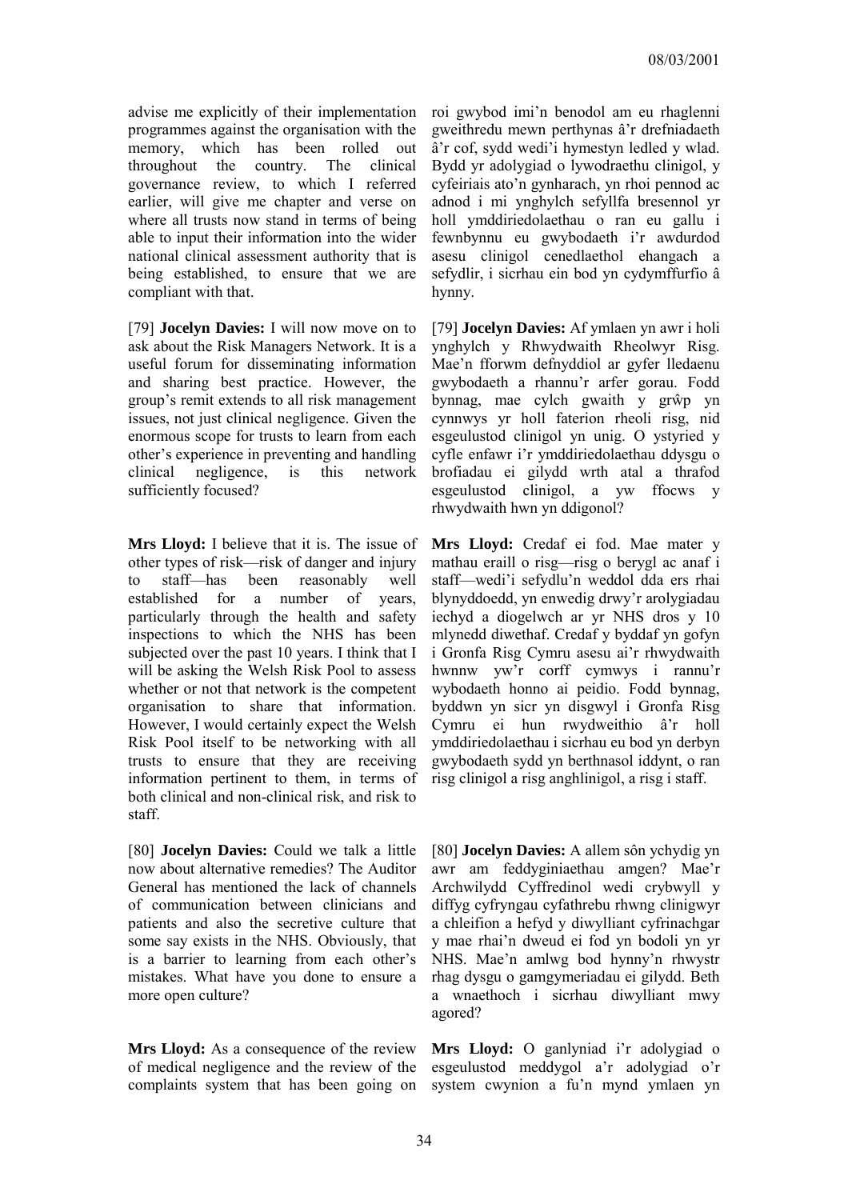advise me explicitly of their implementation programmes against the organisation with the memory, which has been rolled out throughout the country. The clinical governance review, to which I referred earlier, will give me chapter and verse on where all trusts now stand in terms of being able to input their information into the wider national clinical assessment authority that is being established, to ensure that we are compliant with that.

roi gwybod imi'n benodol am eu rhaglenni gweithredu mewn perthynas â'r drefniadaeth â'r cof, sydd wedi'i hymestyn ledled y wlad. Bydd yr adolygiad o lywodraethu clinigol, y cyfeiriais ato'n gynharach, yn rhoi pennod ac adnod i mi ynghylch sefyllfa bresennol yr holl ymddiriedolaethau o ran eu gallu i fewnbynnu eu gwybodaeth i'r awdurdod asesu clinigol cenedlaethol ehangach a sefydlir, i sicrhau ein bod yn cydymffurfio â hynny.

[79] **Jocelyn Davies:** I will now move on to ask about the Risk Managers Network. It is a useful forum for disseminating information and sharing best practice. However, the group's remit extends to all risk management issues, not just clinical negligence. Given the enormous scope for trusts to learn from each other's experience in preventing and handling clinical negligence, is this network sufficiently focused?

[79] **Jocelyn Davies:** Af ymlaen yn awr i holi ynghylch y Rhwydwaith Rheolwyr Risg. Mae'n fforwm defnyddiol ar gyfer lledaenu gwybodaeth a rhannu'r arfer gorau. Fodd bynnag, mae cylch gwaith y grŵp yn cynnwys yr holl faterion rheoli risg, nid esgeulustod clinigol yn unig. O ystyried y cyfle enfawr i'r ymddiriedolaethau ddysgu o brofiadau ei gilydd wrth atal a thrafod esgeulustod clinigol, a yw ffocws y rhwydwaith hwn yn ddigonol?

**Mrs Lloyd:** I believe that it is. The issue of other types of risk—risk of danger and injury to staff—has been reasonably well established for a number of years, particularly through the health and safety inspections to which the NHS has been subjected over the past 10 years. I think that I will be asking the Welsh Risk Pool to assess whether or not that network is the competent organisation to share that information. However, I would certainly expect the Welsh Risk Pool itself to be networking with all trusts to ensure that they are receiving information pertinent to them, in terms of both clinical and non-clinical risk, and risk to staff.

**Mrs Lloyd:** Credaf ei fod. Mae mater y mathau eraill o risg—risg o berygl ac anaf i staff—wedi'i sefydlu'n weddol dda ers rhai blynyddoedd, yn enwedig drwy'r arolygiadau iechyd a diogelwch ar yr NHS dros y 10 mlynedd diwethaf. Credaf y byddaf yn gofyn i Gronfa Risg Cymru asesu ai'r rhwydwaith hwnnw yw'r corff cymwys i rannu'r wybodaeth honno ai peidio. Fodd bynnag, byddwn yn sicr yn disgwyl i Gronfa Risg Cymru ei hun rwydweithio â'r holl ymddiriedolaethau i sicrhau eu bod yn derbyn gwybodaeth sydd yn berthnasol iddynt, o ran risg clinigol a risg anghlinigol, a risg i staff.

[80] **Jocelyn Davies:** Could we talk a little now about alternative remedies? The Auditor General has mentioned the lack of channels of communication between clinicians and patients and also the secretive culture that some say exists in the NHS. Obviously, that is a barrier to learning from each other's mistakes. What have you done to ensure a more open culture?

[80] **Jocelyn Davies:** A allem sôn ychydig yn awr am feddyginiaethau amgen? Mae'r Archwilydd Cyffredinol wedi crybwyll y diffyg cyfryngau cyfathrebu rhwng clinigwyr a chleifion a hefyd y diwylliant cyfrinachgar y mae rhai'n dweud ei fod yn bodoli yn yr NHS. Mae'n amlwg bod hynny'n rhwystr rhag dysgu o gamgymeriadau ei gilydd. Beth a wnaethoch i sicrhau diwylliant mwy agored?

**Mrs Lloyd:** As a consequence of the review of medical negligence and the review of the complaints system that has been going on

**Mrs Lloyd:** O ganlyniad i'r adolygiad o esgeulustod meddygol a'r adolygiad o'r system cwynion a fu'n mynd ymlaen yn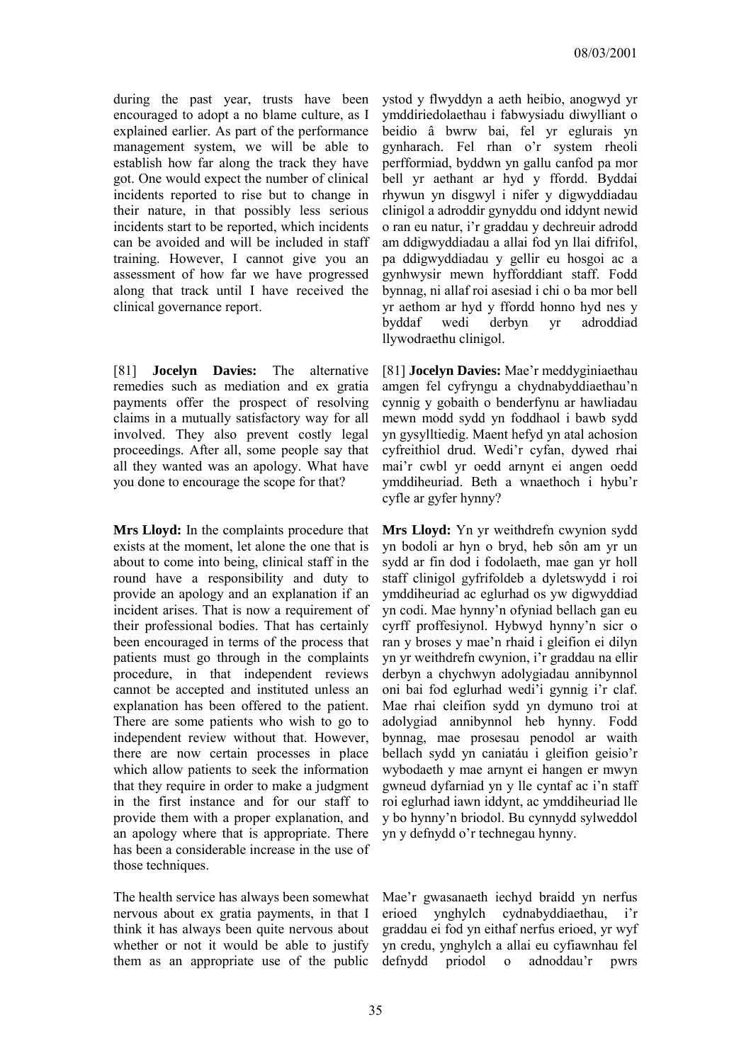during the past year, trusts have been encouraged to adopt a no blame culture, as I explained earlier. As part of the performance management system, we will be able to establish how far along the track they have got. One would expect the number of clinical incidents reported to rise but to change in their nature, in that possibly less serious incidents start to be reported, which incidents can be avoided and will be included in staff training. However, I cannot give you an assessment of how far we have progressed along that track until I have received the clinical governance report.

[81] **Jocelyn Davies:** The alternative remedies such as mediation and ex gratia payments offer the prospect of resolving claims in a mutually satisfactory way for all involved. They also prevent costly legal proceedings. After all, some people say that all they wanted was an apology. What have you done to encourage the scope for that?

**Mrs Lloyd:** In the complaints procedure that exists at the moment, let alone the one that is about to come into being, clinical staff in the round have a responsibility and duty to provide an apology and an explanation if an incident arises. That is now a requirement of their professional bodies. That has certainly been encouraged in terms of the process that patients must go through in the complaints procedure, in that independent reviews cannot be accepted and instituted unless an explanation has been offered to the patient. There are some patients who wish to go to independent review without that. However, there are now certain processes in place which allow patients to seek the information that they require in order to make a judgment in the first instance and for our staff to provide them with a proper explanation, and an apology where that is appropriate. There has been a considerable increase in the use of those techniques.

The health service has always been somewhat nervous about ex gratia payments, in that I think it has always been quite nervous about whether or not it would be able to justify them as an appropriate use of the public

ystod y flwyddyn a aeth heibio, anogwyd yr ymddiriedolaethau i fabwysiadu diwylliant o beidio â bwrw bai, fel yr eglurais yn gynharach. Fel rhan o'r system rheoli perfformiad, byddwn yn gallu canfod pa mor bell yr aethant ar hyd y ffordd. Byddai rhywun yn disgwyl i nifer y digwyddiadau clinigol a adroddir gynyddu ond iddynt newid o ran eu natur, i'r graddau y dechreuir adrodd am ddigwyddiadau a allai fod yn llai difrifol, pa ddigwyddiadau y gellir eu hosgoi ac a gynhwysir mewn hyfforddiant staff. Fodd bynnag, ni allaf roi asesiad i chi o ba mor bell yr aethom ar hyd y ffordd honno hyd nes y byddaf wedi derbyn yr adroddiad llywodraethu clinigol.

[81] **Jocelyn Davies:** Mae'r meddyginiaethau amgen fel cyfryngu a chydnabyddiaethau'n cynnig y gobaith o benderfynu ar hawliadau mewn modd sydd yn foddhaol i bawb sydd yn gysylltiedig. Maent hefyd yn atal achosion cyfreithiol drud. Wedi'r cyfan, dywed rhai mai'r cwbl yr oedd arnynt ei angen oedd ymddiheuriad. Beth a wnaethoch i hybu'r cyfle ar gyfer hynny?

**Mrs Lloyd:** Yn yr weithdrefn cwynion sydd yn bodoli ar hyn o bryd, heb sôn am yr un sydd ar fin dod i fodolaeth, mae gan yr holl staff clinigol gyfrifoldeb a dyletswydd i roi ymddiheuriad ac eglurhad os yw digwyddiad yn codi. Mae hynny'n ofyniad bellach gan eu cyrff proffesiynol. Hybwyd hynny'n sicr o ran y broses y mae'n rhaid i gleifion ei dilyn yn yr weithdrefn cwynion, i'r graddau na ellir derbyn a chychwyn adolygiadau annibynnol oni bai fod eglurhad wedi'i gynnig i'r claf. Mae rhai cleifion sydd yn dymuno troi at adolygiad annibynnol heb hynny. Fodd bynnag, mae prosesau penodol ar waith bellach sydd yn caniatáu i gleifion geisio'r wybodaeth y mae arnynt ei hangen er mwyn gwneud dyfarniad yn y lle cyntaf ac i'n staff roi eglurhad iawn iddynt, ac ymddiheuriad lle y bo hynny'n briodol. Bu cynnydd sylweddol yn y defnydd o'r technegau hynny.

Mae'r gwasanaeth iechyd braidd yn nerfus erioed ynghylch cydnabyddiaethau, i'r graddau ei fod yn eithaf nerfus erioed, yr wyf yn credu, ynghylch a allai eu cyfiawnhau fel defnydd priodol o adnoddau'r pwrs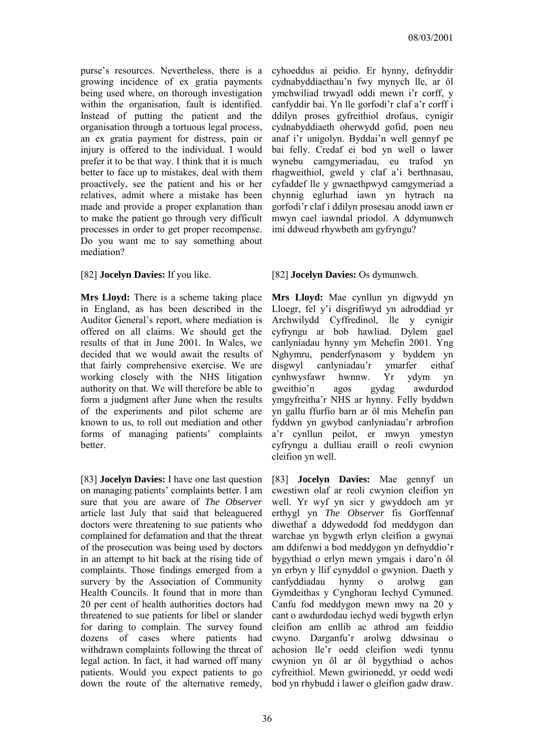purse's resources. Nevertheless, there is a growing incidence of ex gratia payments being used where, on thorough investigation within the organisation, fault is identified. Instead of putting the patient and the organisation through a tortuous legal process, an ex gratia payment for distress, pain or injury is offered to the individual. I would prefer it to be that way. I think that it is much better to face up to mistakes, deal with them proactively, see the patient and his or her relatives, admit where a mistake has been made and provide a proper explanation than to make the patient go through very difficult processes in order to get proper recompense. Do you want me to say something about mediation?

[82] **Jocelyn Davies:** If you like.

**Mrs Lloyd:** There is a scheme taking place in England, as has been described in the Auditor General's report, where mediation is offered on all claims. We should get the results of that in June 2001. In Wales, we decided that we would await the results of that fairly comprehensive exercise. We are working closely with the NHS litigation authority on that. We will therefore be able to form a judgment after June when the results of the experiments and pilot scheme are known to us, to roll out mediation and other forms of managing patients' complaints better.

[83] **Jocelyn Davies:** I have one last question on managing patients' complaints better. I am sure that you are aware of *The Observer* article last July that said that beleaguered doctors were threatening to sue patients who complained for defamation and that the threat of the prosecution was being used by doctors in an attempt to hit back at the rising tide of complaints. Those findings emerged from a survery by the Association of Community Health Councils. It found that in more than 20 per cent of health authorities doctors had threatened to sue patients for libel or slander for daring to complain. The survey found dozens of cases where patients had withdrawn complaints following the threat of legal action. In fact, it had warned off many patients. Would you expect patients to go down the route of the alternative remedy,

cyhoeddus ai peidio. Er hynny, defnyddir cydnabyddiaethau'n fwy mynych lle, ar ôl ymchwiliad trwyadl oddi mewn i'r corff, y canfyddir bai. Yn lle gorfodi'r claf a'r corff i ddilyn proses gyfreithiol drofaus, cynigir cydnabyddiaeth oherwydd gofid, poen neu anaf i'r unigolyn. Byddai'n well gennyf pe bai felly. Credaf ei bod yn well o lawer wynebu camgymeriadau, eu trafod yn rhagweithiol, gweld y claf a'i berthnasau, cyfaddef lle y gwnaethpwyd camgymeriad a chynnig eglurhad iawn yn hytrach na gorfodi'r claf i ddilyn prosesau anodd iawn er mwyn cael iawndal priodol. A ddymunwch imi ddweud rhywbeth am gyfryngu?

[82] **Jocelyn Davies:** Os dymunwch.

**Mrs Lloyd:** Mae cynllun yn digwydd yn Lloegr, fel y'i disgrifiwyd yn adroddiad yr Archwilydd Cyffredinol, lle y cynigir cyfryngu ar bob hawliad. Dylem gael canlyniadau hynny ym Mehefin 2001. Yng Nghymru, penderfynasom y byddem yn disgwyl canlyniadau'r ymarfer eithaf cynhwysfawr hwnnw. Yr ydym yn gweithio'n agos gydag awdurdod ymgyfreitha'r NHS ar hynny. Felly byddwn yn gallu ffurfio barn ar ôl mis Mehefin pan fyddwn yn gwybod canlyniadau'r arbrofion a'r cynllun peilot, er mwyn ymestyn cyfryngu a dulliau eraill o reoli cwynion cleifion yn well.

[83] **Jocelyn Davies:** Mae gennyf un cwestiwn olaf ar reoli cwynion cleifion yn well. Yr wyf yn sicr y gwyddoch am yr erthygl yn *The Observer* fis Gorffennaf diwethaf a ddywedodd fod meddygon dan warchae yn bygwth erlyn cleifion a gwynai am ddifenwi a bod meddygon yn defnyddio'r bygythiad o erlyn mewn ymgais i daro'n ôl yn erbyn y llif cynyddol o gwynion. Daeth y canfyddiadau hynny o arolwg gan Gymdeithas y Cynghorau Iechyd Cymuned. Canfu fod meddygon mewn mwy na 20 y cant o awdurdodau iechyd wedi bygwth erlyn cleifion am enllib ac athrod am feiddio cwyno. Darganfu'r arolwg ddwsinau o achosion lle'r oedd cleifion wedi tynnu cwynion yn ôl ar ôl bygythiad o achos cyfreithiol. Mewn gwirionedd, yr oedd wedi bod yn rhybudd i lawer o gleifion gadw draw.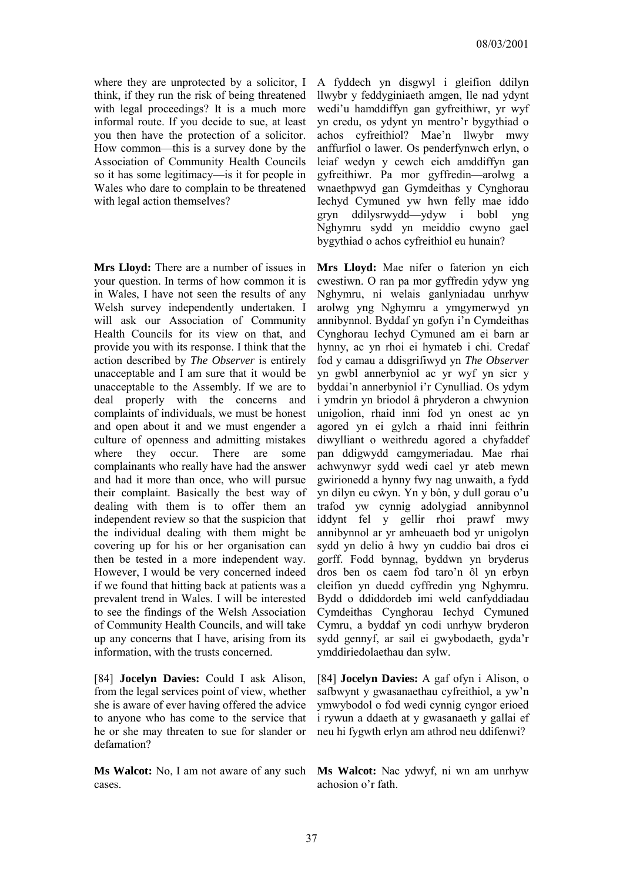where they are unprotected by a solicitor, I think, if they run the risk of being threatened with legal proceedings? It is a much more informal route. If you decide to sue, at least you then have the protection of a solicitor. How common—this is a survey done by the Association of Community Health Councils so it has some legitimacy—is it for people in Wales who dare to complain to be threatened with legal action themselves?

A fyddech yn disgwyl i gleifion ddilyn llwybr y feddyginiaeth amgen, lle nad ydynt wedi'u hamddiffyn gan gyfreithiwr, yr wyf yn credu, os ydynt yn mentro'r bygythiad o achos cyfreithiol? Mae'n llwybr mwy anffurfiol o lawer. Os penderfynwch erlyn, o leiaf wedyn y cewch eich amddiffyn gan gyfreithiwr. Pa mor gyffredin—arolwg a wnaethpwyd gan Gymdeithas y Cynghorau Iechyd Cymuned yw hwn felly mae iddo gryn ddilysrwydd—ydyw i bobl yng Nghymru sydd yn meiddio cwyno gael bygythiad o achos cyfreithiol eu hunain?

**Mrs Lloyd:** There are a number of issues in your question. In terms of how common it is in Wales, I have not seen the results of any Welsh survey independently undertaken. I will ask our Association of Community Health Councils for its view on that, and provide you with its response. I think that the action described by *The Observer* is entirely unacceptable and I am sure that it would be unacceptable to the Assembly. If we are to deal properly with the concerns and complaints of individuals, we must be honest and open about it and we must engender a culture of openness and admitting mistakes where they occur. There are some complainants who really have had the answer and had it more than once, who will pursue their complaint. Basically the best way of dealing with them is to offer them an independent review so that the suspicion that the individual dealing with them might be covering up for his or her organisation can then be tested in a more independent way. However, I would be very concerned indeed if we found that hitting back at patients was a prevalent trend in Wales. I will be interested to see the findings of the Welsh Association of Community Health Councils, and will take up any concerns that I have, arising from its information, with the trusts concerned.

**Mrs Lloyd:** Mae nifer o faterion yn eich cwestiwn. O ran pa mor gyffredin ydyw yng Nghymru, ni welais ganlyniadau unrhyw arolwg yng Nghymru a ymgymerwyd yn annibynnol. Byddaf yn gofyn i'n Cymdeithas Cynghorau Iechyd Cymuned am ei barn ar hynny, ac yn rhoi ei hymateb i chi. Credaf fod y camau a ddisgrifiwyd yn *The Observer* yn gwbl annerbyniol ac yr wyf yn sicr y byddai'n annerbyniol i'r Cynulliad. Os ydym i ymdrin yn briodol â phryderon a chwynion unigolion, rhaid inni fod yn onest ac yn agored yn ei gylch a rhaid inni feithrin diwylliant o weithredu agored a chyfaddef pan ddigwydd camgymeriadau. Mae rhai achwynwyr sydd wedi cael yr ateb mewn gwirionedd a hynny fwy nag unwaith, a fydd yn dilyn eu cŵyn. Yn y bôn, y dull gorau o'u trafod yw cynnig adolygiad annibynnol iddynt fel y gellir rhoi prawf mwy annibynnol ar yr amheuaeth bod yr unigolyn sydd yn delio â hwy yn cuddio bai dros ei gorff. Fodd bynnag, byddwn yn bryderus dros ben os caem fod taro'n ôl yn erbyn cleifion yn duedd cyffredin yng Nghymru. Bydd o ddiddordeb imi weld canfyddiadau Cymdeithas Cynghorau Iechyd Cymuned Cymru, a byddaf yn codi unrhyw bryderon sydd gennyf, ar sail ei gwybodaeth, gyda'r ymddiriedolaethau dan sylw.

[84] **Jocelyn Davies:** Could I ask Alison, from the legal services point of view, whether she is aware of ever having offered the advice to anyone who has come to the service that he or she may threaten to sue for slander or defamation?

[84] **Jocelyn Davies:** A gaf ofyn i Alison, o safbwynt y gwasanaethau cyfreithiol, a yw'n ymwybodol o fod wedi cynnig cyngor erioed i rywun a ddaeth at y gwasanaeth y gallai ef neu hi fygwth erlyn am athrod neu ddifenwi?

**Ms Walcot:** No, I am not aware of any such cases.

**Ms Walcot:** Nac ydwyf, ni wn am unrhyw achosion o'r fath.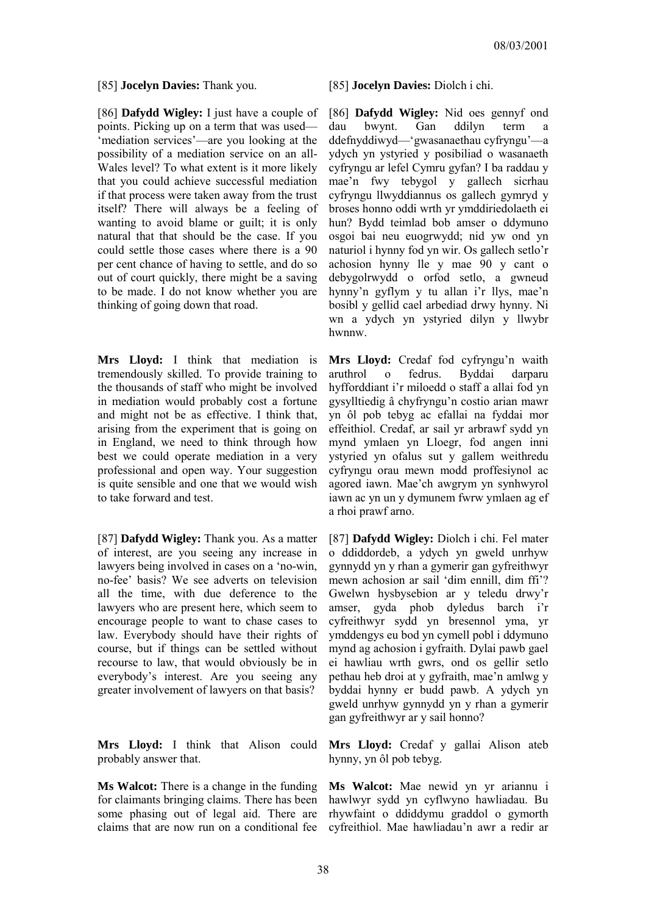[85] **Jocelyn Davies:** Thank you.

[86] **Dafydd Wigley:** I just have a couple of points. Picking up on a term that was used—'mediation services'—are you looking at the possibility of a mediation service on an all-Wales level? To what extent is it more likely that you could achieve successful mediation if that process were taken away from the trust itself? There will always be a feeling of wanting to avoid blame or guilt; it is only natural that that should be the case. If you could settle those cases where there is a 90 per cent chance of having to settle, and do so out of court quickly, there might be a saving to be made. I do not know whether you are thinking of going down that road.

**Mrs Lloyd:** I think that mediation is tremendously skilled. To provide training to the thousands of staff who might be involved in mediation would probably cost a fortune and might not be as effective. I think that, arising from the experiment that is going on in England, we need to think through how best we could operate mediation in a very professional and open way. Your suggestion is quite sensible and one that we would wish to take forward and test.

[87] **Dafydd Wigley:** Thank you. As a matter of interest, are you seeing any increase in lawyers being involved in cases on a 'no-win, no-fee' basis? We see adverts on television all the time, with due deference to the lawyers who are present here, which seem to encourage people to want to chase cases to law. Everybody should have their rights of course, but if things can be settled without recourse to law, that would obviously be in everybody's interest. Are you seeing any greater involvement of lawyers on that basis?

**Mrs Lloyd:** I think that Alison could probably answer that.

**Ms Walcot:** There is a change in the funding for claimants bringing claims. There has been some phasing out of legal aid. There are claims that are now run on a conditional fee

[85] **Jocelyn Davies:** Diolch i chi.

[86] **Dafydd Wigley:** Nid oes gennyf ond dau bwynt. Gan ddilyn term a ddefnyddiwyd—'gwasanaethau cyfryngu'—a ydych yn ystyried y posibiliad o wasanaeth cyfryngu ar lefel Cymru gyfan? I ba raddau y mae'n fwy tebygol y gallech sicrhau cyfryngu llwyddiannus os gallech gymryd y broses honno oddi wrth yr ymddiriedolaeth ei hun? Bydd teimlad bob amser o ddymuno osgoi bai neu euogrwydd; nid yw ond yn naturiol i hynny fod yn wir. Os gallech setlo'r achosion hynny lle y mae 90 y cant o debygolrwydd o orfod setlo, a gwneud hynny'n gyflym y tu allan i'r llys, mae'n bosibl y gellid cael arbediad drwy hynny. Ni wn a ydych yn ystyried dilyn y llwybr hwnnw.

**Mrs Lloyd:** Credaf fod cyfryngu'n waith aruthrol o fedrus. Byddai darparu hyfforddiant i'r miloedd o staff a allai fod yn gysylltiedig â chyfryngu'n costio arian mawr yn ôl pob tebyg ac efallai na fyddai mor effeithiol. Credaf, ar sail yr arbrawf sydd yn mynd ymlaen yn Lloegr, fod angen inni ystyried yn ofalus sut y gallem weithredu cyfryngu orau mewn modd proffesiynol ac agored iawn. Mae'ch awgrym yn synhwyrol iawn ac yn un y dymunem fwrw ymlaen ag ef a rhoi prawf arno.

[87] **Dafydd Wigley:** Diolch i chi. Fel mater o ddiddordeb, a ydych yn gweld unrhyw gynnydd yn y rhan a gymerir gan gyfreithwyr mewn achosion ar sail 'dim ennill, dim ffi'? Gwelwn hysbysebion ar y teledu drwy'r amser, gyda phob dyledus barch i'r cyfreithwyr sydd yn bresennol yma, yr ymddengys eu bod yn cymell pobl i ddymuno mynd ag achosion i gyfraith. Dylai pawb gael ei hawliau wrth gwrs, ond os gellir setlo pethau heb droi at y gyfraith, mae'n amlwg y byddai hynny er budd pawb. A ydych yn gweld unrhyw gynnydd yn y rhan a gymerir gan gyfreithwyr ar y sail honno?

**Mrs Lloyd:** Credaf y gallai Alison ateb hynny, yn ôl pob tebyg.

**Ms Walcot:** Mae newid yn yr ariannu i hawlwyr sydd yn cyflwyno hawliadau. Bu rhywfaint o ddiddymu graddol o gymorth cyfreithiol. Mae hawliadau'n awr a redir ar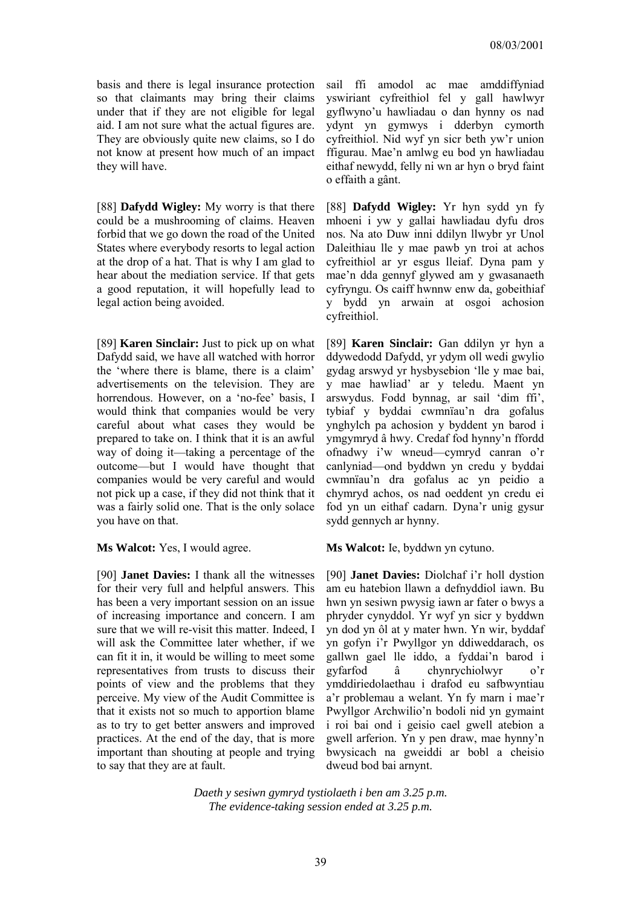basis and there is legal insurance protection so that claimants may bring their claims under that if they are not eligible for legal aid. I am not sure what the actual figures are. They are obviously quite new claims, so I do not know at present how much of an impact they will have.

sail ffi amodol ac mae amddiffyniad yswiriant cyfreithiol fel y gall hawlwyr gyflwyno'u hawliadau o dan hynny os nad ydynt yn gymwys i dderbyn cymorth cyfreithiol. Nid wyf yn sicr beth yw'r union ffigurau. Mae'n amlwg eu bod yn hawliadau eithaf newydd, felly ni wn ar hyn o bryd faint o effaith a gânt.

[88] **Dafydd Wigley:** My worry is that there could be a mushrooming of claims. Heaven forbid that we go down the road of the United States where everybody resorts to legal action at the drop of a hat. That is why I am glad to hear about the mediation service. If that gets a good reputation, it will hopefully lead to legal action being avoided.

[88] **Dafydd Wigley:** Yr hyn sydd yn fy mhoeni i yw y gallai hawliadau dyfu dros nos. Na ato Duw inni ddilyn llwybr yr Unol Daleithiau lle y mae pawb yn troi at achos cyfreithiol ar yr esgus lleiaf. Dyna pam y mae'n dda gennyf glywed am y gwasanaeth cyfryngu. Os caiff hwnnw enw da, gobeithiaf y bydd yn arwain at osgoi achosion cyfreithiol.

[89] **Karen Sinclair:** Just to pick up on what Dafydd said, we have all watched with horror the 'where there is blame, there is a claim' advertisements on the television. They are horrendous. However, on a 'no-fee' basis, I would think that companies would be very careful about what cases they would be prepared to take on. I think that it is an awful way of doing it—taking a percentage of the outcome—but I would have thought that companies would be very careful and would not pick up a case, if they did not think that it was a fairly solid one. That is the only solace you have on that.

[89] **Karen Sinclair:** Gan ddilyn yr hyn a ddywedodd Dafydd, yr ydym oll wedi gwylio gydag arswyd yr hysbysebion 'lle y mae bai, y mae hawliad' ar y teledu. Maent yn arswydus. Fodd bynnag, ar sail 'dim ffi', tybiaf y byddai cwmnïau'n dra gofalus ynghylch pa achosion y byddent yn barod i ymgymryd â hwy. Credaf fod hynny'n ffordd ofnadwy i'w wneud—cymryd canran o'r canlyniad—ond byddwn yn credu y byddai cwmnïau'n dra gofalus ac yn peidio a chymryd achos, os nad oeddent yn credu ei fod yn un eithaf cadarn. Dyna'r unig gysur sydd gennych ar hynny.

**Ms Walcot:** Yes, I would agree.

**Ms Walcot:** Ie, byddwn yn cytuno.

[90] **Janet Davies:** I thank all the witnesses for their very full and helpful answers. This has been a very important session on an issue of increasing importance and concern. I am sure that we will re-visit this matter. Indeed, I will ask the Committee later whether, if we can fit it in, it would be willing to meet some representatives from trusts to discuss their points of view and the problems that they perceive. My view of the Audit Committee is that it exists not so much to apportion blame as to try to get better answers and improved practices. At the end of the day, that is more important than shouting at people and trying to say that they are at fault.

[90] **Janet Davies:** Diolchaf i'r holl dystion am eu hatebion llawn a defnyddiol iawn. Bu hwn yn sesiwn pwysig iawn ar fater o bwys a phryder cynyddol. Yr wyf yn sicr y byddwn yn dod yn ôl at y mater hwn. Yn wir, byddaf yn gofyn i'r Pwyllgor yn ddiweddarach, os gallwn gael lle iddo, a fyddai'n barod i gyfarfod â chynrychiolwyr o'r ymddiriedolaethau i drafod eu safbwyntiau a'r problemau a welant. Yn fy marn i mae'r Pwyllgor Archwilio'n bodoli nid yn gymaint i roi bai ond i geisio cael gwell atebion a gwell arferion. Yn y pen draw, mae hynny'n bwysicach na gweiddi ar bobl a cheisio dweud bod bai arnynt.

*Daeth y sesiwn gymryd tystiolaeth i ben am 3.25 p.m.*
*The evidence-taking session ended at 3.25 p.m.*